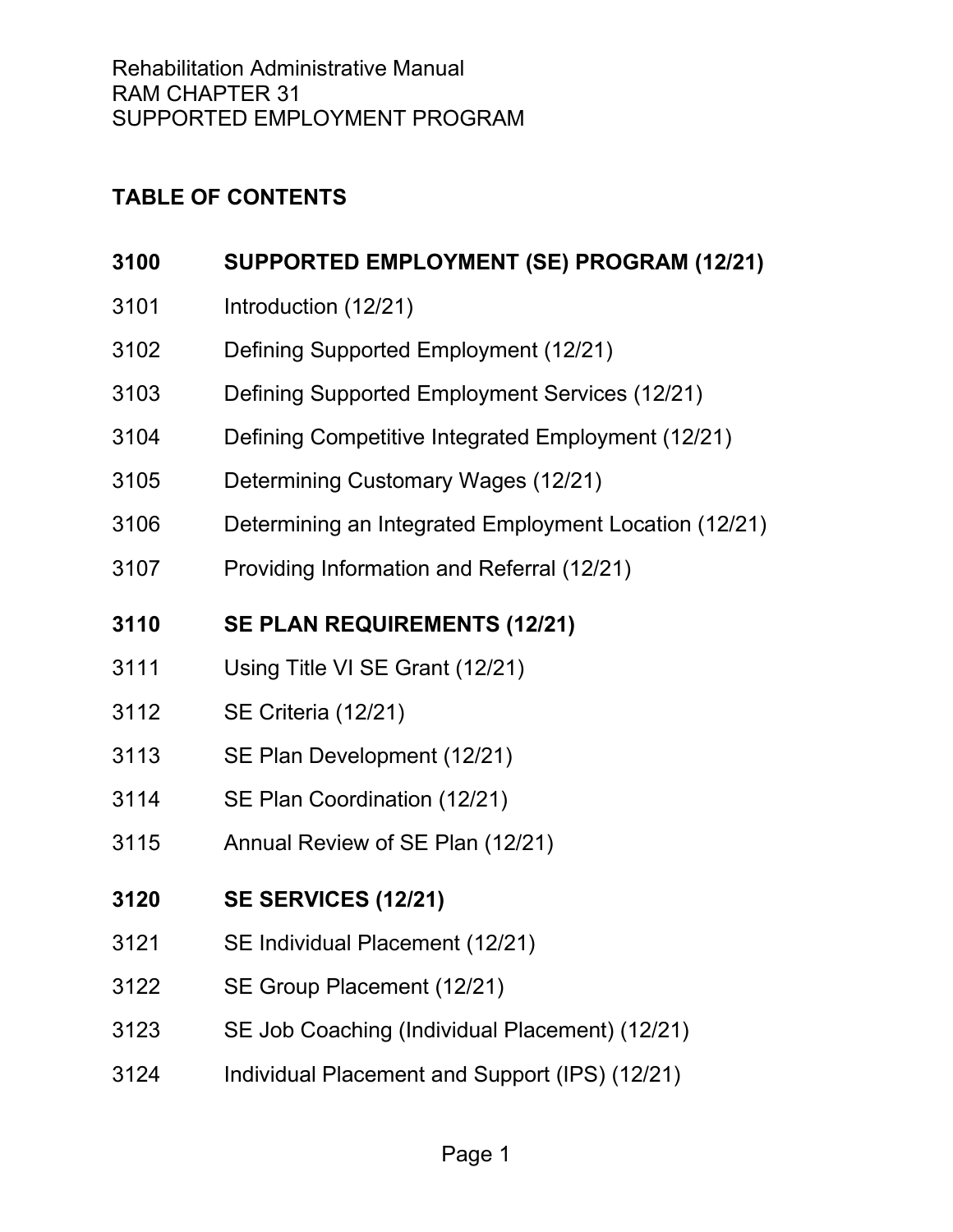Rehabilitation Administrative Manual
RAM CHAPTER 31
SUPPORTED EMPLOYMENT PROGRAM

## TABLE OF CONTENTS

**3100 SUPPORTED EMPLOYMENT (SE) PROGRAM (12/21)**

3101 Introduction (12/21)

3102 Defining Supported Employment (12/21)

3103 Defining Supported Employment Services (12/21)

3104 Defining Competitive Integrated Employment (12/21)

3105 Determining Customary Wages (12/21)

3106 Determining an Integrated Employment Location (12/21)

3107 Providing Information and Referral (12/21)

**3110 SE PLAN REQUIREMENTS (12/21)**

3111 Using Title VI SE Grant (12/21)

3112 SE Criteria (12/21)

3113 SE Plan Development (12/21)

3114 SE Plan Coordination (12/21)

3115 Annual Review of SE Plan (12/21)

**3120 SE SERVICES (12/21)**

3121 SE Individual Placement (12/21)

3122 SE Group Placement (12/21)

3123 SE Job Coaching (Individual Placement) (12/21)

3124 Individual Placement and Support (IPS) (12/21)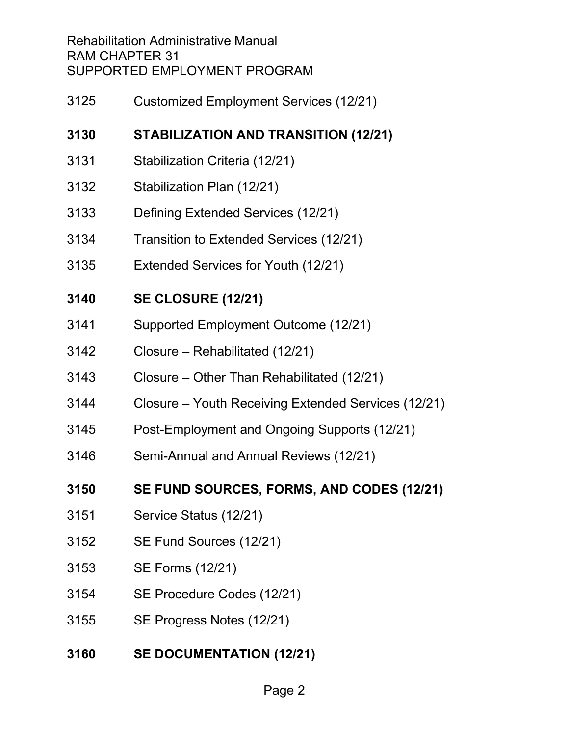3125 Customized Employment Services (12/21)

**3130 STABILIZATION AND TRANSITION (12/21)**

3131 Stabilization Criteria (12/21)

3132 Stabilization Plan (12/21)

3133 Defining Extended Services (12/21)

3134 Transition to Extended Services (12/21)

3135 Extended Services for Youth (12/21)

**3140 SE CLOSURE (12/21)**

3141 Supported Employment Outcome (12/21)

3142 Closure – Rehabilitated (12/21)

3143 Closure – Other Than Rehabilitated (12/21)

3144 Closure – Youth Receiving Extended Services (12/21)

3145 Post-Employment and Ongoing Supports (12/21)

3146 Semi-Annual and Annual Reviews (12/21)

**3150 SE FUND SOURCES, FORMS, AND CODES (12/21)**

3151 Service Status (12/21)

3152 SE Fund Sources (12/21)

3153 SE Forms (12/21)

3154 SE Procedure Codes (12/21)

3155 SE Progress Notes (12/21)

**3160 SE DOCUMENTATION (12/21)**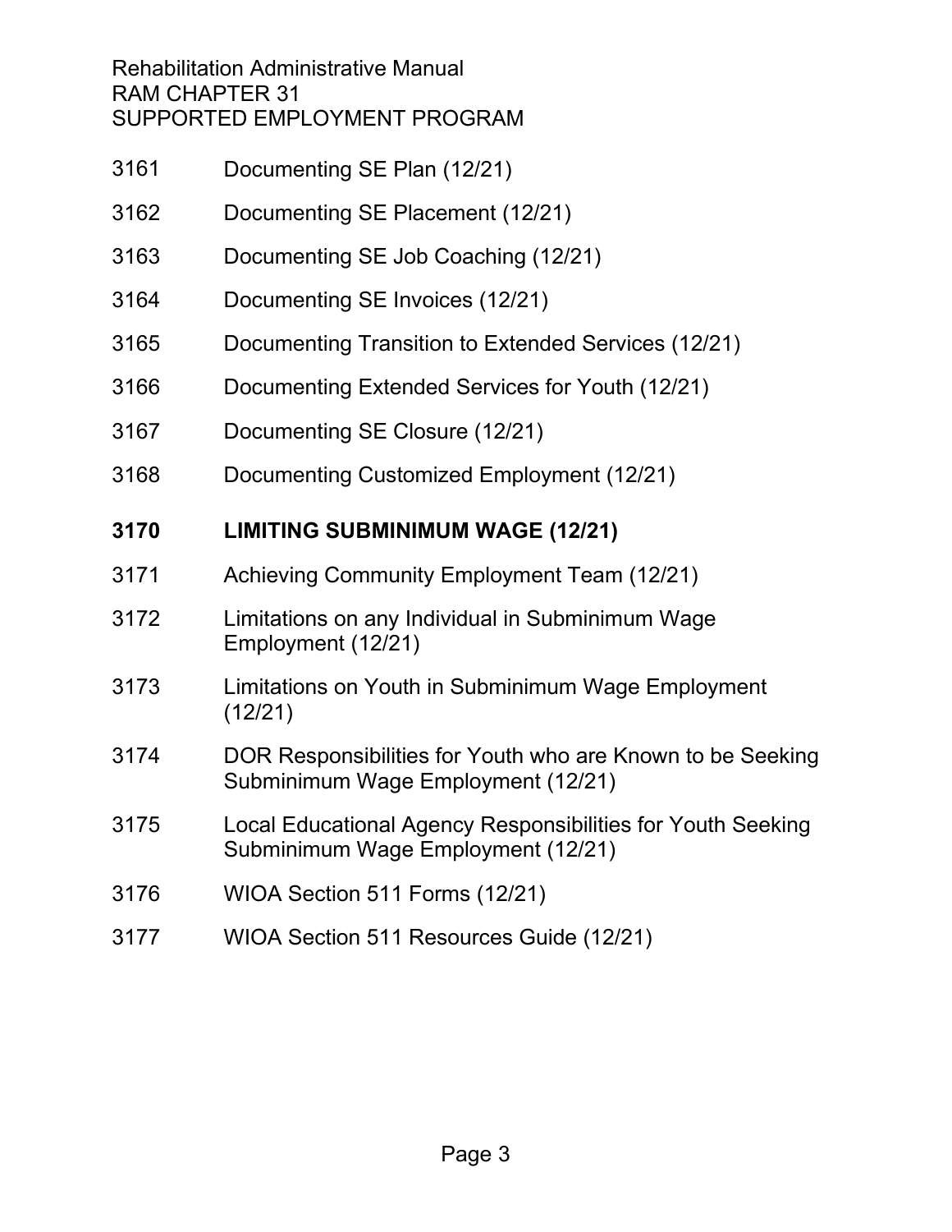3161 Documenting SE Plan (12/21)

3162 Documenting SE Placement (12/21)

3163 Documenting SE Job Coaching (12/21)

3164 Documenting SE Invoices (12/21)

3165 Documenting Transition to Extended Services (12/21)

3166 Documenting Extended Services for Youth (12/21)

3167 Documenting SE Closure (12/21)

3168 Documenting Customized Employment (12/21)

**3170 LIMITING SUBMINIMUM WAGE (12/21)**

3171 Achieving Community Employment Team (12/21)

3172 Limitations on any Individual in Subminimum Wage Employment (12/21)

3173 Limitations on Youth in Subminimum Wage Employment (12/21)

3174 DOR Responsibilities for Youth who are Known to be Seeking Subminimum Wage Employment (12/21)

3175 Local Educational Agency Responsibilities for Youth Seeking Subminimum Wage Employment (12/21)

3176 WIOA Section 511 Forms (12/21)

3177 WIOA Section 511 Resources Guide (12/21)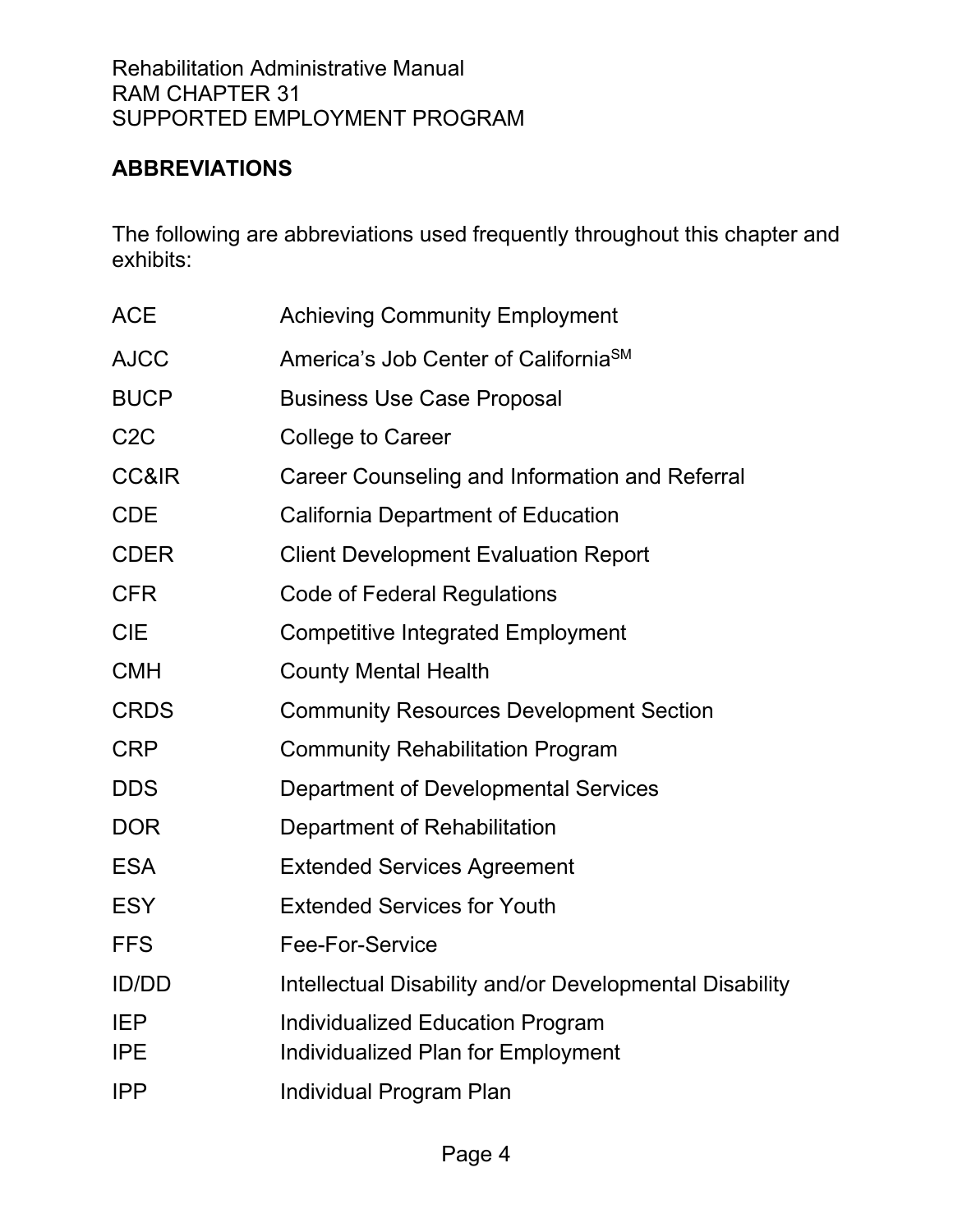## ABBREVIATIONS

The following are abbreviations used frequently throughout this chapter and exhibits:

| | |
|---|---|
| ACE | Achieving Community Employment |
| AJCC | America's Job Center of California[SM] |
| BUCP | Business Use Case Proposal |
| C2C | College to Career |
| CC&IR | Career Counseling and Information and Referral |
| CDE | California Department of Education |
| CDER | Client Development Evaluation Report |
| CFR | Code of Federal Regulations |
| CIE | Competitive Integrated Employment |
| CMH | County Mental Health |
| CRDS | Community Resources Development Section |
| CRP | Community Rehabilitation Program |
| DDS | Department of Developmental Services |
| DOR | Department of Rehabilitation |
| ESA | Extended Services Agreement |
| ESY | Extended Services for Youth |
| FFS | Fee-For-Service |
| ID/DD | Intellectual Disability and/or Developmental Disability |
| IEP | Individualized Education Program |
| IPE | Individualized Plan for Employment |
| IPP | Individual Program Plan |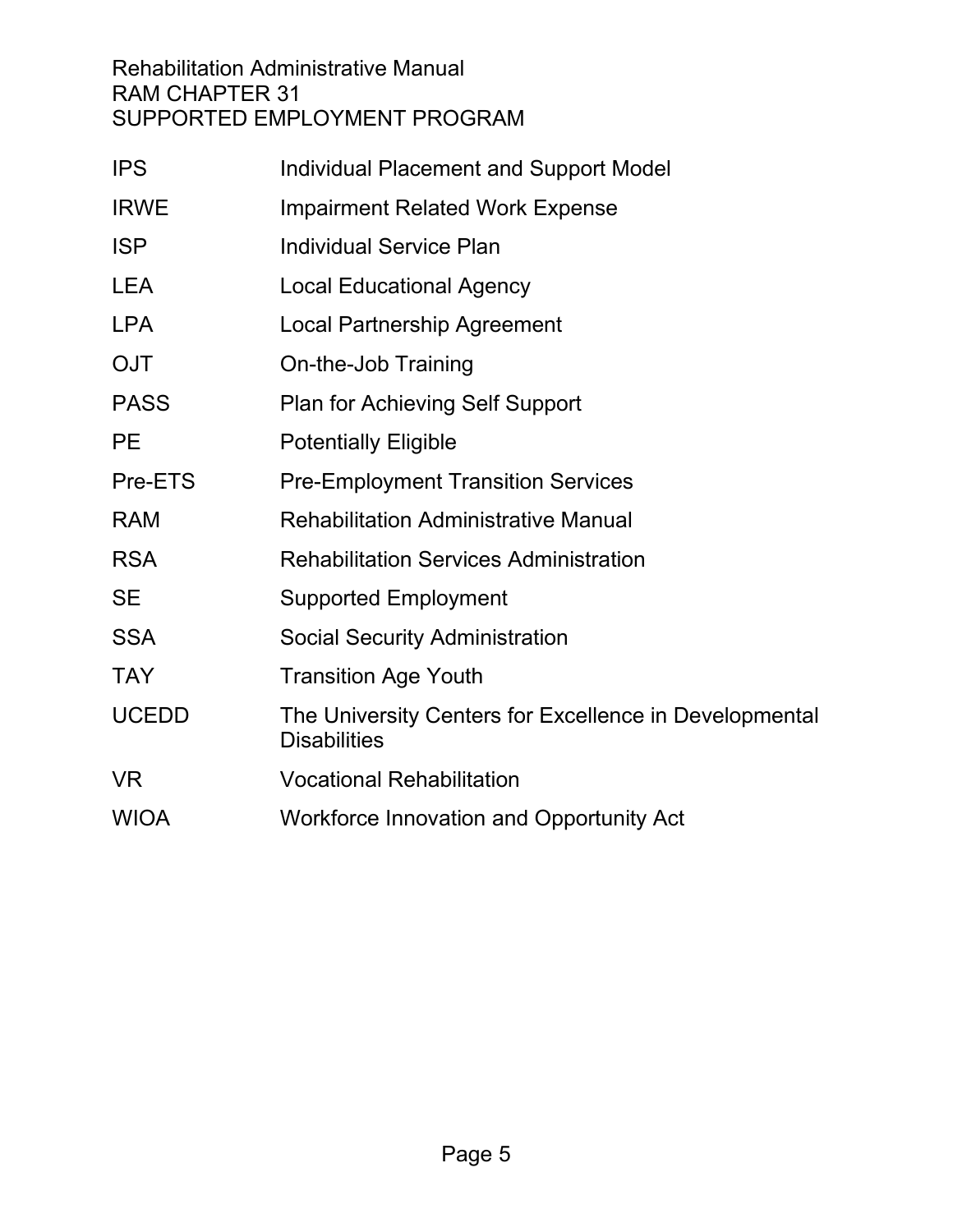| | |
|---|---|
| IPS | Individual Placement and Support Model |
| IRWE | Impairment Related Work Expense |
| ISP | Individual Service Plan |
| LEA | Local Educational Agency |
| LPA | Local Partnership Agreement |
| OJT | On-the-Job Training |
| PASS | Plan for Achieving Self Support |
| PE | Potentially Eligible |
| Pre-ETS | Pre-Employment Transition Services |
| RAM | Rehabilitation Administrative Manual |
| RSA | Rehabilitation Services Administration |
| SE | Supported Employment |
| SSA | Social Security Administration |
| TAY | Transition Age Youth |
| UCEDD | The University Centers for Excellence in Developmental Disabilities |
| VR | Vocational Rehabilitation |
| WIOA | Workforce Innovation and Opportunity Act |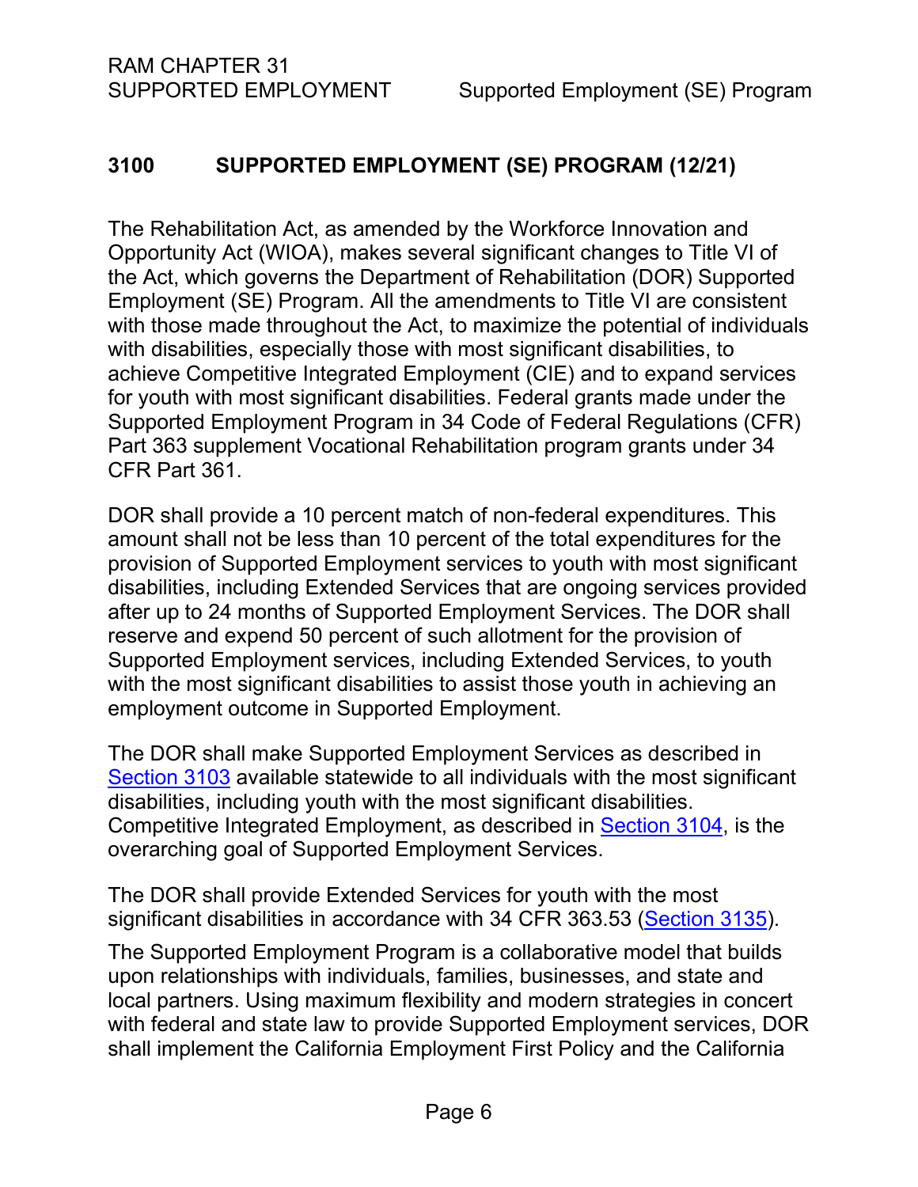## 3100 SUPPORTED EMPLOYMENT (SE) PROGRAM (12/21)

The Rehabilitation Act, as amended by the Workforce Innovation and Opportunity Act (WIOA), makes several significant changes to Title VI of the Act, which governs the Department of Rehabilitation (DOR) Supported Employment (SE) Program. All the amendments to Title VI are consistent with those made throughout the Act, to maximize the potential of individuals with disabilities, especially those with most significant disabilities, to achieve Competitive Integrated Employment (CIE) and to expand services for youth with most significant disabilities. Federal grants made under the Supported Employment Program in 34 Code of Federal Regulations (CFR) Part 363 supplement Vocational Rehabilitation program grants under 34 CFR Part 361.

DOR shall provide a 10 percent match of non-federal expenditures. This amount shall not be less than 10 percent of the total expenditures for the provision of Supported Employment services to youth with most significant disabilities, including Extended Services that are ongoing services provided after up to 24 months of Supported Employment Services. The DOR shall reserve and expend 50 percent of such allotment for the provision of Supported Employment services, including Extended Services, to youth with the most significant disabilities to assist those youth in achieving an employment outcome in Supported Employment.

The DOR shall make Supported Employment Services as described in Section 3103 available statewide to all individuals with the most significant disabilities, including youth with the most significant disabilities. Competitive Integrated Employment, as described in Section 3104, is the overarching goal of Supported Employment Services.

The DOR shall provide Extended Services for youth with the most significant disabilities in accordance with 34 CFR 363.53 (Section 3135).

The Supported Employment Program is a collaborative model that builds upon relationships with individuals, families, businesses, and state and local partners. Using maximum flexibility and modern strategies in concert with federal and state law to provide Supported Employment services, DOR shall implement the California Employment First Policy and the California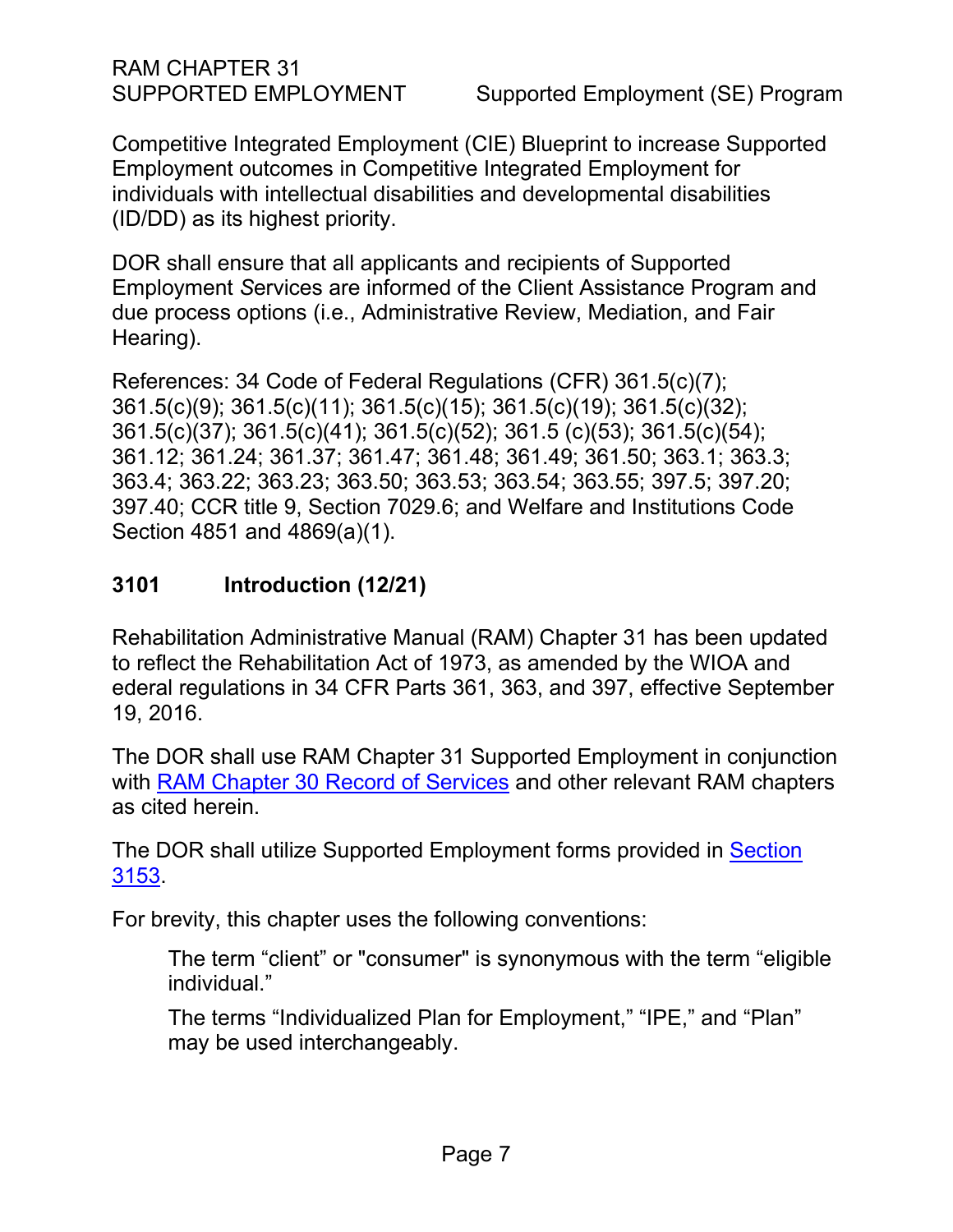Competitive Integrated Employment (CIE) Blueprint to increase Supported Employment outcomes in Competitive Integrated Employment for individuals with intellectual disabilities and developmental disabilities (ID/DD) as its highest priority.

DOR shall ensure that all applicants and recipients of Supported Employment *S*ervices are informed of the Client Assistance Program and due process options (i.e., Administrative Review, Mediation, and Fair Hearing).

References: 34 Code of Federal Regulations (CFR) 361.5(c)(7); 361.5(c)(9); 361.5(c)(11); 361.5(c)(15); 361.5(c)(19); 361.5(c)(32); 361.5(c)(37); 361.5(c)(41); 361.5(c)(52); 361.5 (c)(53); 361.5(c)(54); 361.12; 361.24; 361.37; 361.47; 361.48; 361.49; 361.50; 363.1; 363.3; 363.4; 363.22; 363.23; 363.50; 363.53; 363.54; 363.55; 397.5; 397.20; 397.40; CCR title 9, Section 7029.6; and Welfare and Institutions Code Section 4851 and 4869(a)(1).

## 3101 Introduction (12/21)

Rehabilitation Administrative Manual (RAM) Chapter 31 has been updated to reflect the Rehabilitation Act of 1973, as amended by the WIOA and ederal regulations in 34 CFR Parts 361, 363, and 397, effective September 19, 2016.

The DOR shall use RAM Chapter 31 Supported Employment in conjunction with RAM Chapter 30 Record of Services and other relevant RAM chapters as cited herein.

The DOR shall utilize Supported Employment forms provided in Section 3153.

For brevity, this chapter uses the following conventions:

> The term “client” or "consumer" is synonymous with the term “eligible individual.”
>
> The terms “Individualized Plan for Employment,” “IPE,” and “Plan” may be used interchangeably.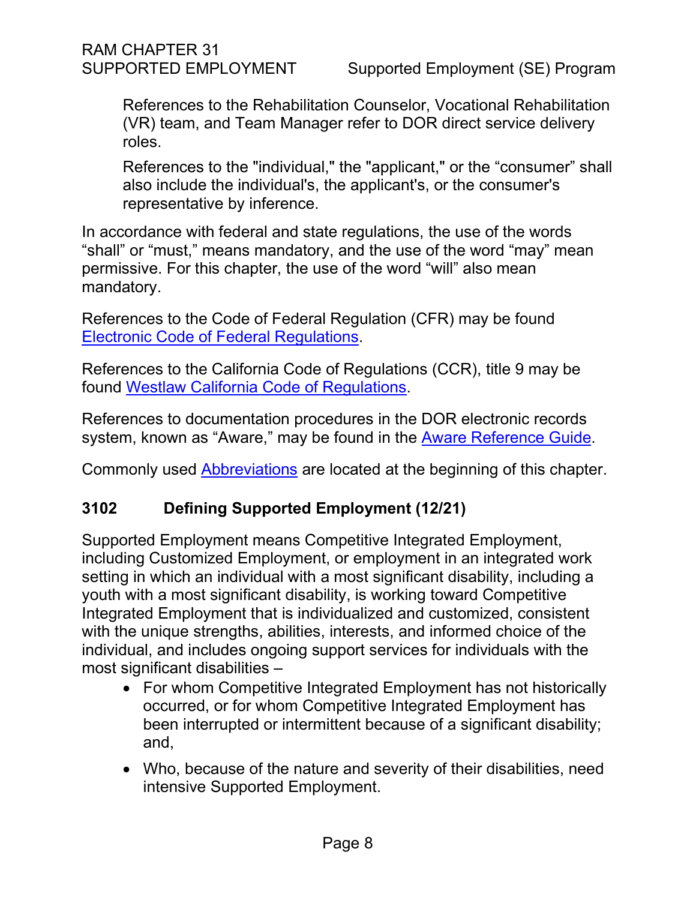References to the Rehabilitation Counselor, Vocational Rehabilitation (VR) team, and Team Manager refer to DOR direct service delivery roles.

References to the "individual," the "applicant," or the “consumer” shall also include the individual's, the applicant's, or the consumer's representative by inference.

In accordance with federal and state regulations, the use of the words “shall” or “must,” means mandatory, and the use of the word “may” mean permissive. For this chapter, the use of the word “will” also mean mandatory.

References to the Code of Federal Regulation (CFR) may be found [Electronic Code of Federal Regulations](#).

References to the California Code of Regulations (CCR), title 9 may be found [Westlaw California Code of Regulations](#).

References to documentation procedures in the DOR electronic records system, known as “Aware,” may be found in the [Aware Reference Guide](#).

Commonly used [Abbreviations](#) are located at the beginning of this chapter.

## 3102 Defining Supported Employment (12/21)

Supported Employment means Competitive Integrated Employment, including Customized Employment, or employment in an integrated work setting in which an individual with a most significant disability, including a youth with a most significant disability, is working toward Competitive Integrated Employment that is individualized and customized, consistent with the unique strengths, abilities, interests, and informed choice of the individual, and includes ongoing support services for individuals with the most significant disabilities –

- For whom Competitive Integrated Employment has not historically occurred, or for whom Competitive Integrated Employment has been interrupted or intermittent because of a significant disability; and,
- Who, because of the nature and severity of their disabilities, need intensive Supported Employment.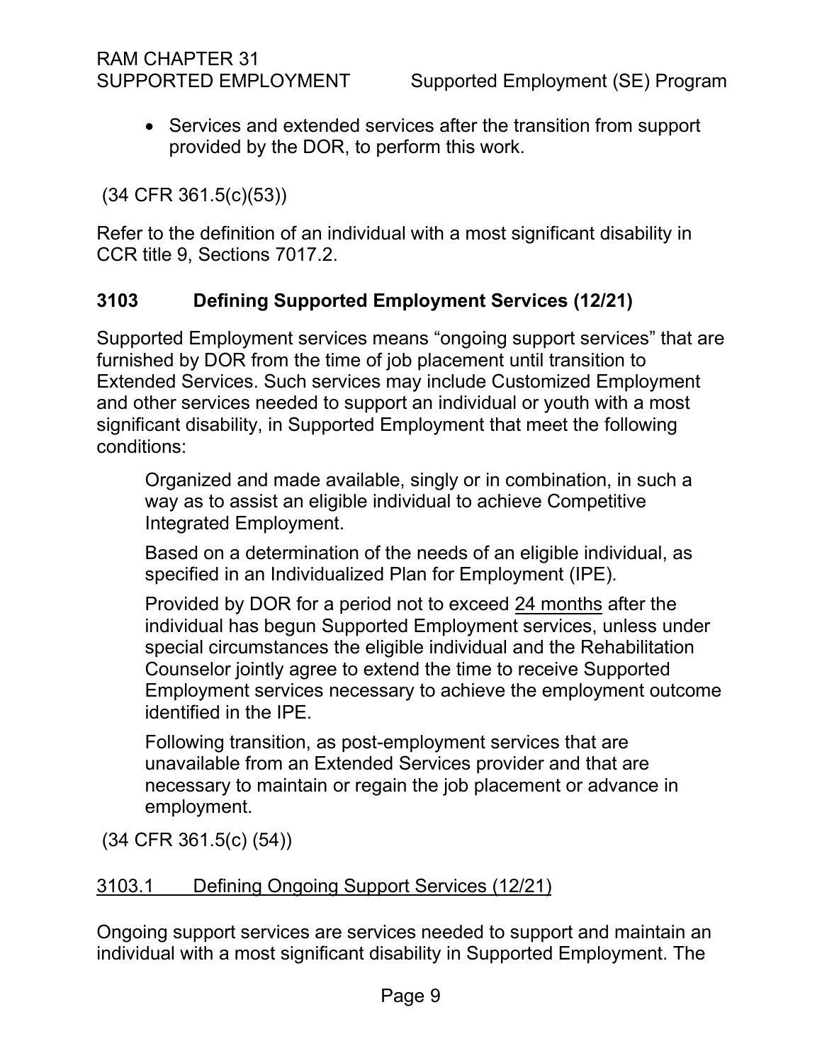- Services and extended services after the transition from support provided by the DOR, to perform this work.

(34 CFR 361.5(c)(53))

Refer to the definition of an individual with a most significant disability in CCR title 9, Sections 7017.2.

## 3103 Defining Supported Employment Services (12/21)

Supported Employment services means "ongoing support services" that are furnished by DOR from the time of job placement until transition to Extended Services. Such services may include Customized Employment and other services needed to support an individual or youth with a most significant disability, in Supported Employment that meet the following conditions:

Organized and made available, singly or in combination, in such a way as to assist an eligible individual to achieve Competitive Integrated Employment.

Based on a determination of the needs of an eligible individual, as specified in an Individualized Plan for Employment (IPE).

Provided by DOR for a period not to exceed 24 months after the individual has begun Supported Employment services, unless under special circumstances the eligible individual and the Rehabilitation Counselor jointly agree to extend the time to receive Supported Employment services necessary to achieve the employment outcome identified in the IPE.

Following transition, as post-employment services that are unavailable from an Extended Services provider and that are necessary to maintain or regain the job placement or advance in employment.

(34 CFR 361.5(c) (54))

### 3103.1 Defining Ongoing Support Services (12/21)

Ongoing support services are services needed to support and maintain an individual with a most significant disability in Supported Employment. The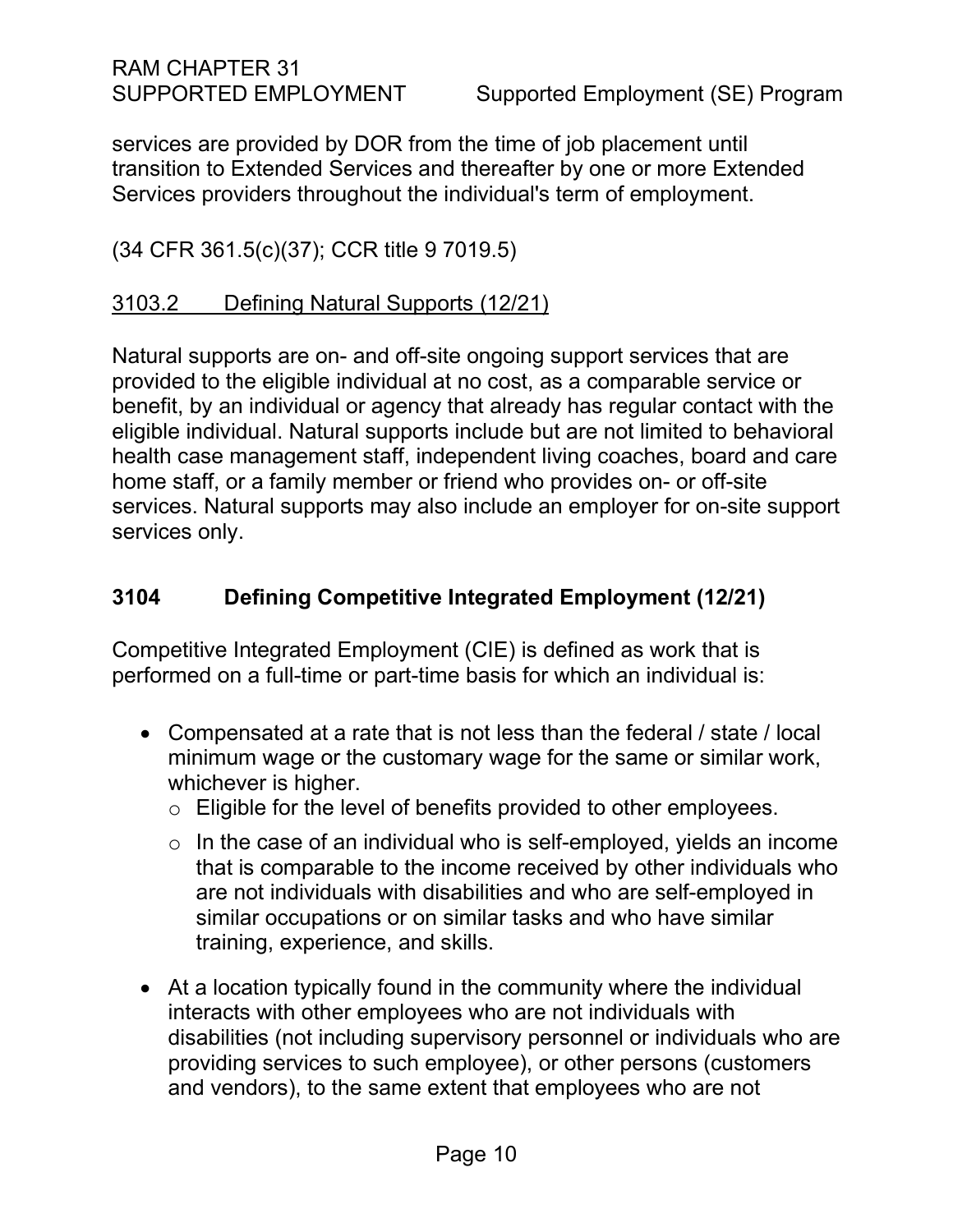services are provided by DOR from the time of job placement until transition to Extended Services and thereafter by one or more Extended Services providers throughout the individual's term of employment.

(34 CFR 361.5(c)(37); CCR title 9 7019.5)

### 3103.2 Defining Natural Supports (12/21)

Natural supports are on- and off-site ongoing support services that are provided to the eligible individual at no cost, as a comparable service or benefit, by an individual or agency that already has regular contact with the eligible individual. Natural supports include but are not limited to behavioral health case management staff, independent living coaches, board and care home staff, or a family member or friend who provides on- or off-site services. Natural supports may also include an employer for on-site support services only.

## 3104 Defining Competitive Integrated Employment (12/21)

Competitive Integrated Employment (CIE) is defined as work that is performed on a full-time or part-time basis for which an individual is:

- Compensated at a rate that is not less than the federal / state / local minimum wage or the customary wage for the same or similar work, whichever is higher.
  - Eligible for the level of benefits provided to other employees.
  - In the case of an individual who is self-employed, yields an income that is comparable to the income received by other individuals who are not individuals with disabilities and who are self-employed in similar occupations or on similar tasks and who have similar training, experience, and skills.
- At a location typically found in the community where the individual interacts with other employees who are not individuals with disabilities (not including supervisory personnel or individuals who are providing services to such employee), or other persons (customers and vendors), to the same extent that employees who are not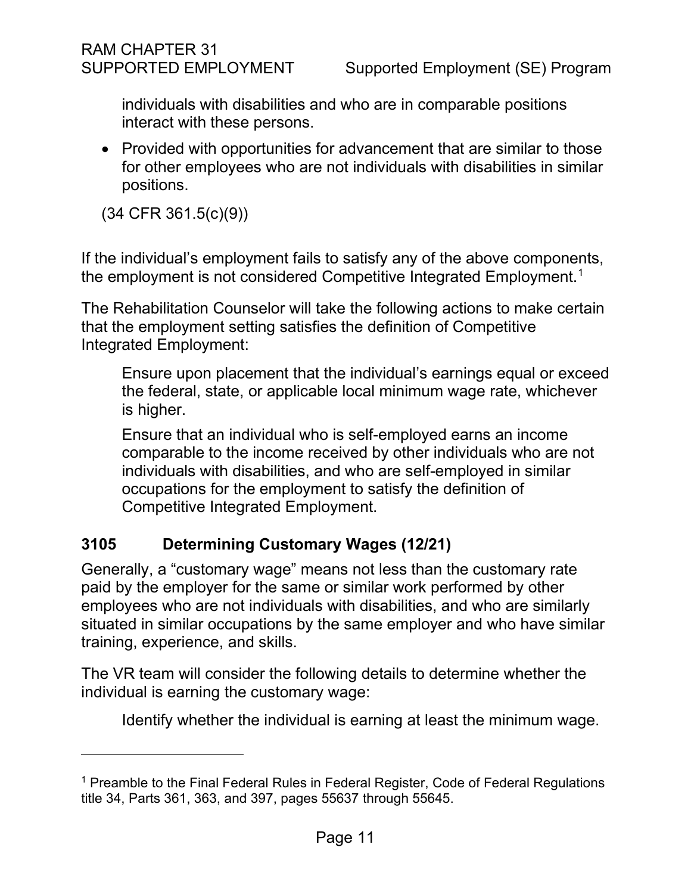individuals with disabilities and who are in comparable positions interact with these persons.

- Provided with opportunities for advancement that are similar to those for other employees who are not individuals with disabilities in similar positions.

(34 CFR 361.5(c)(9))

If the individual's employment fails to satisfy any of the above components, the employment is not considered Competitive Integrated Employment.[1]

The Rehabilitation Counselor will take the following actions to make certain that the employment setting satisfies the definition of Competitive Integrated Employment:

Ensure upon placement that the individual's earnings equal or exceed the federal, state, or applicable local minimum wage rate, whichever is higher.

Ensure that an individual who is self-employed earns an income comparable to the income received by other individuals who are not individuals with disabilities, and who are self-employed in similar occupations for the employment to satisfy the definition of Competitive Integrated Employment.

## 3105 Determining Customary Wages (12/21)

Generally, a "customary wage" means not less than the customary rate paid by the employer for the same or similar work performed by other employees who are not individuals with disabilities, and who are similarly situated in similar occupations by the same employer and who have similar training, experience, and skills.

The VR team will consider the following details to determine whether the individual is earning the customary wage:

Identify whether the individual is earning at least the minimum wage.

---

[1] Preamble to the Final Federal Rules in Federal Register, Code of Federal Regulations title 34, Parts 361, 363, and 397, pages 55637 through 55645.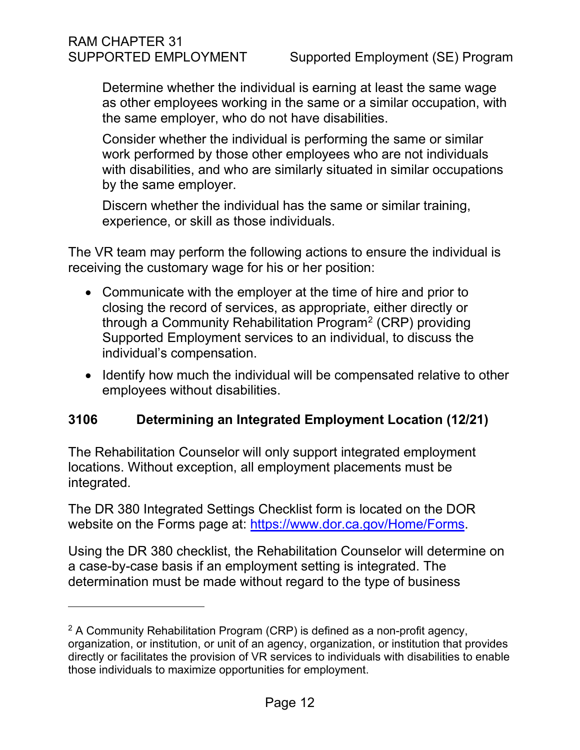Determine whether the individual is earning at least the same wage as other employees working in the same or a similar occupation, with the same employer, who do not have disabilities.

Consider whether the individual is performing the same or similar work performed by those other employees who are not individuals with disabilities, and who are similarly situated in similar occupations by the same employer.

Discern whether the individual has the same or similar training, experience, or skill as those individuals.

The VR team may perform the following actions to ensure the individual is receiving the customary wage for his or her position:

- Communicate with the employer at the time of hire and prior to closing the record of services, as appropriate, either directly or through a Community Rehabilitation Program[2] (CRP) providing Supported Employment services to an individual, to discuss the individual's compensation.
- Identify how much the individual will be compensated relative to other employees without disabilities.

### 3106 Determining an Integrated Employment Location (12/21)

The Rehabilitation Counselor will only support integrated employment locations. Without exception, all employment placements must be integrated.

The DR 380 Integrated Settings Checklist form is located on the DOR website on the Forms page at: [https://www.dor.ca.gov/Home/Forms](https://www.dor.ca.gov/Home/Forms).

Using the DR 380 checklist, the Rehabilitation Counselor will determine on a case-by-case basis if an employment setting is integrated. The determination must be made without regard to the type of business

---

[2] A Community Rehabilitation Program (CRP) is defined as a non-profit agency, organization, or institution, or unit of an agency, organization, or institution that provides directly or facilitates the provision of VR services to individuals with disabilities to enable those individuals to maximize opportunities for employment.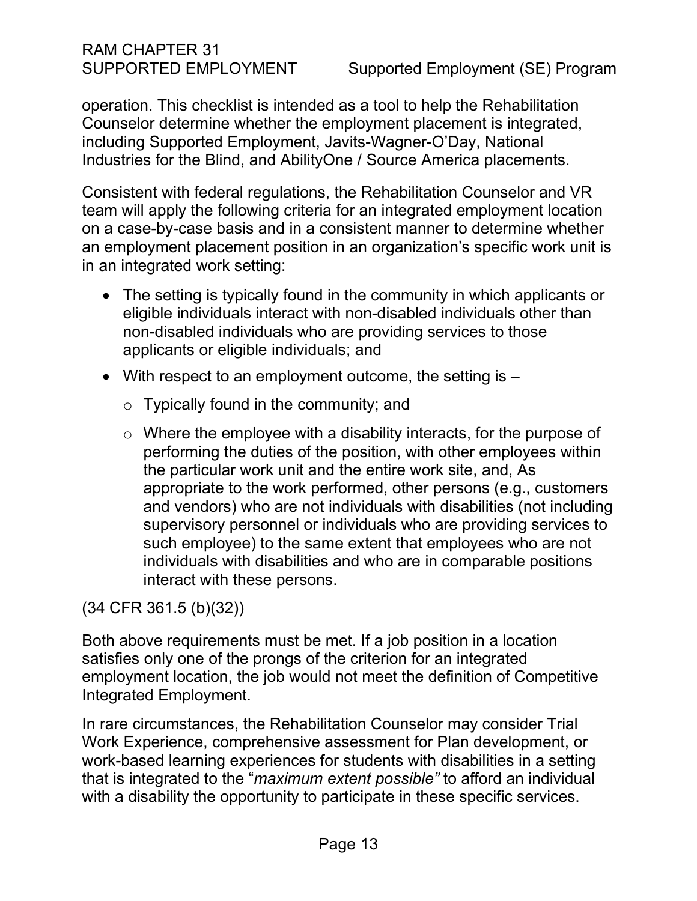operation. This checklist is intended as a tool to help the Rehabilitation Counselor determine whether the employment placement is integrated, including Supported Employment, Javits-Wagner-O'Day, National Industries for the Blind, and AbilityOne / Source America placements.

Consistent with federal regulations, the Rehabilitation Counselor and VR team will apply the following criteria for an integrated employment location on a case-by-case basis and in a consistent manner to determine whether an employment placement position in an organization's specific work unit is in an integrated work setting:

- The setting is typically found in the community in which applicants or eligible individuals interact with non-disabled individuals other than non-disabled individuals who are providing services to those applicants or eligible individuals; and
- With respect to an employment outcome, the setting is –
  - Typically found in the community; and
  - Where the employee with a disability interacts, for the purpose of performing the duties of the position, with other employees within the particular work unit and the entire work site, and, As appropriate to the work performed, other persons (e.g., customers and vendors) who are not individuals with disabilities (not including supervisory personnel or individuals who are providing services to such employee) to the same extent that employees who are not individuals with disabilities and who are in comparable positions interact with these persons.

(34 CFR 361.5 (b)(32))

Both above requirements must be met. If a job position in a location satisfies only one of the prongs of the criterion for an integrated employment location, the job would not meet the definition of Competitive Integrated Employment.

In rare circumstances, the Rehabilitation Counselor may consider Trial Work Experience, comprehensive assessment for Plan development, or work-based learning experiences for students with disabilities in a setting that is integrated to the "*maximum extent possible*" to afford an individual with a disability the opportunity to participate in these specific services.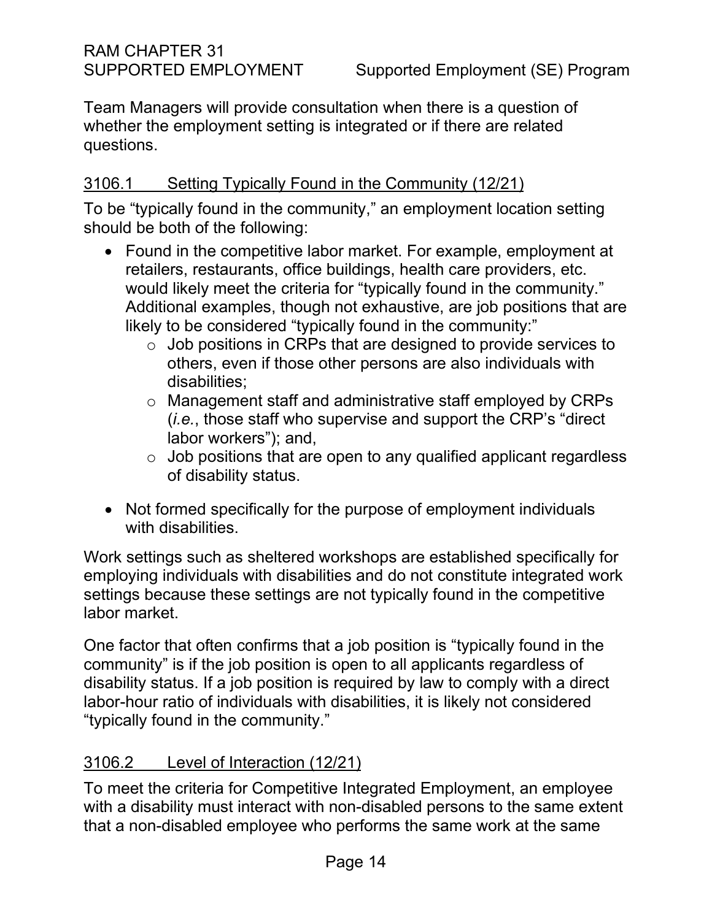Team Managers will provide consultation when there is a question of whether the employment setting is integrated or if there are related questions.

### 3106.1 Setting Typically Found in the Community (12/21)

To be "typically found in the community," an employment location setting should be both of the following:

- Found in the competitive labor market. For example, employment at retailers, restaurants, office buildings, health care providers, etc. would likely meet the criteria for "typically found in the community." Additional examples, though not exhaustive, are job positions that are likely to be considered "typically found in the community:"
  - Job positions in CRPs that are designed to provide services to others, even if those other persons are also individuals with disabilities;
  - Management staff and administrative staff employed by CRPs (*i.e.*, those staff who supervise and support the CRP's "direct labor workers"); and,
  - Job positions that are open to any qualified applicant regardless of disability status.
- Not formed specifically for the purpose of employment individuals with disabilities.

Work settings such as sheltered workshops are established specifically for employing individuals with disabilities and do not constitute integrated work settings because these settings are not typically found in the competitive labor market.

One factor that often confirms that a job position is "typically found in the community" is if the job position is open to all applicants regardless of disability status. If a job position is required by law to comply with a direct labor-hour ratio of individuals with disabilities, it is likely not considered "typically found in the community."

### 3106.2 Level of Interaction (12/21)

To meet the criteria for Competitive Integrated Employment, an employee with a disability must interact with non-disabled persons to the same extent that a non-disabled employee who performs the same work at the same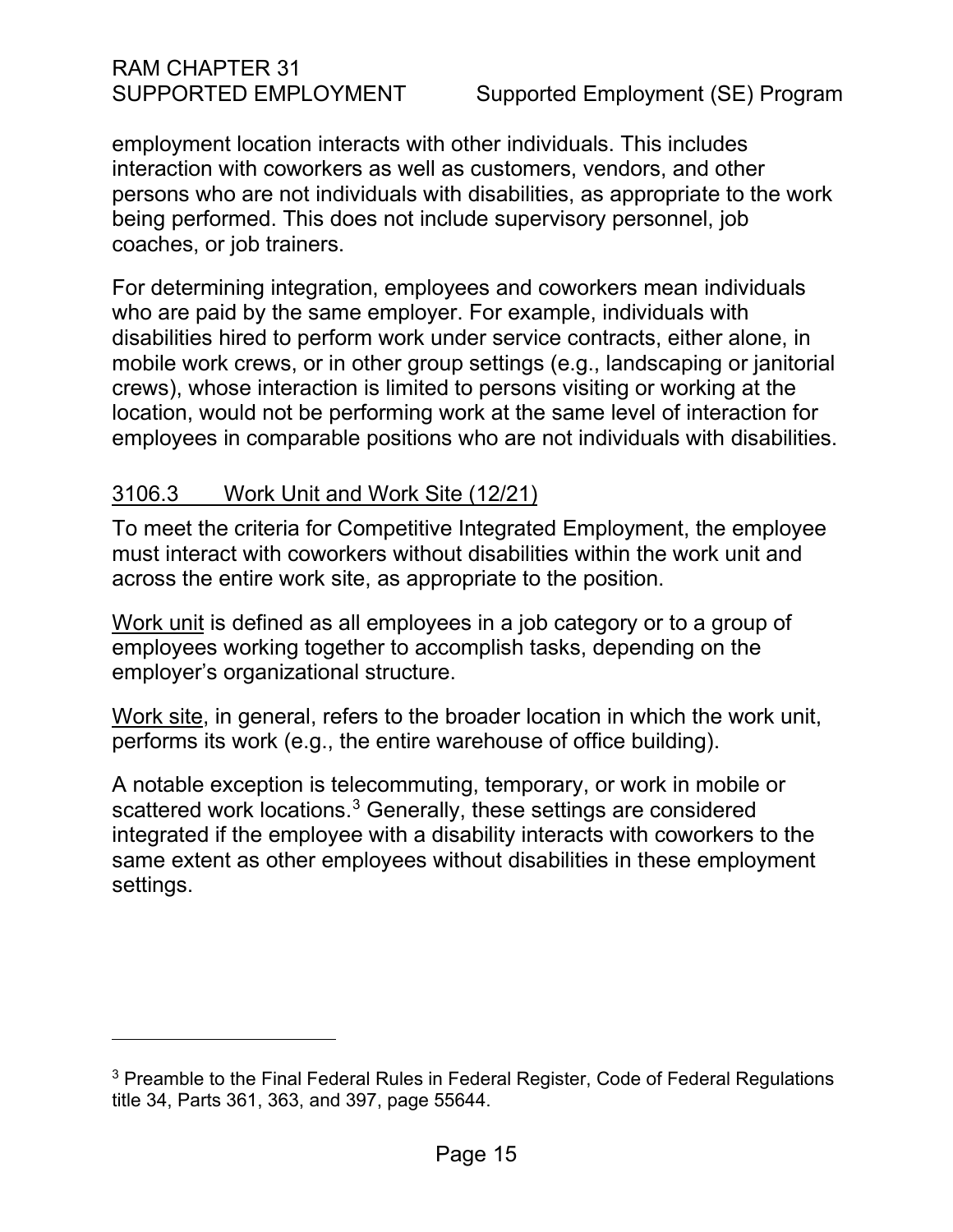employment location interacts with other individuals. This includes interaction with coworkers as well as customers, vendors, and other persons who are not individuals with disabilities, as appropriate to the work being performed. This does not include supervisory personnel, job coaches, or job trainers.

For determining integration, employees and coworkers mean individuals who are paid by the same employer. For example, individuals with disabilities hired to perform work under service contracts, either alone, in mobile work crews, or in other group settings (e.g., landscaping or janitorial crews), whose interaction is limited to persons visiting or working at the location, would not be performing work at the same level of interaction for employees in comparable positions who are not individuals with disabilities.

### 3106.3 Work Unit and Work Site (12/21)

To meet the criteria for Competitive Integrated Employment, the employee must interact with coworkers without disabilities within the work unit and across the entire work site, as appropriate to the position.

Work unit is defined as all employees in a job category or to a group of employees working together to accomplish tasks, depending on the employer's organizational structure.

Work site, in general, refers to the broader location in which the work unit, performs its work (e.g., the entire warehouse of office building).

A notable exception is telecommuting, temporary, or work in mobile or scattered work locations.[3] Generally, these settings are considered integrated if the employee with a disability interacts with coworkers to the same extent as other employees without disabilities in these employment settings.

---

[3] Preamble to the Final Federal Rules in Federal Register, Code of Federal Regulations title 34, Parts 361, 363, and 397, page 55644.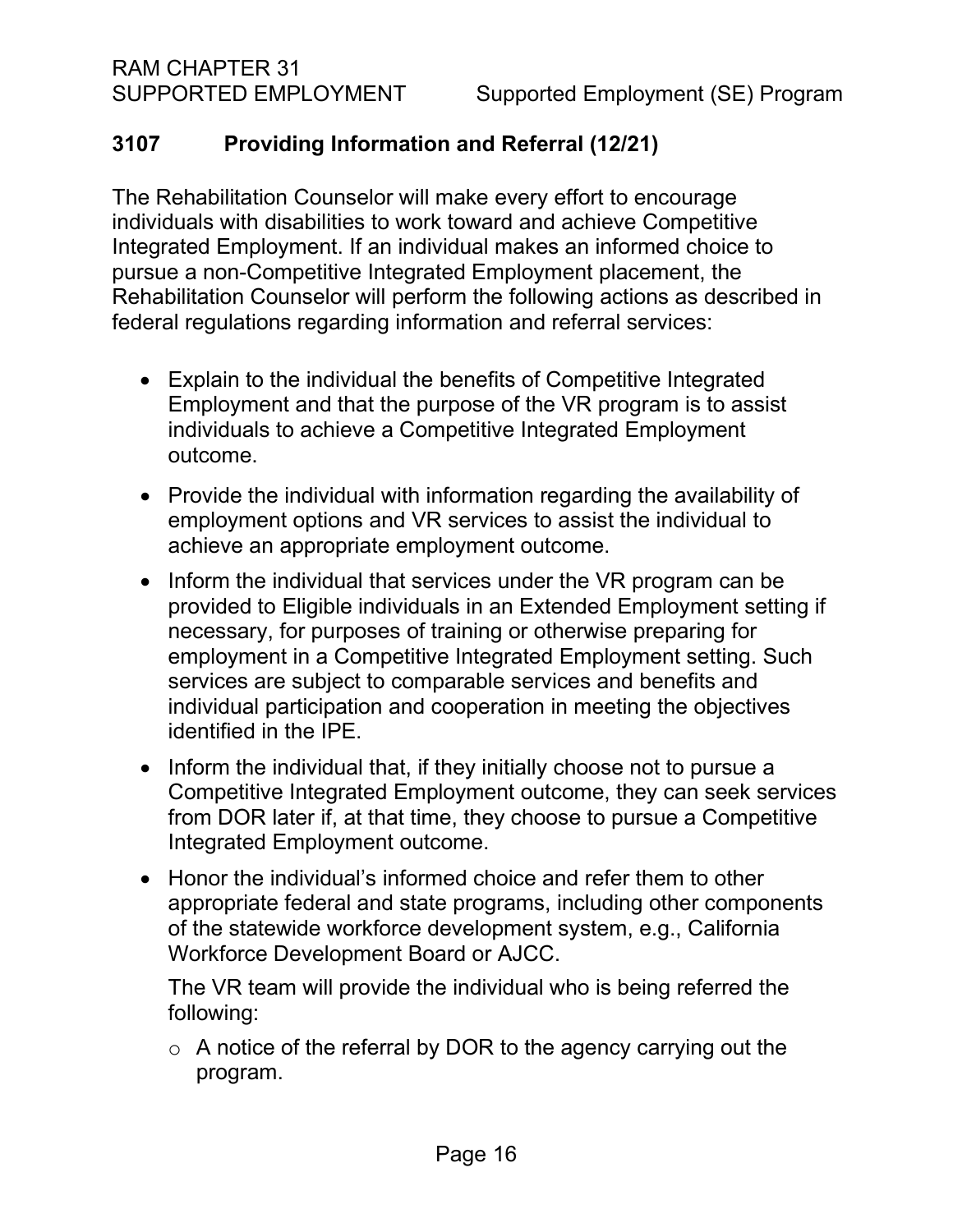## 3107 Providing Information and Referral (12/21)

The Rehabilitation Counselor will make every effort to encourage individuals with disabilities to work toward and achieve Competitive Integrated Employment. If an individual makes an informed choice to pursue a non-Competitive Integrated Employment placement, the Rehabilitation Counselor will perform the following actions as described in federal regulations regarding information and referral services:

- Explain to the individual the benefits of Competitive Integrated Employment and that the purpose of the VR program is to assist individuals to achieve a Competitive Integrated Employment outcome.
- Provide the individual with information regarding the availability of employment options and VR services to assist the individual to achieve an appropriate employment outcome.
- Inform the individual that services under the VR program can be provided to Eligible individuals in an Extended Employment setting if necessary, for purposes of training or otherwise preparing for employment in a Competitive Integrated Employment setting. Such services are subject to comparable services and benefits and individual participation and cooperation in meeting the objectives identified in the IPE.
- Inform the individual that, if they initially choose not to pursue a Competitive Integrated Employment outcome, they can seek services from DOR later if, at that time, they choose to pursue a Competitive Integrated Employment outcome.
- Honor the individual's informed choice and refer them to other appropriate federal and state programs, including other components of the statewide workforce development system, e.g., California Workforce Development Board or AJCC.

  The VR team will provide the individual who is being referred the following:

  - A notice of the referral by DOR to the agency carrying out the program.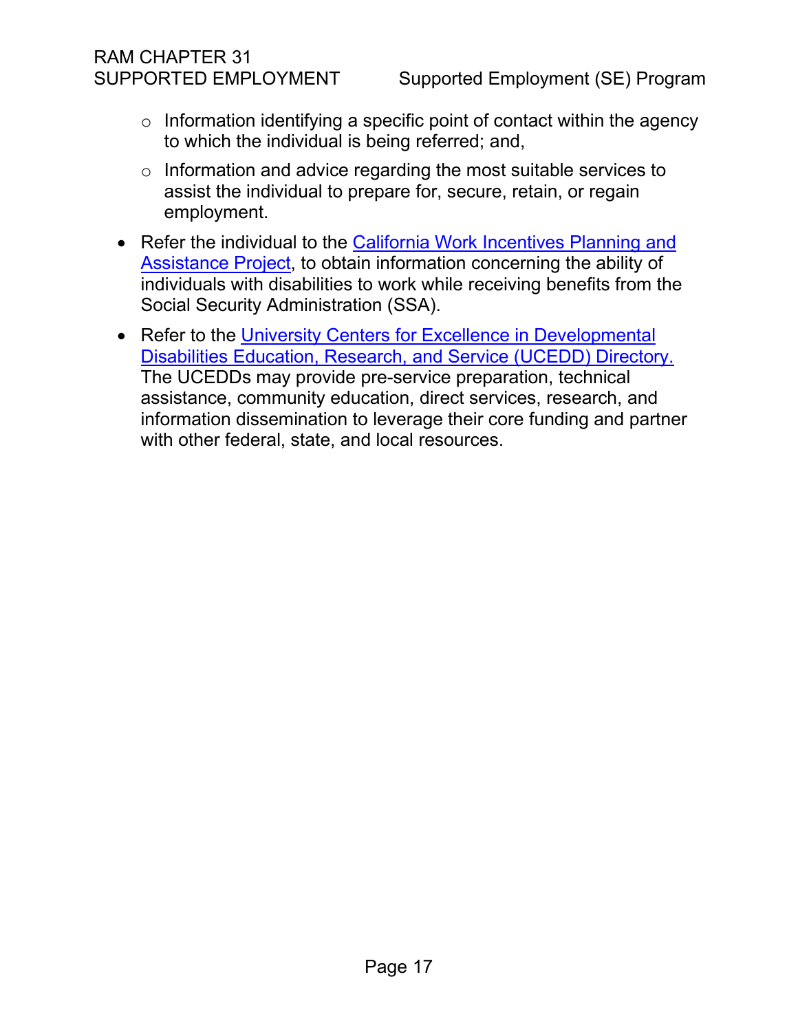- Information identifying a specific point of contact within the agency to which the individual is being referred; and,
    - Information and advice regarding the most suitable services to assist the individual to prepare for, secure, retain, or regain employment.

- Refer the individual to the California Work Incentives Planning and Assistance Project, to obtain information concerning the ability of individuals with disabilities to work while receiving benefits from the Social Security Administration (SSA).
- Refer to the University Centers for Excellence in Developmental Disabilities Education, Research, and Service (UCEDD) Directory. The UCEDDs may provide pre-service preparation, technical assistance, community education, direct services, research, and information dissemination to leverage their core funding and partner with other federal, state, and local resources.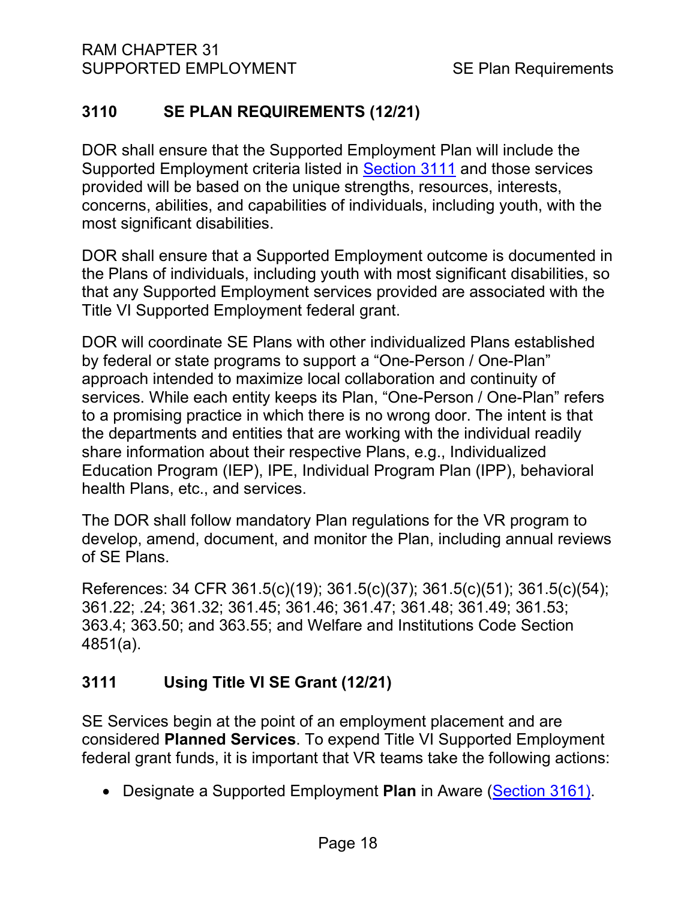## 3110 SE PLAN REQUIREMENTS (12/21)

DOR shall ensure that the Supported Employment Plan will include the Supported Employment criteria listed in Section 3111 and those services provided will be based on the unique strengths, resources, interests, concerns, abilities, and capabilities of individuals, including youth, with the most significant disabilities.

DOR shall ensure that a Supported Employment outcome is documented in the Plans of individuals, including youth with most significant disabilities, so that any Supported Employment services provided are associated with the Title VI Supported Employment federal grant.

DOR will coordinate SE Plans with other individualized Plans established by federal or state programs to support a “One-Person / One-Plan” approach intended to maximize local collaboration and continuity of services. While each entity keeps its Plan, “One-Person / One-Plan” refers to a promising practice in which there is no wrong door. The intent is that the departments and entities that are working with the individual readily share information about their respective Plans, e.g., Individualized Education Program (IEP), IPE, Individual Program Plan (IPP), behavioral health Plans, etc., and services.

The DOR shall follow mandatory Plan regulations for the VR program to develop, amend, document, and monitor the Plan, including annual reviews of SE Plans.

References: 34 CFR 361.5(c)(19); 361.5(c)(37); 361.5(c)(51); 361.5(c)(54); 361.22; .24; 361.32; 361.45; 361.46; 361.47; 361.48; 361.49; 361.53; 363.4; 363.50; and 363.55; and Welfare and Institutions Code Section 4851(a).

### 3111 Using Title VI SE Grant (12/21)

SE Services begin at the point of an employment placement and are considered **Planned Services**. To expend Title VI Supported Employment federal grant funds, it is important that VR teams take the following actions:

- Designate a Supported Employment **Plan** in Aware (Section 3161).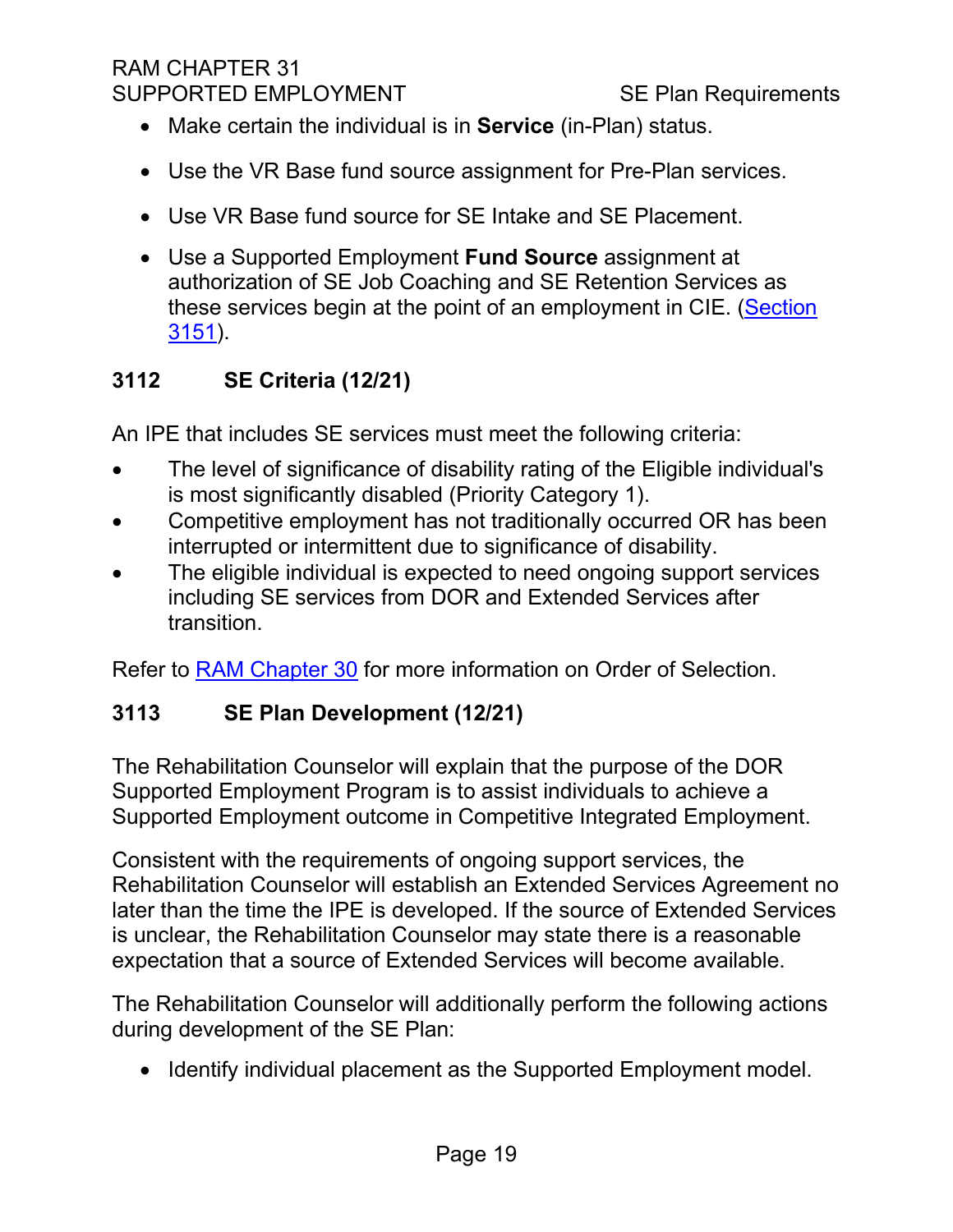- Make certain the individual is in **Service** (in-Plan) status.
- Use the VR Base fund source assignment for Pre-Plan services.
- Use VR Base fund source for SE Intake and SE Placement.
- Use a Supported Employment **Fund Source** assignment at authorization of SE Job Coaching and SE Retention Services as these services begin at the point of an employment in CIE. ([Section 3151](#)).

### 3112 SE Criteria (12/21)

An IPE that includes SE services must meet the following criteria:

- The level of significance of disability rating of the Eligible individual's is most significantly disabled (Priority Category 1).
- Competitive employment has not traditionally occurred OR has been interrupted or intermittent due to significance of disability.
- The eligible individual is expected to need ongoing support services including SE services from DOR and Extended Services after transition.

Refer to [RAM Chapter 30](#) for more information on Order of Selection.

### 3113 SE Plan Development (12/21)

The Rehabilitation Counselor will explain that the purpose of the DOR Supported Employment Program is to assist individuals to achieve a Supported Employment outcome in Competitive Integrated Employment.

Consistent with the requirements of ongoing support services, the Rehabilitation Counselor will establish an Extended Services Agreement no later than the time the IPE is developed. If the source of Extended Services is unclear, the Rehabilitation Counselor may state there is a reasonable expectation that a source of Extended Services will become available.

The Rehabilitation Counselor will additionally perform the following actions during development of the SE Plan:

- Identify individual placement as the Supported Employment model.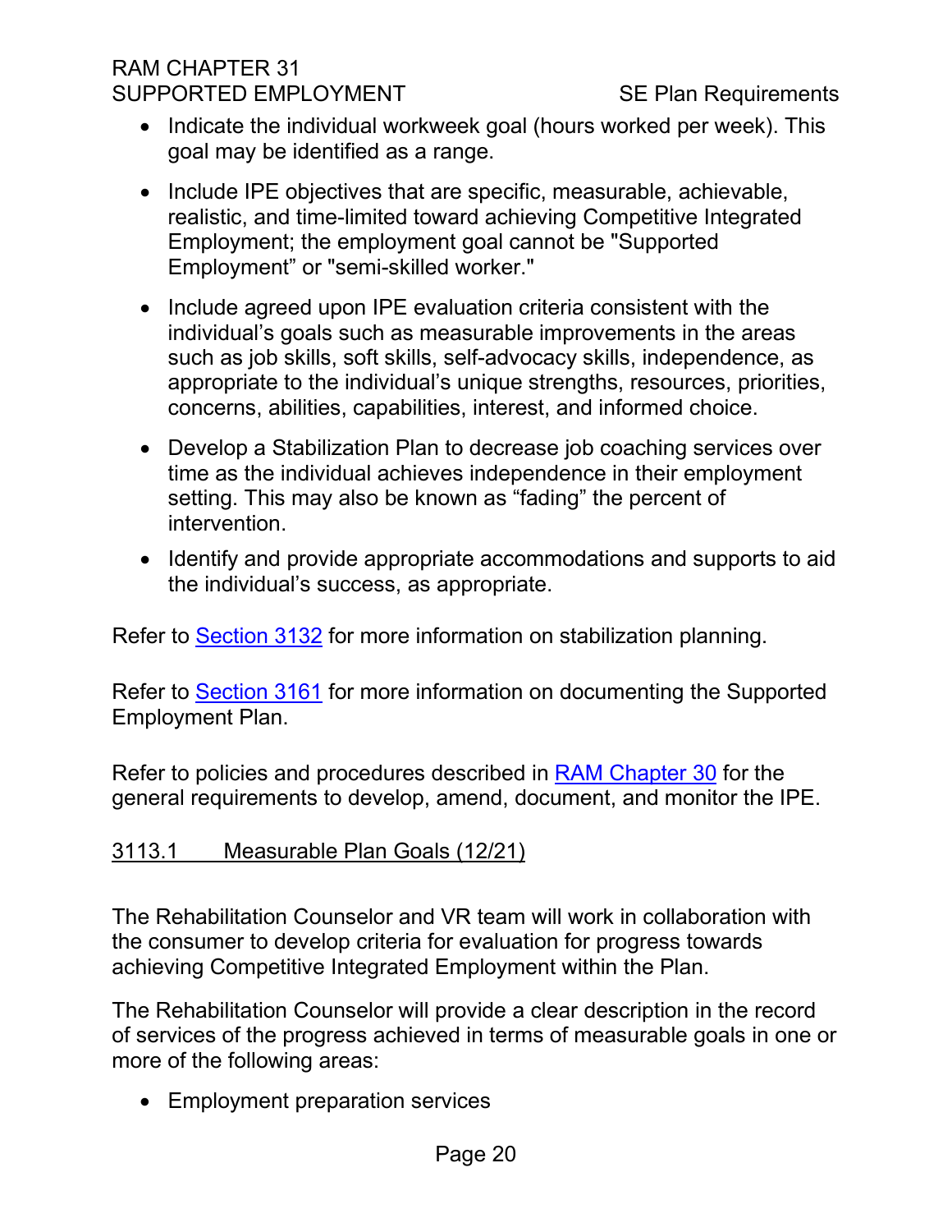- Indicate the individual workweek goal (hours worked per week). This goal may be identified as a range.
- Include IPE objectives that are specific, measurable, achievable, realistic, and time-limited toward achieving Competitive Integrated Employment; the employment goal cannot be "Supported Employment" or "semi-skilled worker."
- Include agreed upon IPE evaluation criteria consistent with the individual's goals such as measurable improvements in the areas such as job skills, soft skills, self-advocacy skills, independence, as appropriate to the individual's unique strengths, resources, priorities, concerns, abilities, capabilities, interest, and informed choice.
- Develop a Stabilization Plan to decrease job coaching services over time as the individual achieves independence in their employment setting. This may also be known as "fading" the percent of intervention.
- Identify and provide appropriate accommodations and supports to aid the individual's success, as appropriate.

Refer to Section 3132 for more information on stabilization planning.

Refer to Section 3161 for more information on documenting the Supported Employment Plan.

Refer to policies and procedures described in RAM Chapter 30 for the general requirements to develop, amend, document, and monitor the IPE.

### 3113.1 Measurable Plan Goals (12/21)

The Rehabilitation Counselor and VR team will work in collaboration with the consumer to develop criteria for evaluation for progress towards achieving Competitive Integrated Employment within the Plan.

The Rehabilitation Counselor will provide a clear description in the record of services of the progress achieved in terms of measurable goals in one or more of the following areas:

- Employment preparation services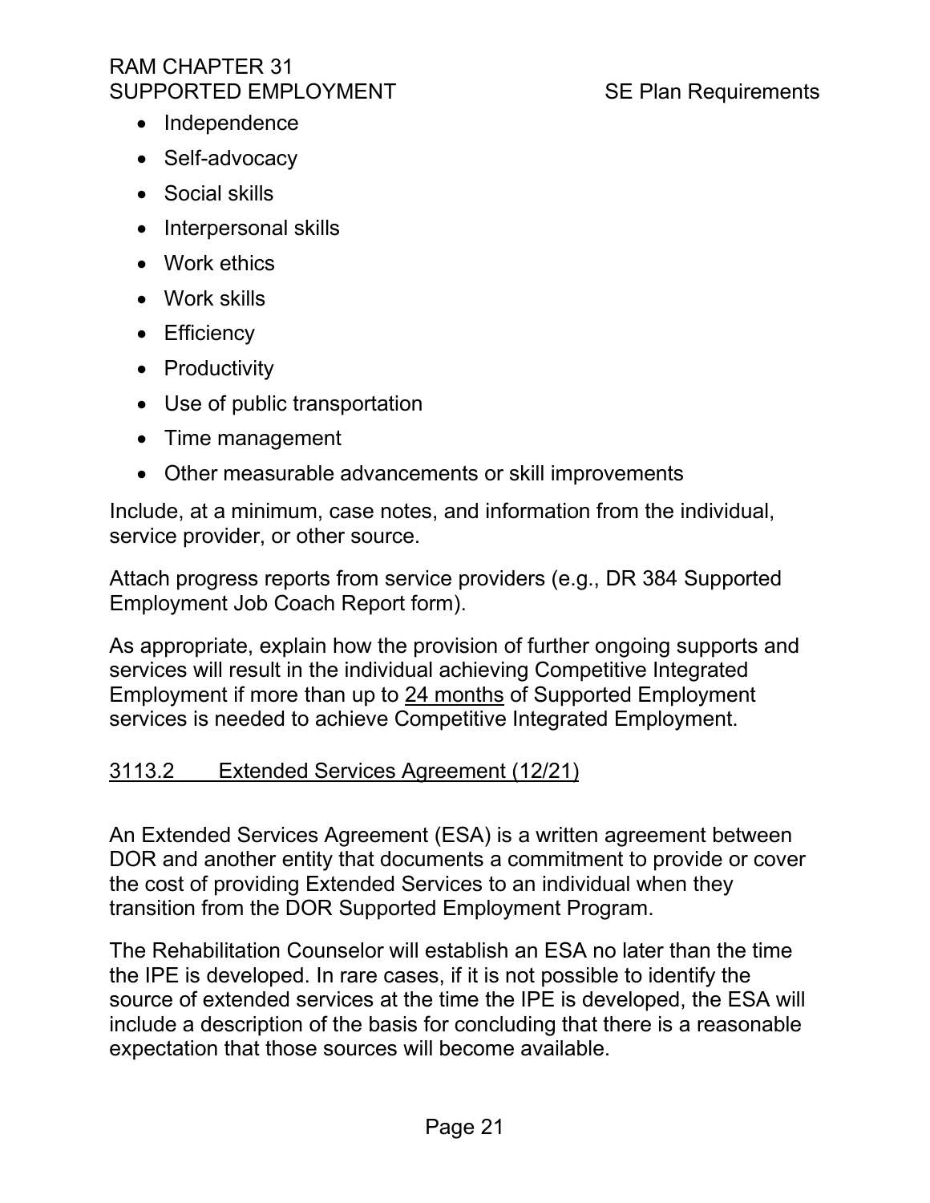- Independence
- Self-advocacy
- Social skills
- Interpersonal skills
- Work ethics
- Work skills
- Efficiency
- Productivity
- Use of public transportation
- Time management
- Other measurable advancements or skill improvements

Include, at a minimum, case notes, and information from the individual, service provider, or other source.

Attach progress reports from service providers (e.g., DR 384 Supported Employment Job Coach Report form).

As appropriate, explain how the provision of further ongoing supports and services will result in the individual achieving Competitive Integrated Employment if more than up to <u>24 months</u> of Supported Employment services is needed to achieve Competitive Integrated Employment.

### 3113.2 Extended Services Agreement (12/21)

An Extended Services Agreement (ESA) is a written agreement between DOR and another entity that documents a commitment to provide or cover the cost of providing Extended Services to an individual when they transition from the DOR Supported Employment Program.

The Rehabilitation Counselor will establish an ESA no later than the time the IPE is developed. In rare cases, if it is not possible to identify the source of extended services at the time the IPE is developed, the ESA will include a description of the basis for concluding that there is a reasonable expectation that those sources will become available.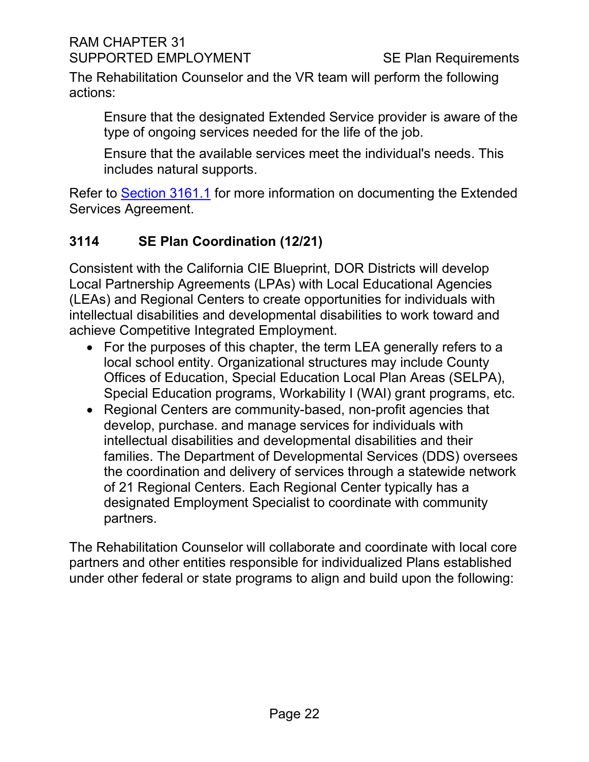The Rehabilitation Counselor and the VR team will perform the following actions:

Ensure that the designated Extended Service provider is aware of the type of ongoing services needed for the life of the job.

Ensure that the available services meet the individual's needs. This includes natural supports.

Refer to [Section 3161.1](#) for more information on documenting the Extended Services Agreement.

## 3114 SE Plan Coordination (12/21)

Consistent with the California CIE Blueprint, DOR Districts will develop Local Partnership Agreements (LPAs) with Local Educational Agencies (LEAs) and Regional Centers to create opportunities for individuals with intellectual disabilities and developmental disabilities to work toward and achieve Competitive Integrated Employment.

- For the purposes of this chapter, the term LEA generally refers to a local school entity. Organizational structures may include County Offices of Education, Special Education Local Plan Areas (SELPA), Special Education programs, Workability I (WAI) grant programs, etc.
- Regional Centers are community-based, non-profit agencies that develop, purchase. and manage services for individuals with intellectual disabilities and developmental disabilities and their families. The Department of Developmental Services (DDS) oversees the coordination and delivery of services through a statewide network of 21 Regional Centers. Each Regional Center typically has a designated Employment Specialist to coordinate with community partners.

The Rehabilitation Counselor will collaborate and coordinate with local core partners and other entities responsible for individualized Plans established under other federal or state programs to align and build upon the following: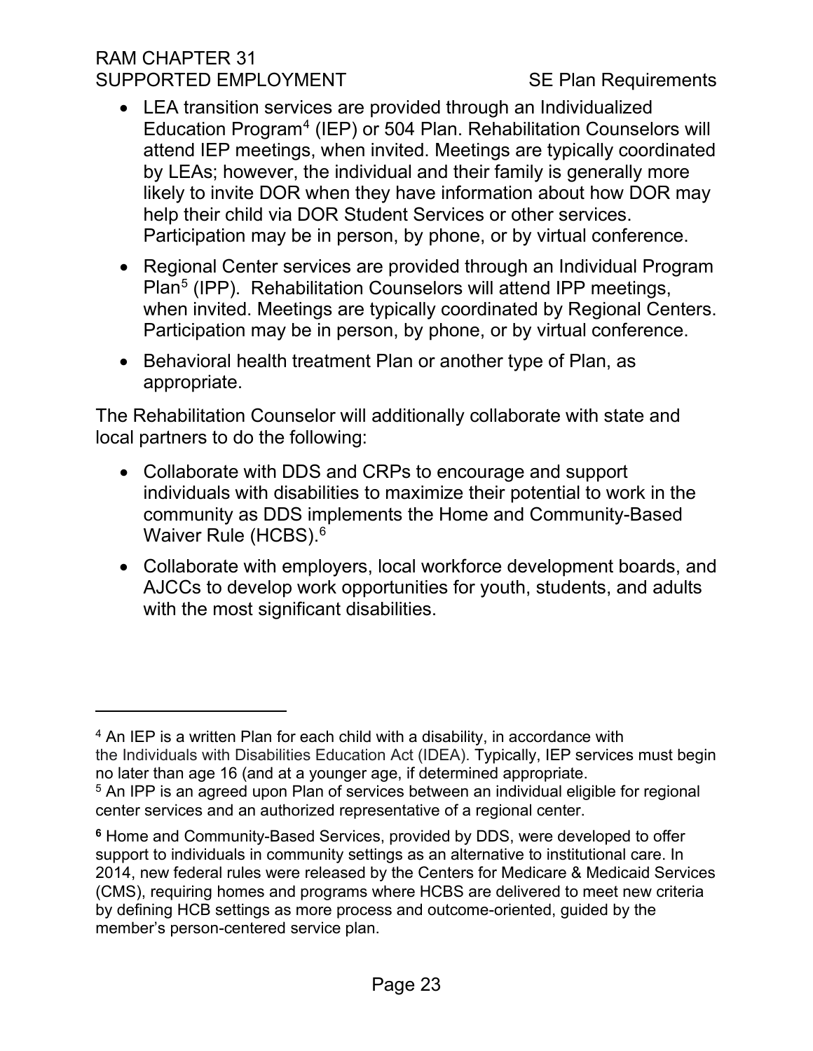- LEA transition services are provided through an Individualized Education Program[4] (IEP) or 504 Plan. Rehabilitation Counselors will attend IEP meetings, when invited. Meetings are typically coordinated by LEAs; however, the individual and their family is generally more likely to invite DOR when they have information about how DOR may help their child via DOR Student Services or other services. Participation may be in person, by phone, or by virtual conference.
- Regional Center services are provided through an Individual Program Plan[5] (IPP). Rehabilitation Counselors will attend IPP meetings, when invited. Meetings are typically coordinated by Regional Centers. Participation may be in person, by phone, or by virtual conference.
- Behavioral health treatment Plan or another type of Plan, as appropriate.

The Rehabilitation Counselor will additionally collaborate with state and local partners to do the following:

- Collaborate with DDS and CRPs to encourage and support individuals with disabilities to maximize their potential to work in the community as DDS implements the Home and Community-Based Waiver Rule (HCBS).[6]
- Collaborate with employers, local workforce development boards, and AJCCs to develop work opportunities for youth, students, and adults with the most significant disabilities.

---

[4] An IEP is a written Plan for each child with a disability, in accordance with the Individuals with Disabilities Education Act (IDEA). Typically, IEP services must begin no later than age 16 (and at a younger age, if determined appropriate.

[5] An IPP is an agreed upon Plan of services between an individual eligible for regional center services and an authorized representative of a regional center.

[6] Home and Community-Based Services, provided by DDS, were developed to offer support to individuals in community settings as an alternative to institutional care. In 2014, new federal rules were released by the Centers for Medicare & Medicaid Services (CMS), requiring homes and programs where HCBS are delivered to meet new criteria by defining HCB settings as more process and outcome-oriented, guided by the member's person-centered service plan.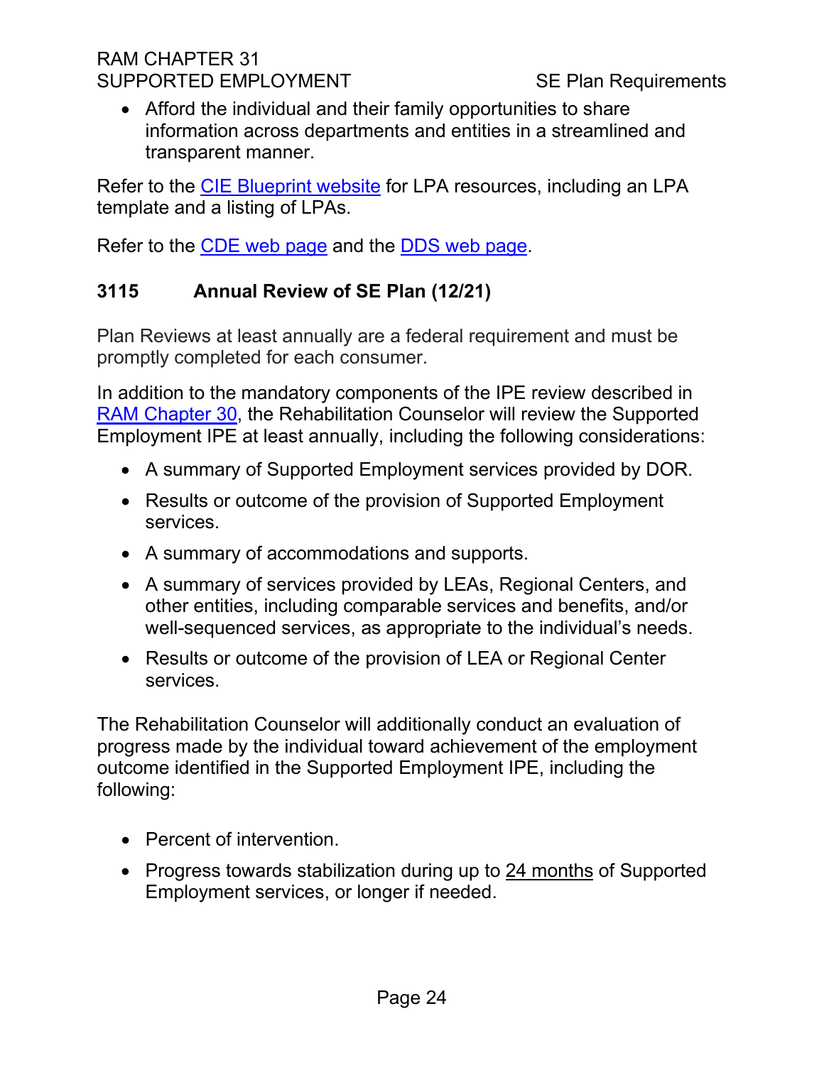- Afford the individual and their family opportunities to share information across departments and entities in a streamlined and transparent manner.

Refer to the [CIE Blueprint website] for LPA resources, including an LPA template and a listing of LPAs.

Refer to the [CDE web page] and the [DDS web page].

## 3115 Annual Review of SE Plan (12/21)

Plan Reviews at least annually are a federal requirement and must be promptly completed for each consumer.

In addition to the mandatory components of the IPE review described in RAM Chapter 30, the Rehabilitation Counselor will review the Supported Employment IPE at least annually, including the following considerations:

- A summary of Supported Employment services provided by DOR.
- Results or outcome of the provision of Supported Employment services.
- A summary of accommodations and supports.
- A summary of services provided by LEAs, Regional Centers, and other entities, including comparable services and benefits, and/or well-sequenced services, as appropriate to the individual's needs.
- Results or outcome of the provision of LEA or Regional Center services.

The Rehabilitation Counselor will additionally conduct an evaluation of progress made by the individual toward achievement of the employment outcome identified in the Supported Employment IPE, including the following:

- Percent of intervention.
- Progress towards stabilization during up to 24 months of Supported Employment services, or longer if needed.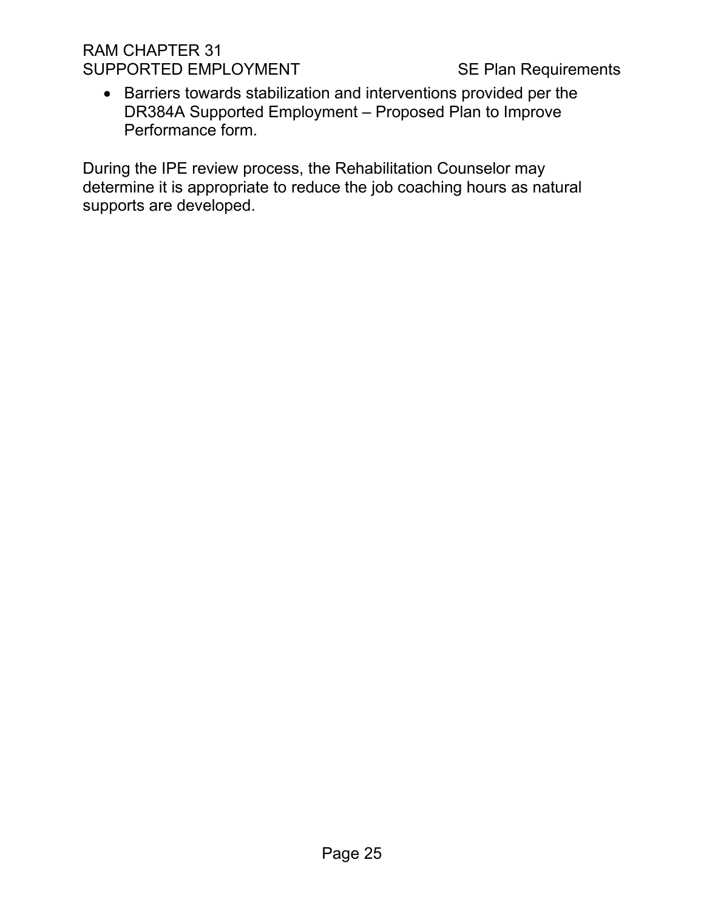- Barriers towards stabilization and interventions provided per the DR384A Supported Employment – Proposed Plan to Improve Performance form.

During the IPE review process, the Rehabilitation Counselor may determine it is appropriate to reduce the job coaching hours as natural supports are developed.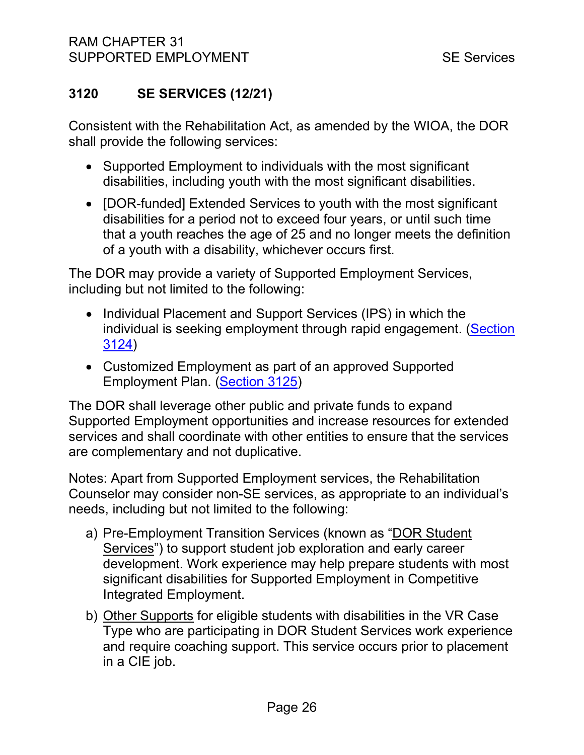## 3120 SE SERVICES (12/21)

Consistent with the Rehabilitation Act, as amended by the WIOA, the DOR shall provide the following services:

- Supported Employment to individuals with the most significant disabilities, including youth with the most significant disabilities.
- [DOR-funded] Extended Services to youth with the most significant disabilities for a period not to exceed four years, or until such time that a youth reaches the age of 25 and no longer meets the definition of a youth with a disability, whichever occurs first.

The DOR may provide a variety of Supported Employment Services, including but not limited to the following:

- Individual Placement and Support Services (IPS) in which the individual is seeking employment through rapid engagement. (Section 3124)
- Customized Employment as part of an approved Supported Employment Plan. (Section 3125)

The DOR shall leverage other public and private funds to expand Supported Employment opportunities and increase resources for extended services and shall coordinate with other entities to ensure that the services are complementary and not duplicative.

Notes: Apart from Supported Employment services, the Rehabilitation Counselor may consider non-SE services, as appropriate to an individual's needs, including but not limited to the following:

a) Pre-Employment Transition Services (known as "DOR Student Services") to support student job exploration and early career development. Work experience may help prepare students with most significant disabilities for Supported Employment in Competitive Integrated Employment.

b) Other Supports for eligible students with disabilities in the VR Case Type who are participating in DOR Student Services work experience and require coaching support. This service occurs prior to placement in a CIE job.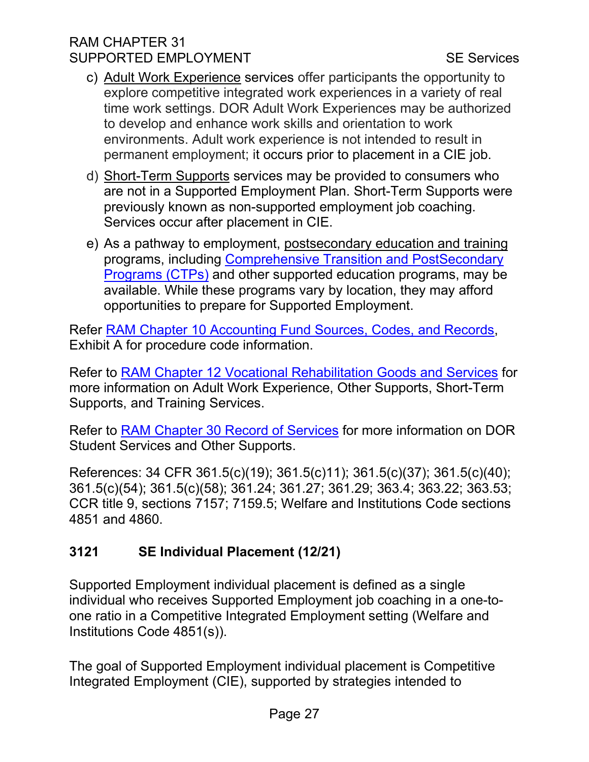c) Adult Work Experience services offer participants the opportunity to explore competitive integrated work experiences in a variety of real time work settings. DOR Adult Work Experiences may be authorized to develop and enhance work skills and orientation to work environments. Adult work experience is not intended to result in permanent employment; it occurs prior to placement in a CIE job.

d) Short-Term Supports services may be provided to consumers who are not in a Supported Employment Plan. Short-Term Supports were previously known as non-supported employment job coaching. Services occur after placement in CIE.

e) As a pathway to employment, postsecondary education and training programs, including [Comprehensive Transition and PostSecondary Programs (CTPs)]() and other supported education programs, may be available. While these programs vary by location, they may afford opportunities to prepare for Supported Employment.

Refer [RAM Chapter 10 Accounting Fund Sources, Codes, and Records](), Exhibit A for procedure code information.

Refer to [RAM Chapter 12 Vocational Rehabilitation Goods and Services]() for more information on Adult Work Experience, Other Supports, Short-Term Supports, and Training Services.

Refer to [RAM Chapter 30 Record of Services]() for more information on DOR Student Services and Other Supports.

References: 34 CFR 361.5(c)(19); 361.5(c)11); 361.5(c)(37); 361.5(c)(40); 361.5(c)(54); 361.5(c)(58); 361.24; 361.27; 361.29; 363.4; 363.22; 363.53; CCR title 9, sections 7157; 7159.5; Welfare and Institutions Code sections 4851 and 4860.

## 3121 SE Individual Placement (12/21)

Supported Employment individual placement is defined as a single individual who receives Supported Employment job coaching in a one-to-one ratio in a Competitive Integrated Employment setting (Welfare and Institutions Code 4851(s)).

The goal of Supported Employment individual placement is Competitive Integrated Employment (CIE), supported by strategies intended to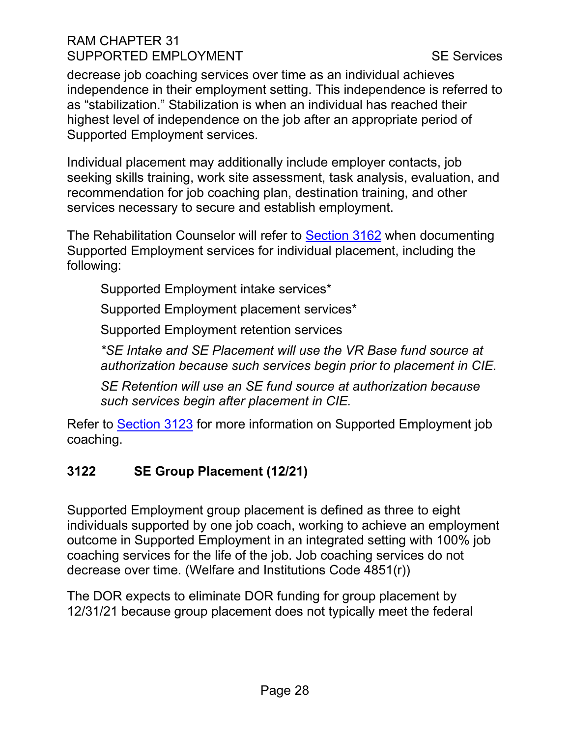decrease job coaching services over time as an individual achieves independence in their employment setting. This independence is referred to as “stabilization.” Stabilization is when an individual has reached their highest level of independence on the job after an appropriate period of Supported Employment services.

Individual placement may additionally include employer contacts, job seeking skills training, work site assessment, task analysis, evaluation, and recommendation for job coaching plan, destination training, and other services necessary to secure and establish employment.

The Rehabilitation Counselor will refer to Section 3162 when documenting Supported Employment services for individual placement, including the following:

Supported Employment intake services*

Supported Employment placement services*

Supported Employment retention services

*\*SE Intake and SE Placement will use the VR Base fund source at authorization because such services begin prior to placement in CIE.*

*SE Retention will use an SE fund source at authorization because such services begin after placement in CIE.*

Refer to Section 3123 for more information on Supported Employment job coaching.

## 3122 SE Group Placement (12/21)

Supported Employment group placement is defined as three to eight individuals supported by one job coach, working to achieve an employment outcome in Supported Employment in an integrated setting with 100% job coaching services for the life of the job. Job coaching services do not decrease over time. (Welfare and Institutions Code 4851(r))

The DOR expects to eliminate DOR funding for group placement by 12/31/21 because group placement does not typically meet the federal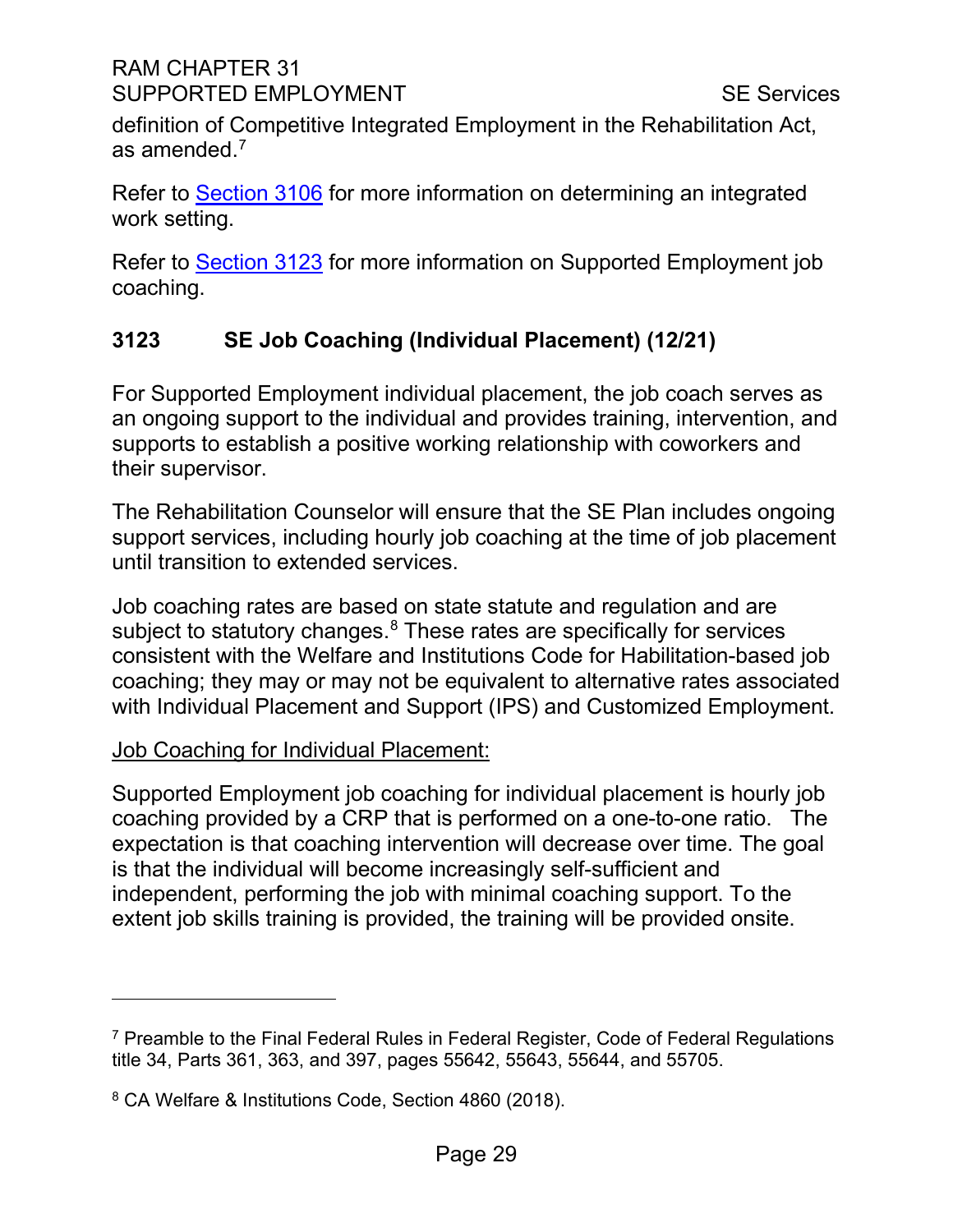definition of Competitive Integrated Employment in the Rehabilitation Act, as amended.[7]

Refer to Section 3106 for more information on determining an integrated work setting.

Refer to Section 3123 for more information on Supported Employment job coaching.

### 3123 SE Job Coaching (Individual Placement) (12/21)

For Supported Employment individual placement, the job coach serves as an ongoing support to the individual and provides training, intervention, and supports to establish a positive working relationship with coworkers and their supervisor.

The Rehabilitation Counselor will ensure that the SE Plan includes ongoing support services, including hourly job coaching at the time of job placement until transition to extended services.

Job coaching rates are based on state statute and regulation and are subject to statutory changes.[8] These rates are specifically for services consistent with the Welfare and Institutions Code for Habilitation-based job coaching; they may or may not be equivalent to alternative rates associated with Individual Placement and Support (IPS) and Customized Employment.

Job Coaching for Individual Placement:

Supported Employment job coaching for individual placement is hourly job coaching provided by a CRP that is performed on a one-to-one ratio. The expectation is that coaching intervention will decrease over time. The goal is that the individual will become increasingly self-sufficient and independent, performing the job with minimal coaching support. To the extent job skills training is provided, the training will be provided onsite.

---

[7] Preamble to the Final Federal Rules in Federal Register, Code of Federal Regulations title 34, Parts 361, 363, and 397, pages 55642, 55643, 55644, and 55705.

[8] CA Welfare & Institutions Code, Section 4860 (2018).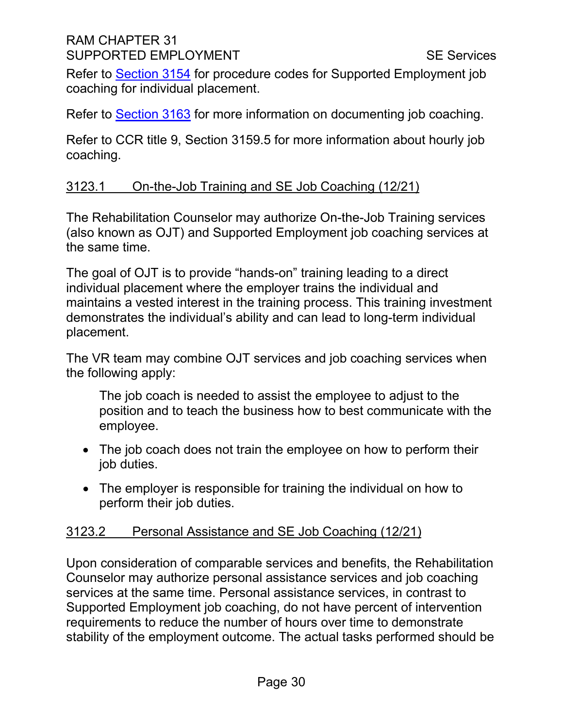Refer to Section 3154 for procedure codes for Supported Employment job coaching for individual placement.

Refer to Section 3163 for more information on documenting job coaching.

Refer to CCR title 9, Section 3159.5 for more information about hourly job coaching.

### 3123.1 On-the-Job Training and SE Job Coaching (12/21)

The Rehabilitation Counselor may authorize On-the-Job Training services (also known as OJT) and Supported Employment job coaching services at the same time.

The goal of OJT is to provide "hands-on" training leading to a direct individual placement where the employer trains the individual and maintains a vested interest in the training process. This training investment demonstrates the individual's ability and can lead to long-term individual placement.

The VR team may combine OJT services and job coaching services when the following apply:

The job coach is needed to assist the employee to adjust to the position and to teach the business how to best communicate with the employee.

- The job coach does not train the employee on how to perform their job duties.
- The employer is responsible for training the individual on how to perform their job duties.

### 3123.2 Personal Assistance and SE Job Coaching (12/21)

Upon consideration of comparable services and benefits, the Rehabilitation Counselor may authorize personal assistance services and job coaching services at the same time. Personal assistance services, in contrast to Supported Employment job coaching, do not have percent of intervention requirements to reduce the number of hours over time to demonstrate stability of the employment outcome. The actual tasks performed should be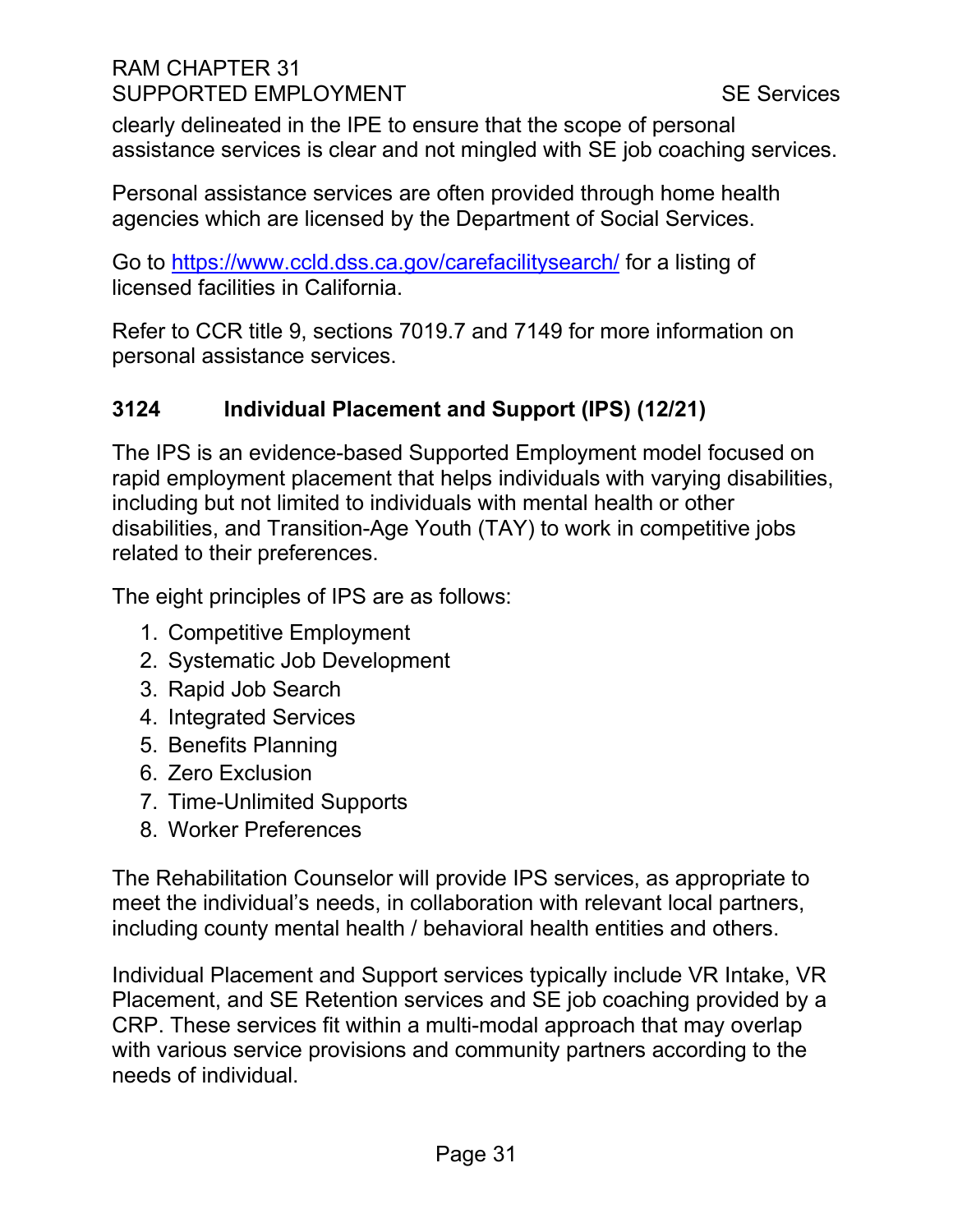clearly delineated in the IPE to ensure that the scope of personal assistance services is clear and not mingled with SE job coaching services.

Personal assistance services are often provided through home health agencies which are licensed by the Department of Social Services.

Go to [https://www.ccld.dss.ca.gov/carefacilitysearch/](https://www.ccld.dss.ca.gov/carefacilitysearch/) for a listing of licensed facilities in California.

Refer to CCR title 9, sections 7019.7 and 7149 for more information on personal assistance services.

### 3124 Individual Placement and Support (IPS) (12/21)

The IPS is an evidence-based Supported Employment model focused on rapid employment placement that helps individuals with varying disabilities, including but not limited to individuals with mental health or other disabilities, and Transition-Age Youth (TAY) to work in competitive jobs related to their preferences.

The eight principles of IPS are as follows:

1. Competitive Employment
2. Systematic Job Development
3. Rapid Job Search
4. Integrated Services
5. Benefits Planning
6. Zero Exclusion
7. Time-Unlimited Supports
8. Worker Preferences

The Rehabilitation Counselor will provide IPS services, as appropriate to meet the individual's needs, in collaboration with relevant local partners, including county mental health / behavioral health entities and others.

Individual Placement and Support services typically include VR Intake, VR Placement, and SE Retention services and SE job coaching provided by a CRP. These services fit within a multi-modal approach that may overlap with various service provisions and community partners according to the needs of individual.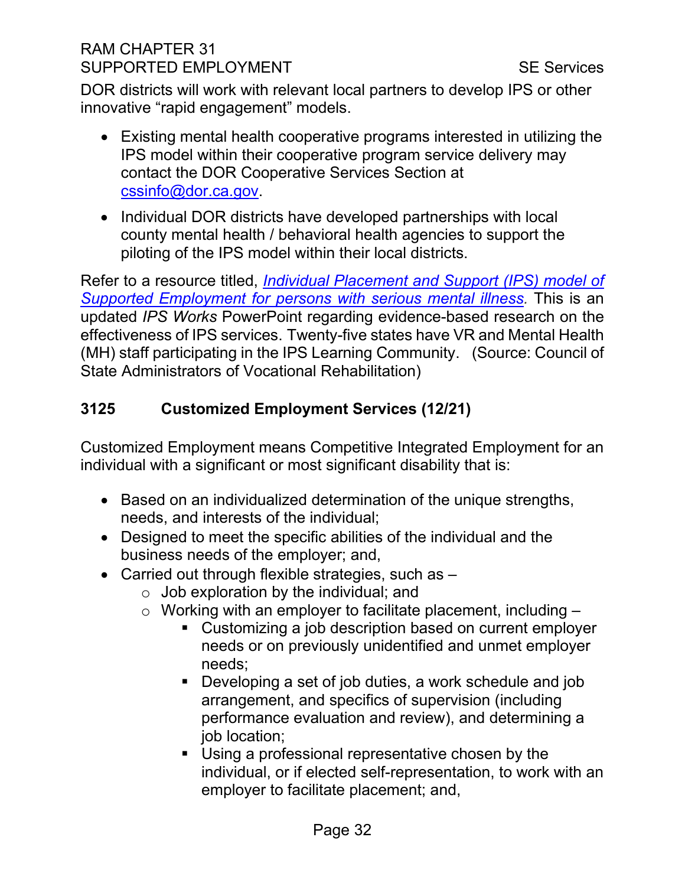DOR districts will work with relevant local partners to develop IPS or other innovative "rapid engagement" models.

- Existing mental health cooperative programs interested in utilizing the IPS model within their cooperative program service delivery may contact the DOR Cooperative Services Section at cssinfo@dor.ca.gov.
- Individual DOR districts have developed partnerships with local county mental health / behavioral health agencies to support the piloting of the IPS model within their local districts.

Refer to a resource titled, *Individual Placement and Support (IPS) model of Supported Employment for persons with serious mental illness.* This is an updated *IPS Works* PowerPoint regarding evidence-based research on the effectiveness of IPS services. Twenty-five states have VR and Mental Health (MH) staff participating in the IPS Learning Community. (Source: Council of State Administrators of Vocational Rehabilitation)

## 3125 Customized Employment Services (12/21)

Customized Employment means Competitive Integrated Employment for an individual with a significant or most significant disability that is:

- Based on an individualized determination of the unique strengths, needs, and interests of the individual;
- Designed to meet the specific abilities of the individual and the business needs of the employer; and,
- Carried out through flexible strategies, such as –
  - Job exploration by the individual; and
  - Working with an employer to facilitate placement, including –
    - Customizing a job description based on current employer needs or on previously unidentified and unmet employer needs;
    - Developing a set of job duties, a work schedule and job arrangement, and specifics of supervision (including performance evaluation and review), and determining a job location;
    - Using a professional representative chosen by the individual, or if elected self-representation, to work with an employer to facilitate placement; and,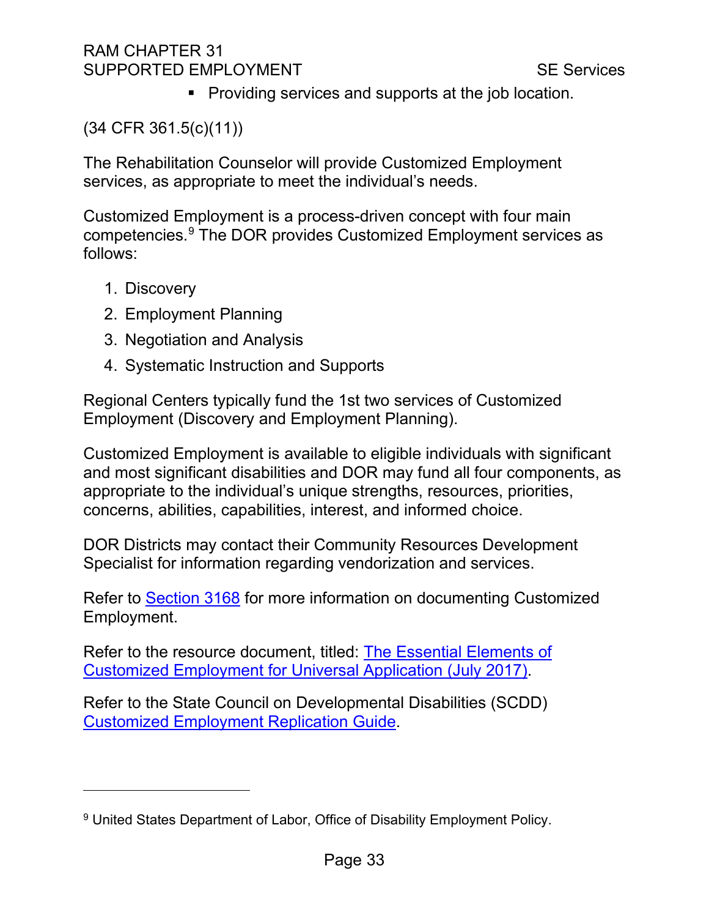- Providing services and supports at the job location.

(34 CFR 361.5(c)(11))

The Rehabilitation Counselor will provide Customized Employment services, as appropriate to meet the individual's needs.

Customized Employment is a process-driven concept with four main competencies.[9] The DOR provides Customized Employment services as follows:

1. Discovery
2. Employment Planning
3. Negotiation and Analysis
4. Systematic Instruction and Supports

Regional Centers typically fund the 1st two services of Customized Employment (Discovery and Employment Planning).

Customized Employment is available to eligible individuals with significant and most significant disabilities and DOR may fund all four components, as appropriate to the individual's unique strengths, resources, priorities, concerns, abilities, capabilities, interest, and informed choice.

DOR Districts may contact their Community Resources Development Specialist for information regarding vendorization and services.

Refer to Section 3168 for more information on documenting Customized Employment.

Refer to the resource document, titled: The Essential Elements of Customized Employment for Universal Application (July 2017).

Refer to the State Council on Developmental Disabilities (SCDD) Customized Employment Replication Guide.

---

[9] United States Department of Labor, Office of Disability Employment Policy.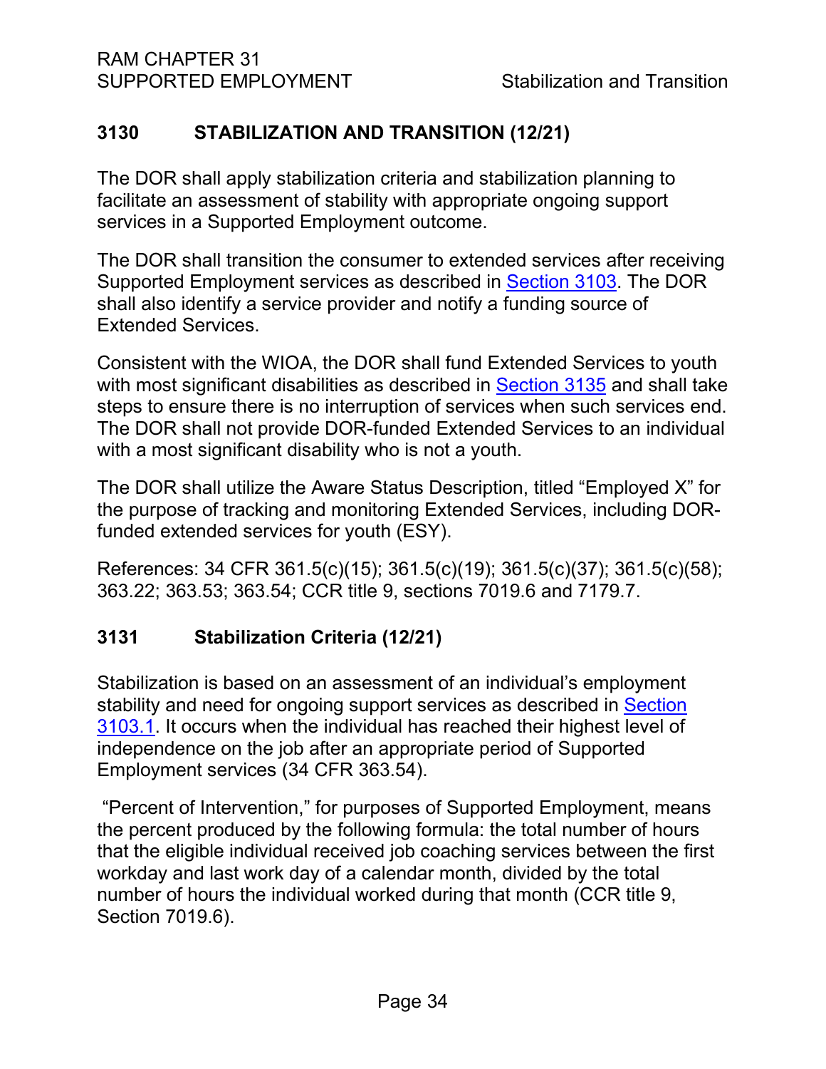## 3130 STABILIZATION AND TRANSITION (12/21)

The DOR shall apply stabilization criteria and stabilization planning to facilitate an assessment of stability with appropriate ongoing support services in a Supported Employment outcome.

The DOR shall transition the consumer to extended services after receiving Supported Employment services as described in Section 3103. The DOR shall also identify a service provider and notify a funding source of Extended Services.

Consistent with the WIOA, the DOR shall fund Extended Services to youth with most significant disabilities as described in Section 3135 and shall take steps to ensure there is no interruption of services when such services end. The DOR shall not provide DOR-funded Extended Services to an individual with a most significant disability who is not a youth.

The DOR shall utilize the Aware Status Description, titled "Employed X" for the purpose of tracking and monitoring Extended Services, including DOR-funded extended services for youth (ESY).

References: 34 CFR 361.5(c)(15); 361.5(c)(19); 361.5(c)(37); 361.5(c)(58); 363.22; 363.53; 363.54; CCR title 9, sections 7019.6 and 7179.7.

### 3131 Stabilization Criteria (12/21)

Stabilization is based on an assessment of an individual's employment stability and need for ongoing support services as described in Section 3103.1. It occurs when the individual has reached their highest level of independence on the job after an appropriate period of Supported Employment services (34 CFR 363.54).

"Percent of Intervention," for purposes of Supported Employment, means the percent produced by the following formula: the total number of hours that the eligible individual received job coaching services between the first workday and last work day of a calendar month, divided by the total number of hours the individual worked during that month (CCR title 9, Section 7019.6).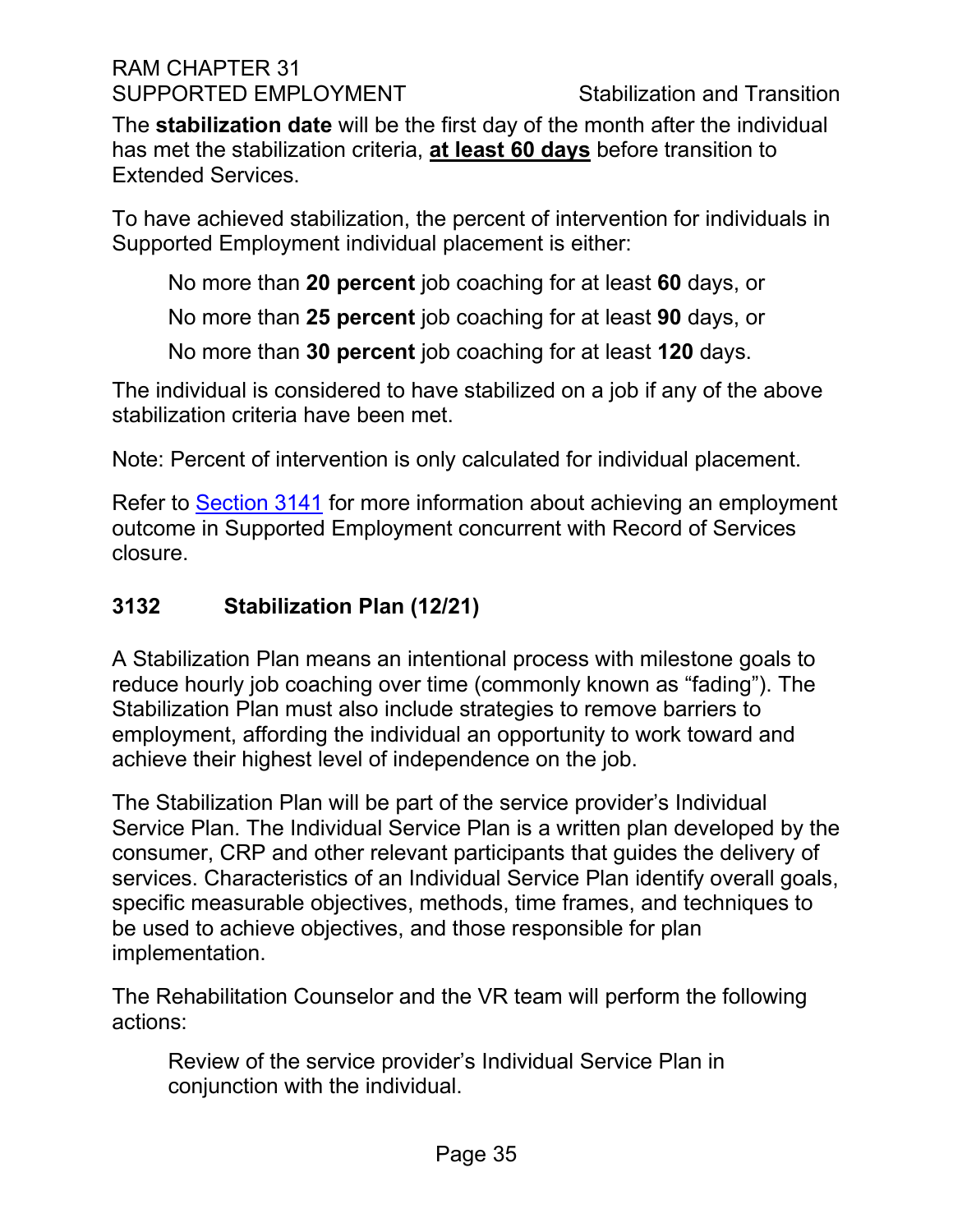The **stabilization date** will be the first day of the month after the individual has met the stabilization criteria, **at least 60 days** before transition to Extended Services.

To have achieved stabilization, the percent of intervention for individuals in Supported Employment individual placement is either:

No more than **20 percent** job coaching for at least **60** days, or

No more than **25 percent** job coaching for at least **90** days, or

No more than **30 percent** job coaching for at least **120** days.

The individual is considered to have stabilized on a job if any of the above stabilization criteria have been met.

Note: Percent of intervention is only calculated for individual placement.

Refer to Section 3141 for more information about achieving an employment outcome in Supported Employment concurrent with Record of Services closure.

### 3132 Stabilization Plan (12/21)

A Stabilization Plan means an intentional process with milestone goals to reduce hourly job coaching over time (commonly known as "fading"). The Stabilization Plan must also include strategies to remove barriers to employment, affording the individual an opportunity to work toward and achieve their highest level of independence on the job.

The Stabilization Plan will be part of the service provider's Individual Service Plan. The Individual Service Plan is a written plan developed by the consumer, CRP and other relevant participants that guides the delivery of services. Characteristics of an Individual Service Plan identify overall goals, specific measurable objectives, methods, time frames, and techniques to be used to achieve objectives, and those responsible for plan implementation.

The Rehabilitation Counselor and the VR team will perform the following actions:

Review of the service provider's Individual Service Plan in conjunction with the individual.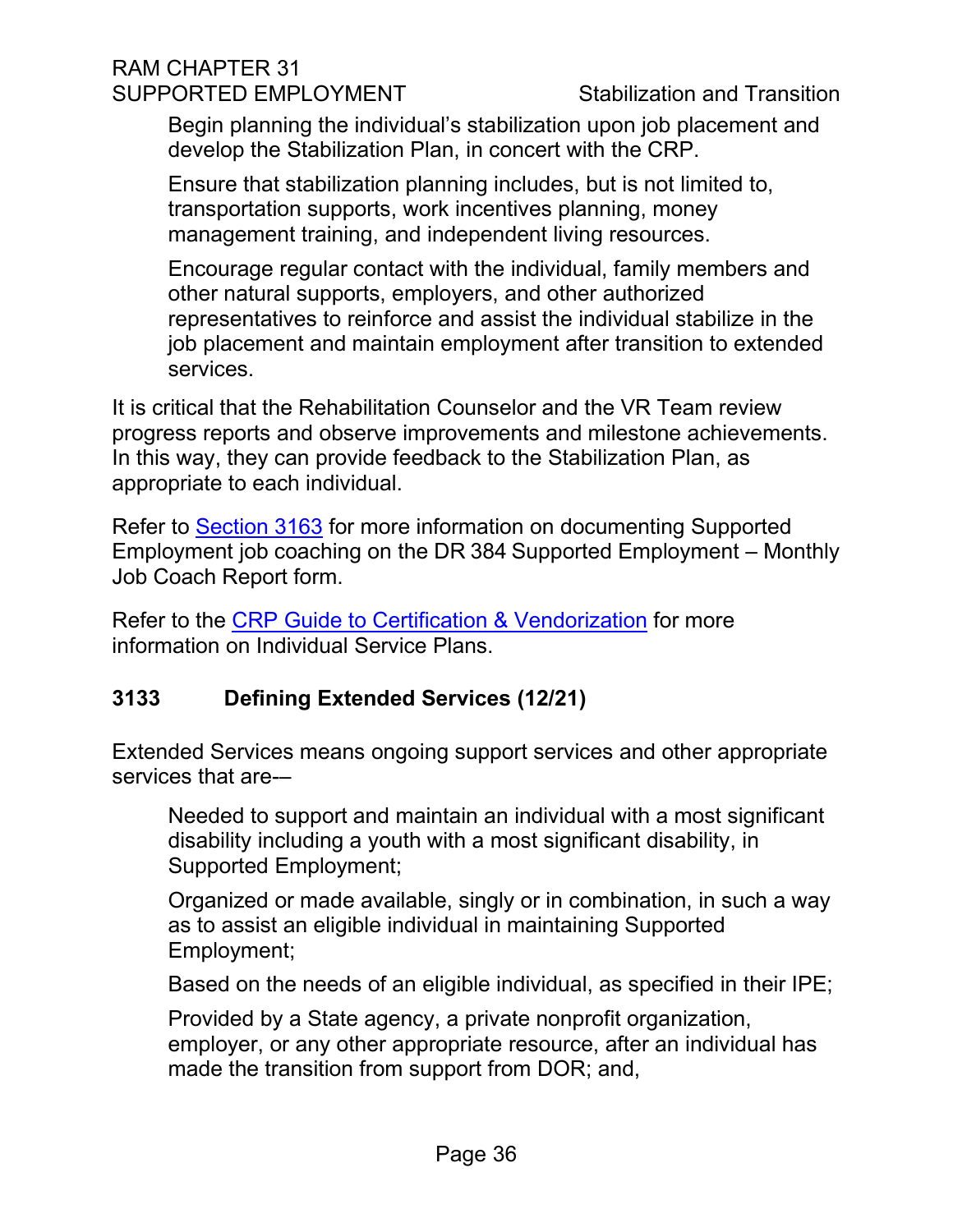Begin planning the individual's stabilization upon job placement and develop the Stabilization Plan, in concert with the CRP.

Ensure that stabilization planning includes, but is not limited to, transportation supports, work incentives planning, money management training, and independent living resources.

Encourage regular contact with the individual, family members and other natural supports, employers, and other authorized representatives to reinforce and assist the individual stabilize in the job placement and maintain employment after transition to extended services.

It is critical that the Rehabilitation Counselor and the VR Team review progress reports and observe improvements and milestone achievements. In this way, they can provide feedback to the Stabilization Plan, as appropriate to each individual.

Refer to Section 3163 for more information on documenting Supported Employment job coaching on the DR 384 Supported Employment – Monthly Job Coach Report form.

Refer to the CRP Guide to Certification & Vendorization for more information on Individual Service Plans.

## 3133 Defining Extended Services (12/21)

Extended Services means ongoing support services and other appropriate services that are-–

Needed to support and maintain an individual with a most significant disability including a youth with a most significant disability, in Supported Employment;

Organized or made available, singly or in combination, in such a way as to assist an eligible individual in maintaining Supported Employment;

Based on the needs of an eligible individual, as specified in their IPE;

Provided by a State agency, a private nonprofit organization, employer, or any other appropriate resource, after an individual has made the transition from support from DOR; and,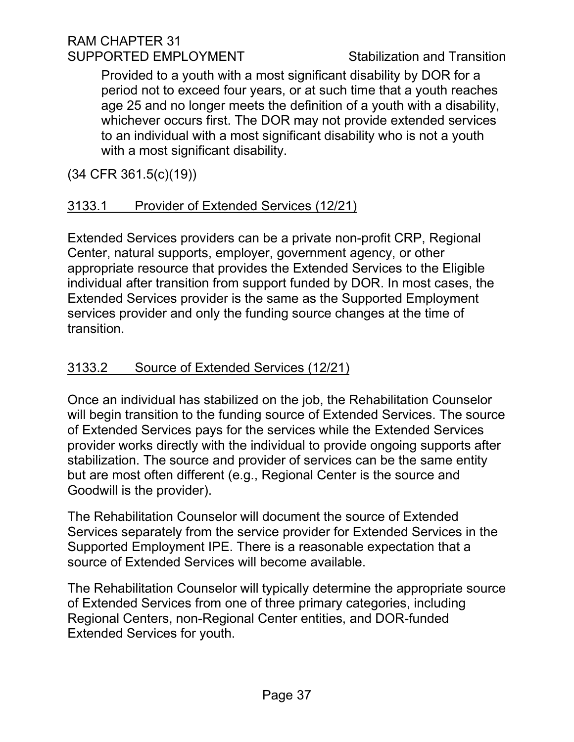Provided to a youth with a most significant disability by DOR for a period not to exceed four years, or at such time that a youth reaches age 25 and no longer meets the definition of a youth with a disability, whichever occurs first. The DOR may not provide extended services to an individual with a most significant disability who is not a youth with a most significant disability.

(34 CFR 361.5(c)(19))

### 3133.1 Provider of Extended Services (12/21)

Extended Services providers can be a private non-profit CRP, Regional Center, natural supports, employer, government agency, or other appropriate resource that provides the Extended Services to the Eligible individual after transition from support funded by DOR. In most cases, the Extended Services provider is the same as the Supported Employment services provider and only the funding source changes at the time of transition.

### 3133.2 Source of Extended Services (12/21)

Once an individual has stabilized on the job, the Rehabilitation Counselor will begin transition to the funding source of Extended Services. The source of Extended Services pays for the services while the Extended Services provider works directly with the individual to provide ongoing supports after stabilization. The source and provider of services can be the same entity but are most often different (e.g., Regional Center is the source and Goodwill is the provider).

The Rehabilitation Counselor will document the source of Extended Services separately from the service provider for Extended Services in the Supported Employment IPE. There is a reasonable expectation that a source of Extended Services will become available.

The Rehabilitation Counselor will typically determine the appropriate source of Extended Services from one of three primary categories, including Regional Centers, non-Regional Center entities, and DOR-funded Extended Services for youth.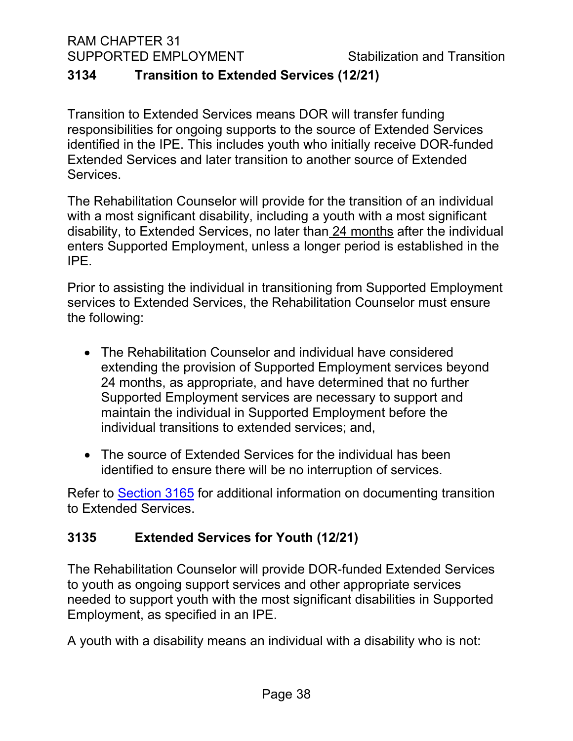## 3134 Transition to Extended Services (12/21)

Transition to Extended Services means DOR will transfer funding responsibilities for ongoing supports to the source of Extended Services identified in the IPE. This includes youth who initially receive DOR-funded Extended Services and later transition to another source of Extended Services.

The Rehabilitation Counselor will provide for the transition of an individual with a most significant disability, including a youth with a most significant disability, to Extended Services, no later than 24 months after the individual enters Supported Employment, unless a longer period is established in the IPE.

Prior to assisting the individual in transitioning from Supported Employment services to Extended Services, the Rehabilitation Counselor must ensure the following:

- The Rehabilitation Counselor and individual have considered extending the provision of Supported Employment services beyond 24 months, as appropriate, and have determined that no further Supported Employment services are necessary to support and maintain the individual in Supported Employment before the individual transitions to extended services; and,
- The source of Extended Services for the individual has been identified to ensure there will be no interruption of services.

Refer to Section 3165 for additional information on documenting transition to Extended Services.

## 3135 Extended Services for Youth (12/21)

The Rehabilitation Counselor will provide DOR-funded Extended Services to youth as ongoing support services and other appropriate services needed to support youth with the most significant disabilities in Supported Employment, as specified in an IPE.

A youth with a disability means an individual with a disability who is not: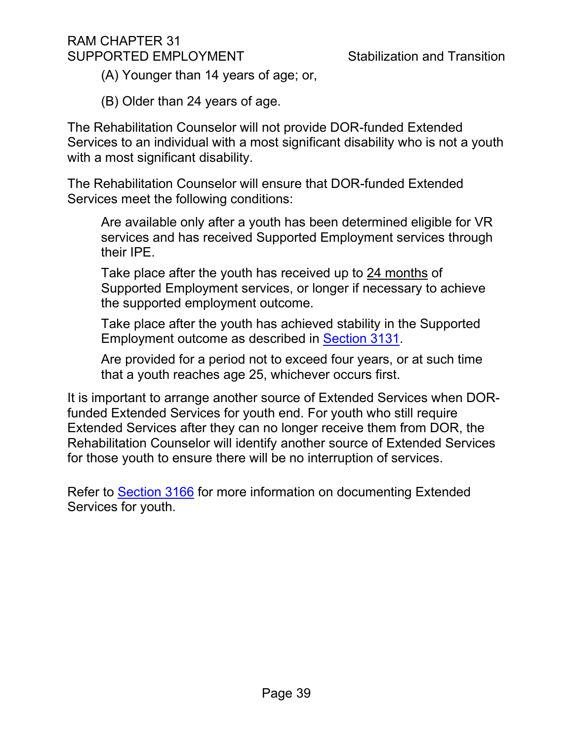(A) Younger than 14 years of age; or,

(B) Older than 24 years of age.

The Rehabilitation Counselor will not provide DOR-funded Extended Services to an individual with a most significant disability who is not a youth with a most significant disability.

The Rehabilitation Counselor will ensure that DOR-funded Extended Services meet the following conditions:

- Are available only after a youth has been determined eligible for VR services and has received Supported Employment services through their IPE.
- Take place after the youth has received up to 24 months of Supported Employment services, or longer if necessary to achieve the supported employment outcome.
- Take place after the youth has achieved stability in the Supported Employment outcome as described in Section 3131.
- Are provided for a period not to exceed four years, or at such time that a youth reaches age 25, whichever occurs first.

It is important to arrange another source of Extended Services when DOR-funded Extended Services for youth end. For youth who still require Extended Services after they can no longer receive them from DOR, the Rehabilitation Counselor will identify another source of Extended Services for those youth to ensure there will be no interruption of services.

Refer to Section 3166 for more information on documenting Extended Services for youth.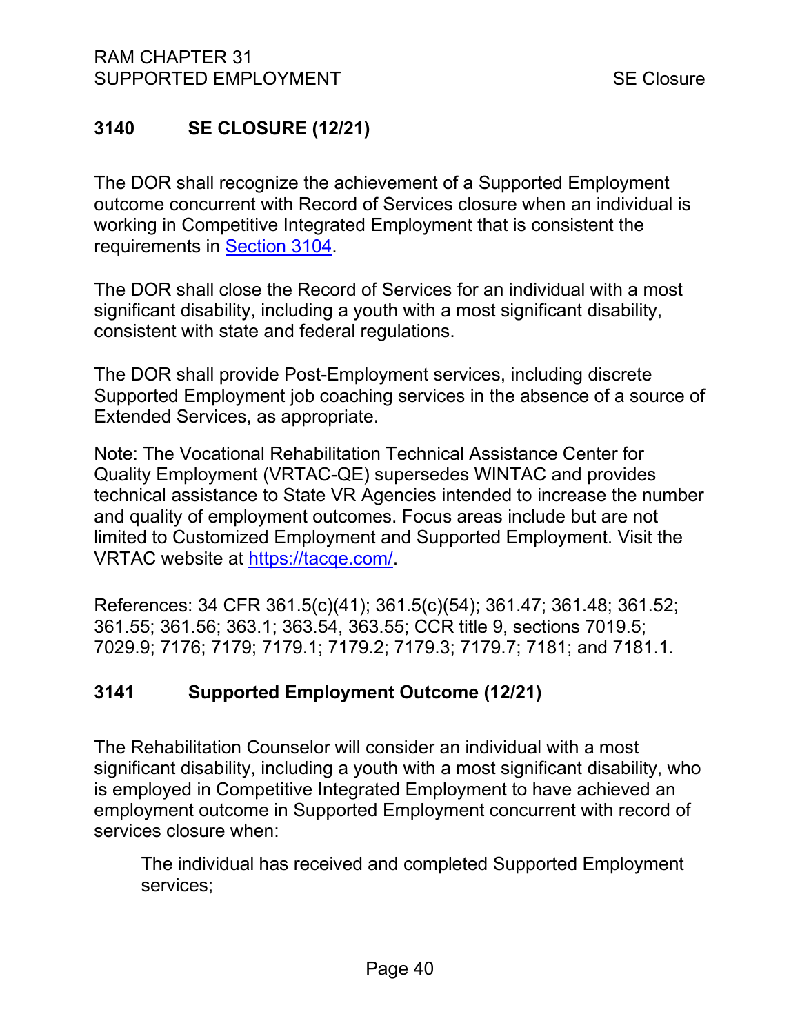## 3140 SE CLOSURE (12/21)

The DOR shall recognize the achievement of a Supported Employment outcome concurrent with Record of Services closure when an individual is working in Competitive Integrated Employment that is consistent the requirements in [Section 3104](#).

The DOR shall close the Record of Services for an individual with a most significant disability, including a youth with a most significant disability, consistent with state and federal regulations.

The DOR shall provide Post-Employment services, including discrete Supported Employment job coaching services in the absence of a source of Extended Services, as appropriate.

Note: The Vocational Rehabilitation Technical Assistance Center for Quality Employment (VRTAC-QE) supersedes WINTAC and provides technical assistance to State VR Agencies intended to increase the number and quality of employment outcomes. Focus areas include but are not limited to Customized Employment and Supported Employment. Visit the VRTAC website at [https://tacqe.com/](https://tacqe.com/).

References: 34 CFR 361.5(c)(41); 361.5(c)(54); 361.47; 361.48; 361.52; 361.55; 361.56; 363.1; 363.54, 363.55; CCR title 9, sections 7019.5; 7029.9; 7176; 7179; 7179.1; 7179.2; 7179.3; 7179.7; 7181; and 7181.1.

### 3141 Supported Employment Outcome (12/21)

The Rehabilitation Counselor will consider an individual with a most significant disability, including a youth with a most significant disability, who is employed in Competitive Integrated Employment to have achieved an employment outcome in Supported Employment concurrent with record of services closure when:

> The individual has received and completed Supported Employment services;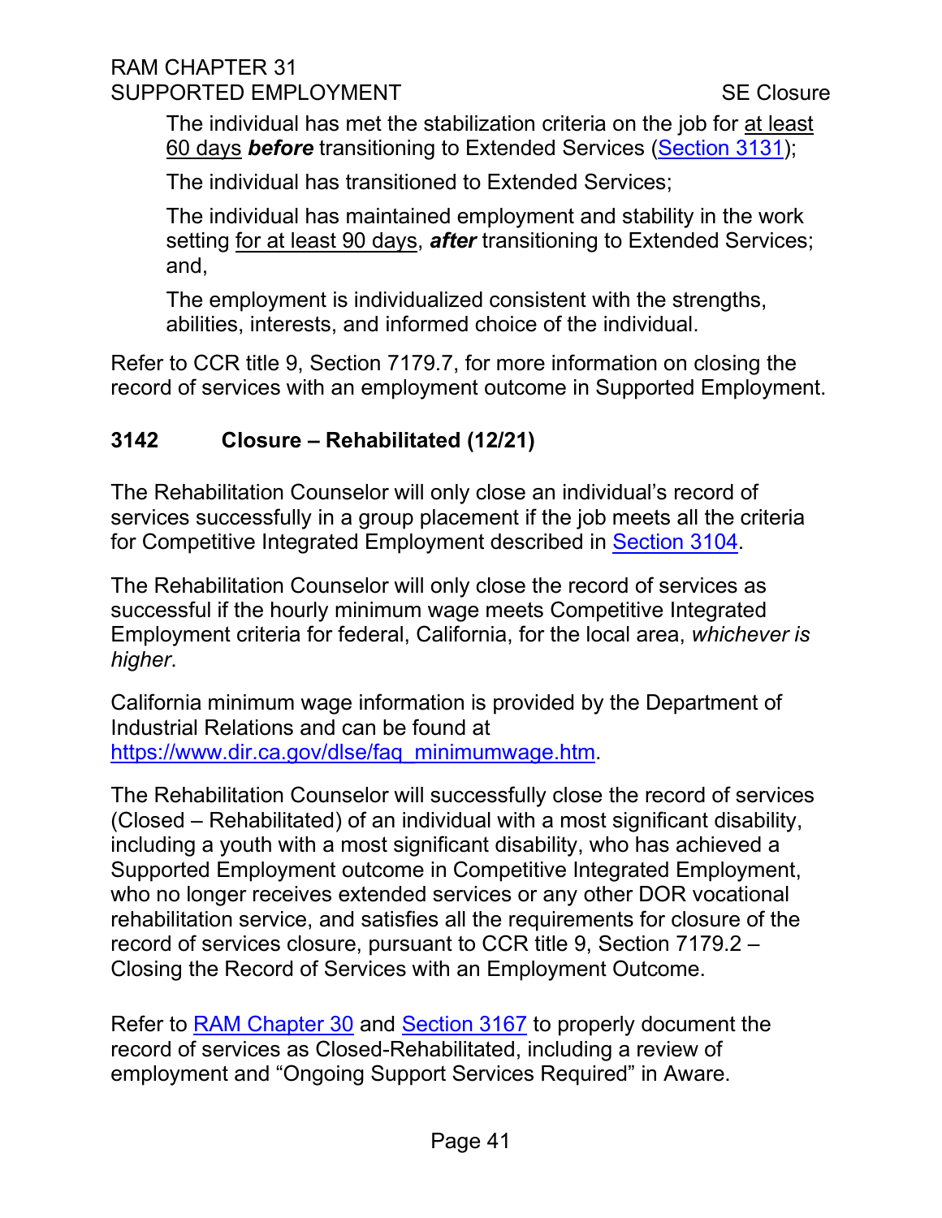The individual has met the stabilization criteria on the job for at least 60 days ***before*** transitioning to Extended Services (Section 3131);

The individual has transitioned to Extended Services;

The individual has maintained employment and stability in the work setting for at least 90 days, ***after*** transitioning to Extended Services; and,

The employment is individualized consistent with the strengths, abilities, interests, and informed choice of the individual.

Refer to CCR title 9, Section 7179.7, for more information on closing the record of services with an employment outcome in Supported Employment.

### 3142 Closure – Rehabilitated (12/21)

The Rehabilitation Counselor will only close an individual's record of services successfully in a group placement if the job meets all the criteria for Competitive Integrated Employment described in Section 3104.

The Rehabilitation Counselor will only close the record of services as successful if the hourly minimum wage meets Competitive Integrated Employment criteria for federal, California, for the local area, *whichever is higher*.

California minimum wage information is provided by the Department of Industrial Relations and can be found at https://www.dir.ca.gov/dlse/faq_minimumwage.htm.

The Rehabilitation Counselor will successfully close the record of services (Closed – Rehabilitated) of an individual with a most significant disability, including a youth with a most significant disability, who has achieved a Supported Employment outcome in Competitive Integrated Employment, who no longer receives extended services or any other DOR vocational rehabilitation service, and satisfies all the requirements for closure of the record of services closure, pursuant to CCR title 9, Section 7179.2 – Closing the Record of Services with an Employment Outcome.

Refer to RAM Chapter 30 and Section 3167 to properly document the record of services as Closed-Rehabilitated, including a review of employment and "Ongoing Support Services Required" in Aware.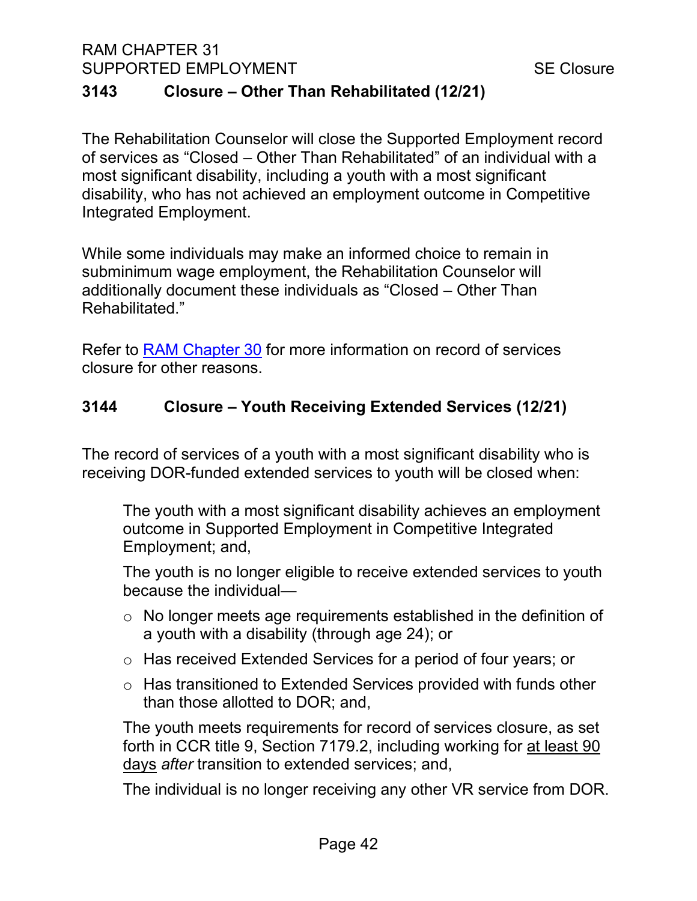### 3143 Closure – Other Than Rehabilitated (12/21)

The Rehabilitation Counselor will close the Supported Employment record of services as "Closed – Other Than Rehabilitated" of an individual with a most significant disability, including a youth with a most significant disability, who has not achieved an employment outcome in Competitive Integrated Employment.

While some individuals may make an informed choice to remain in subminimum wage employment, the Rehabilitation Counselor will additionally document these individuals as "Closed – Other Than Rehabilitated."

Refer to [RAM Chapter 30] for more information on record of services closure for other reasons.

### 3144 Closure – Youth Receiving Extended Services (12/21)

The record of services of a youth with a most significant disability who is receiving DOR-funded extended services to youth will be closed when:

The youth with a most significant disability achieves an employment outcome in Supported Employment in Competitive Integrated Employment; and,

The youth is no longer eligible to receive extended services to youth because the individual—

- No longer meets age requirements established in the definition of a youth with a disability (through age 24); or
- Has received Extended Services for a period of four years; or
- Has transitioned to Extended Services provided with funds other than those allotted to DOR; and,

The youth meets requirements for record of services closure, as set forth in CCR title 9, Section 7179.2, including working for at least 90 days *after* transition to extended services; and,

The individual is no longer receiving any other VR service from DOR.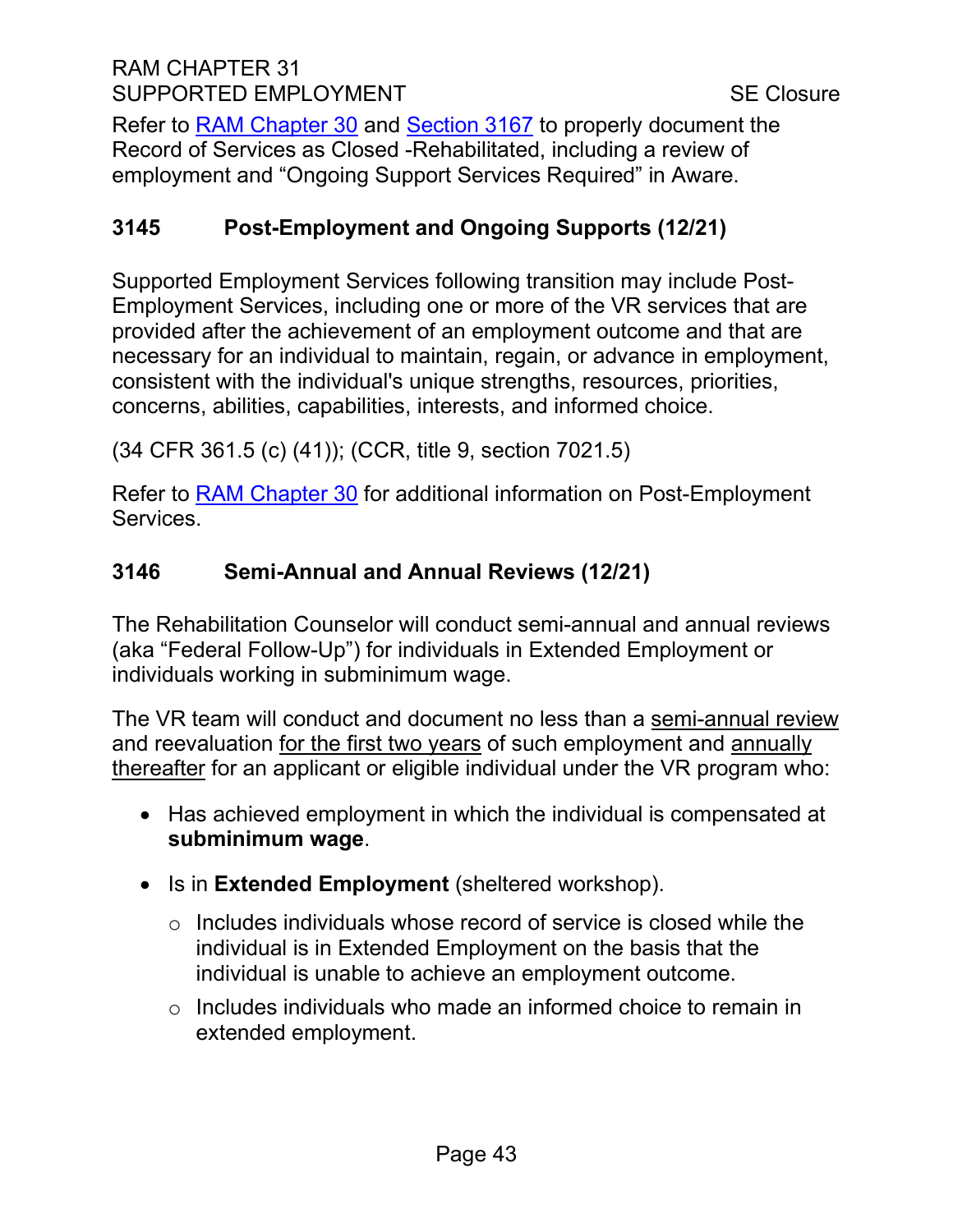Refer to RAM Chapter 30 and Section 3167 to properly document the Record of Services as Closed -Rehabilitated, including a review of employment and "Ongoing Support Services Required" in Aware.

## 3145 Post-Employment and Ongoing Supports (12/21)

Supported Employment Services following transition may include Post-Employment Services, including one or more of the VR services that are provided after the achievement of an employment outcome and that are necessary for an individual to maintain, regain, or advance in employment, consistent with the individual's unique strengths, resources, priorities, concerns, abilities, capabilities, interests, and informed choice.

(34 CFR 361.5 (c) (41)); (CCR, title 9, section 7021.5)

Refer to RAM Chapter 30 for additional information on Post-Employment Services.

## 3146 Semi-Annual and Annual Reviews (12/21)

The Rehabilitation Counselor will conduct semi-annual and annual reviews (aka "Federal Follow-Up") for individuals in Extended Employment or individuals working in subminimum wage.

The VR team will conduct and document no less than a semi-annual review and reevaluation for the first two years of such employment and annually thereafter for an applicant or eligible individual under the VR program who:

- Has achieved employment in which the individual is compensated at **subminimum wage**.
- Is in **Extended Employment** (sheltered workshop).
  - Includes individuals whose record of service is closed while the individual is in Extended Employment on the basis that the individual is unable to achieve an employment outcome.
  - Includes individuals who made an informed choice to remain in extended employment.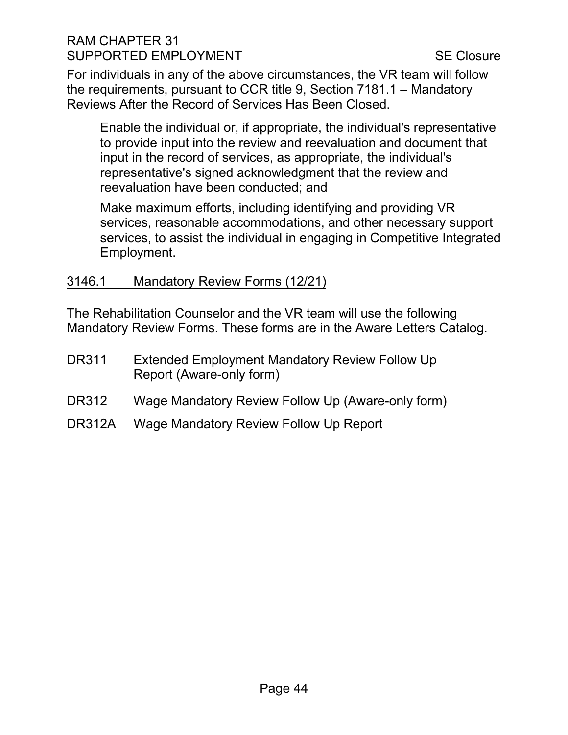For individuals in any of the above circumstances, the VR team will follow the requirements, pursuant to CCR title 9, Section 7181.1 – Mandatory Reviews After the Record of Services Has Been Closed.

> Enable the individual or, if appropriate, the individual's representative to provide input into the review and reevaluation and document that input in the record of services, as appropriate, the individual's representative's signed acknowledgment that the review and reevaluation have been conducted; and
>
> Make maximum efforts, including identifying and providing VR services, reasonable accommodations, and other necessary support services, to assist the individual in engaging in Competitive Integrated Employment.

### 3146.1 Mandatory Review Forms (12/21)

The Rehabilitation Counselor and the VR team will use the following Mandatory Review Forms. These forms are in the Aware Letters Catalog.

- DR311 Extended Employment Mandatory Review Follow Up Report (Aware-only form)
- DR312 Wage Mandatory Review Follow Up (Aware-only form)
- DR312A Wage Mandatory Review Follow Up Report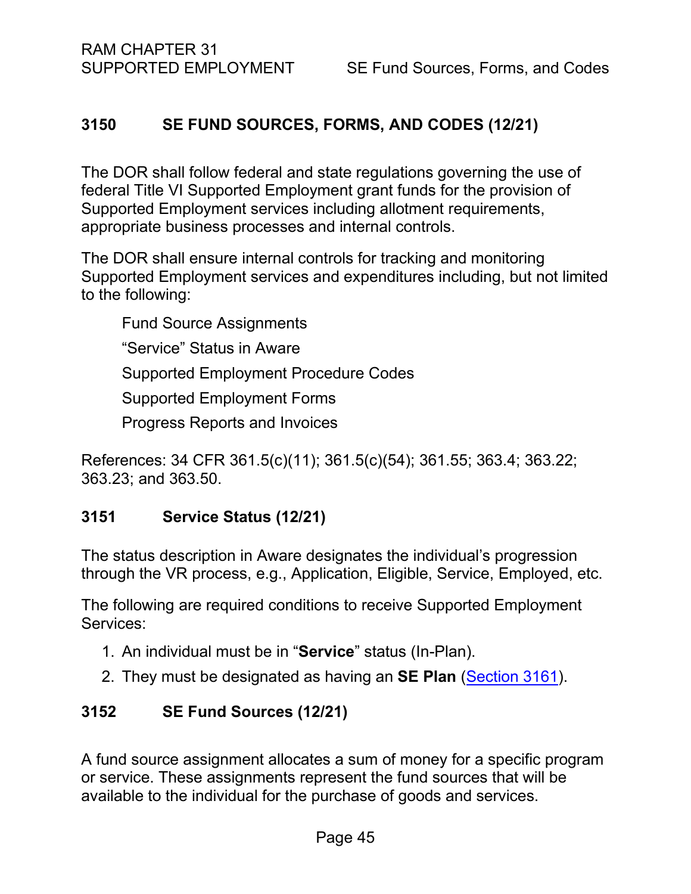## 3150 SE FUND SOURCES, FORMS, AND CODES (12/21)

The DOR shall follow federal and state regulations governing the use of federal Title VI Supported Employment grant funds for the provision of Supported Employment services including allotment requirements, appropriate business processes and internal controls.

The DOR shall ensure internal controls for tracking and monitoring Supported Employment services and expenditures including, but not limited to the following:

- Fund Source Assignments
- “Service” Status in Aware
- Supported Employment Procedure Codes
- Supported Employment Forms
- Progress Reports and Invoices

References: 34 CFR 361.5(c)(11); 361.5(c)(54); 361.55; 363.4; 363.22; 363.23; and 363.50.

### 3151 Service Status (12/21)

The status description in Aware designates the individual’s progression through the VR process, e.g., Application, Eligible, Service, Employed, etc.

The following are required conditions to receive Supported Employment Services:

1. An individual must be in “**Service**” status (In-Plan).
2. They must be designated as having an **SE Plan** (Section 3161).

### 3152 SE Fund Sources (12/21)

A fund source assignment allocates a sum of money for a specific program or service. These assignments represent the fund sources that will be available to the individual for the purchase of goods and services.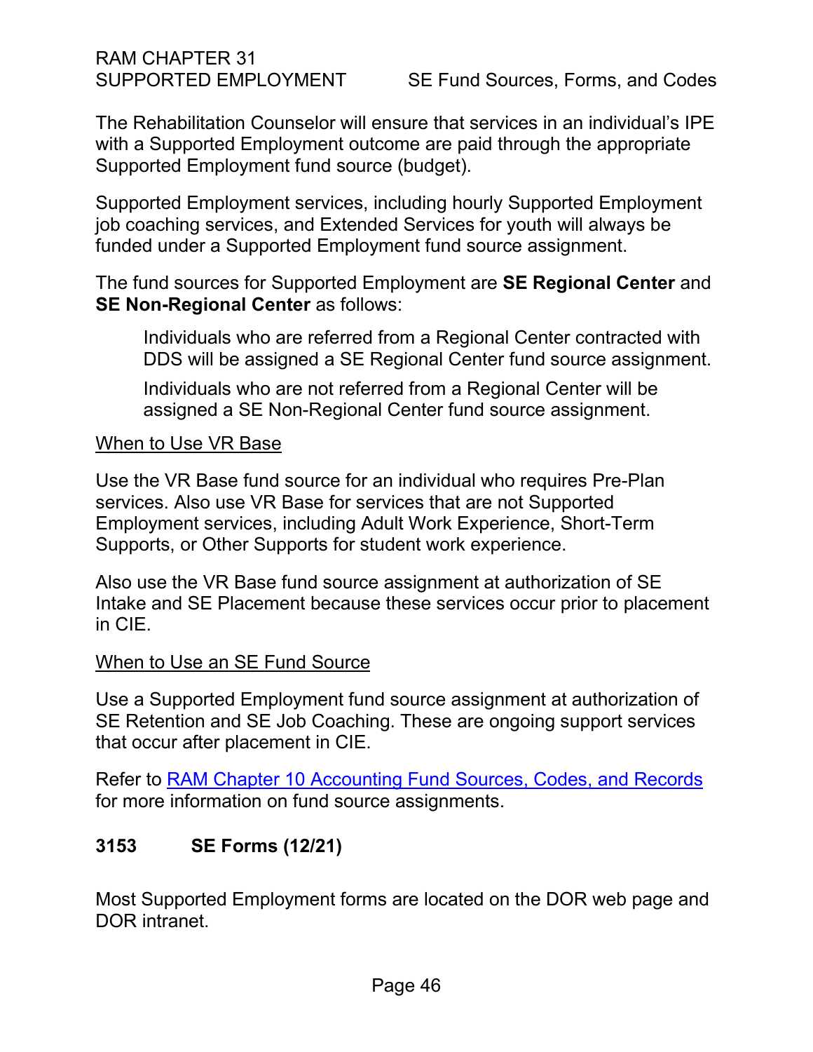The Rehabilitation Counselor will ensure that services in an individual's IPE with a Supported Employment outcome are paid through the appropriate Supported Employment fund source (budget).

Supported Employment services, including hourly Supported Employment job coaching services, and Extended Services for youth will always be funded under a Supported Employment fund source assignment.

The fund sources for Supported Employment are **SE Regional Center** and **SE Non-Regional Center** as follows:

> Individuals who are referred from a Regional Center contracted with DDS will be assigned a SE Regional Center fund source assignment.
>
> Individuals who are not referred from a Regional Center will be assigned a SE Non-Regional Center fund source assignment.

<u>When to Use VR Base</u>

Use the VR Base fund source for an individual who requires Pre-Plan services. Also use VR Base for services that are not Supported Employment services, including Adult Work Experience, Short-Term Supports, or Other Supports for student work experience.

Also use the VR Base fund source assignment at authorization of SE Intake and SE Placement because these services occur prior to placement in CIE.

<u>When to Use an SE Fund Source</u>

Use a Supported Employment fund source assignment at authorization of SE Retention and SE Job Coaching. These are ongoing support services that occur after placement in CIE.

Refer to [RAM Chapter 10 Accounting Fund Sources, Codes, and Records] for more information on fund source assignments.

## 3153 SE Forms (12/21)

Most Supported Employment forms are located on the DOR web page and DOR intranet.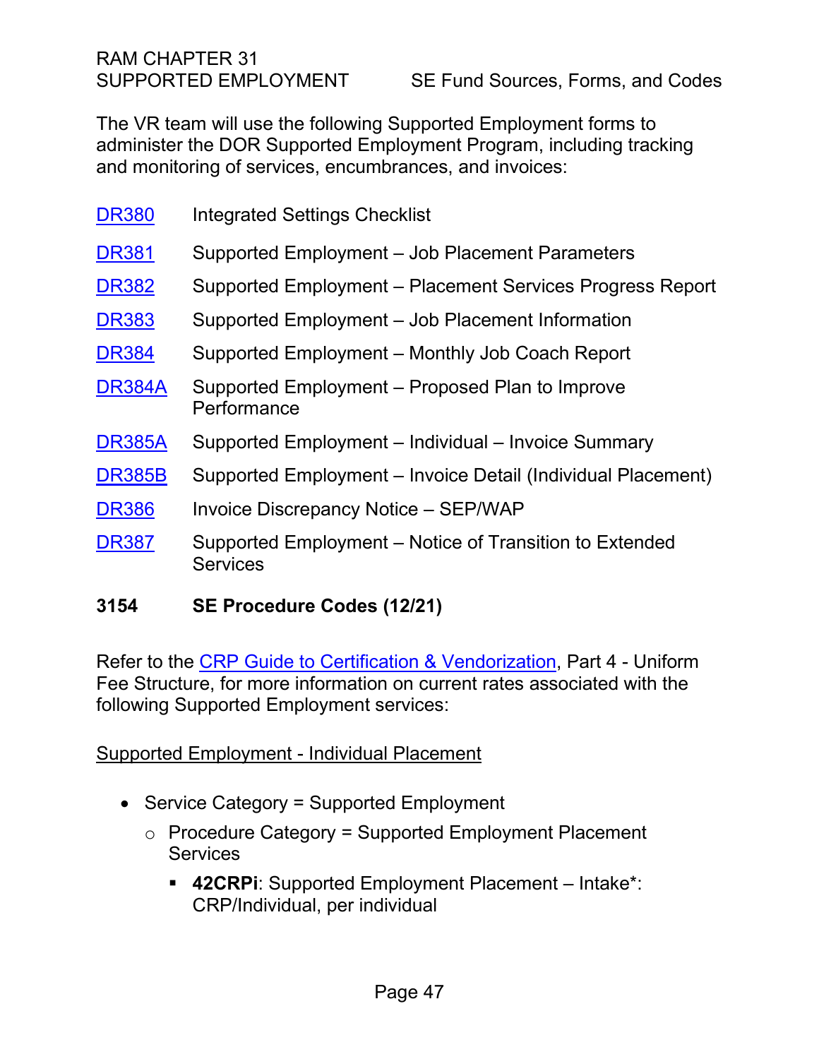The VR team will use the following Supported Employment forms to administer the DOR Supported Employment Program, including tracking and monitoring of services, encumbrances, and invoices:

| | |
|---|---|
| DR380 | Integrated Settings Checklist |
| DR381 | Supported Employment – Job Placement Parameters |
| DR382 | Supported Employment – Placement Services Progress Report |
| DR383 | Supported Employment – Job Placement Information |
| DR384 | Supported Employment – Monthly Job Coach Report |
| DR384A | Supported Employment – Proposed Plan to Improve Performance |
| DR385A | Supported Employment – Individual – Invoice Summary |
| DR385B | Supported Employment – Invoice Detail (Individual Placement) |
| DR386 | Invoice Discrepancy Notice – SEP/WAP |
| DR387 | Supported Employment – Notice of Transition to Extended Services |

## 3154 SE Procedure Codes (12/21)

Refer to the CRP Guide to Certification & Vendorization, Part 4 - Uniform Fee Structure, for more information on current rates associated with the following Supported Employment services:

Supported Employment - Individual Placement

- Service Category = Supported Employment
  - Procedure Category = Supported Employment Placement Services
    - **42CRPi**: Supported Employment Placement – Intake*: CRP/Individual, per individual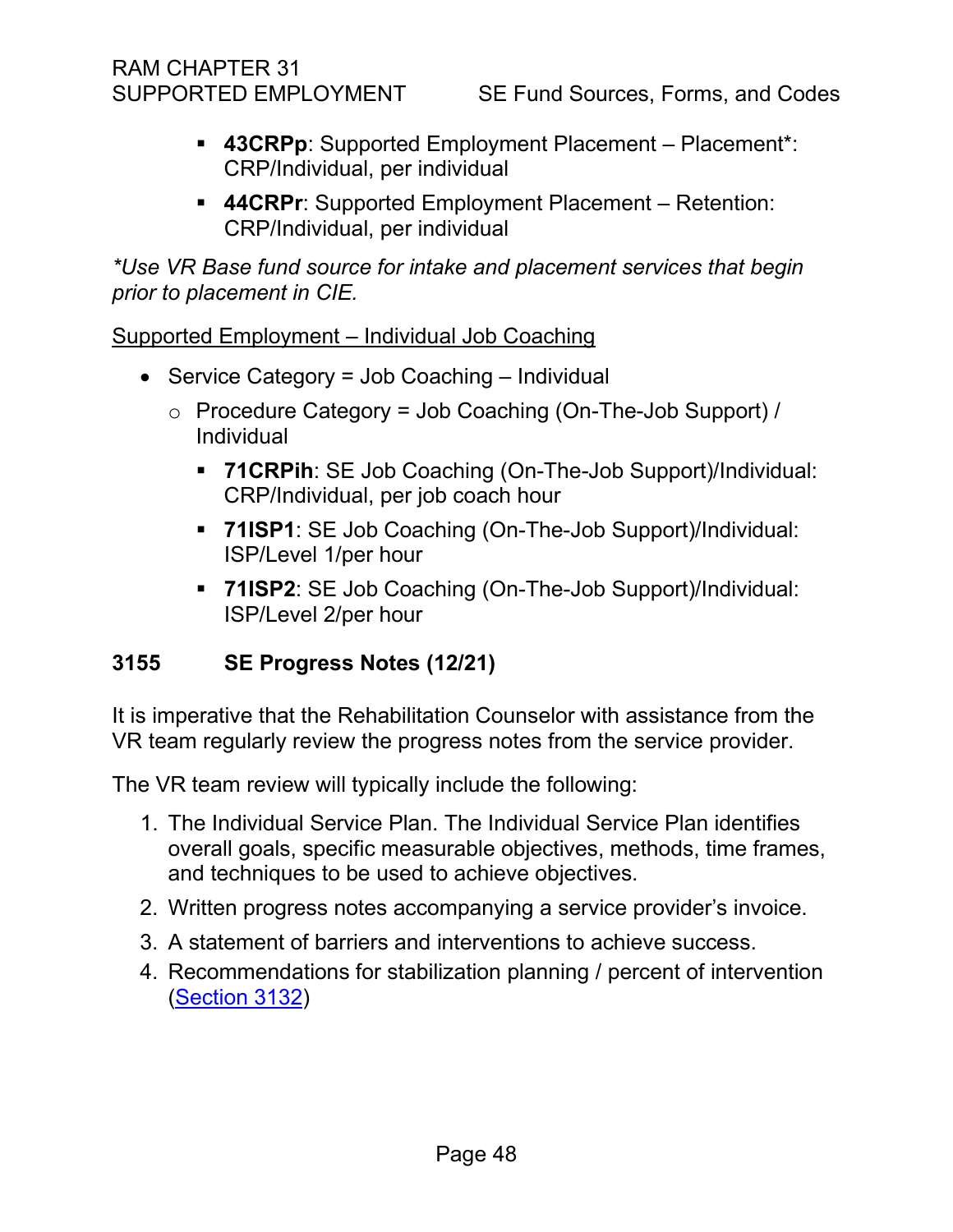- **43CRPp**: Supported Employment Placement – Placement*: CRP/Individual, per individual
- **44CRPr**: Supported Employment Placement – Retention: CRP/Individual, per individual

*\*Use VR Base fund source for intake and placement services that begin prior to placement in CIE.*

Supported Employment – Individual Job Coaching

- Service Category = Job Coaching – Individual
  - Procedure Category = Job Coaching (On-The-Job Support) / Individual
    - **71CRPih**: SE Job Coaching (On-The-Job Support)/Individual: CRP/Individual, per job coach hour
    - **71ISP1**: SE Job Coaching (On-The-Job Support)/Individual: ISP/Level 1/per hour
    - **71ISP2**: SE Job Coaching (On-The-Job Support)/Individual: ISP/Level 2/per hour

## 3155 SE Progress Notes (12/21)

It is imperative that the Rehabilitation Counselor with assistance from the VR team regularly review the progress notes from the service provider.

The VR team review will typically include the following:

1. The Individual Service Plan. The Individual Service Plan identifies overall goals, specific measurable objectives, methods, time frames, and techniques to be used to achieve objectives.
2. Written progress notes accompanying a service provider's invoice.
3. A statement of barriers and interventions to achieve success.
4. Recommendations for stabilization planning / percent of intervention (Section 3132)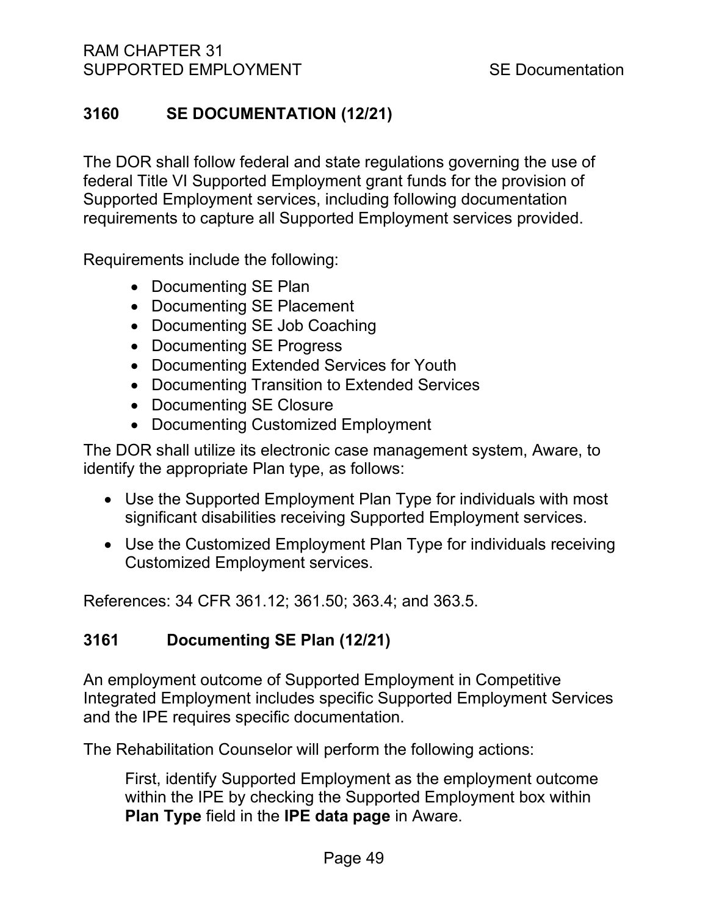## 3160 SE DOCUMENTATION (12/21)

The DOR shall follow federal and state regulations governing the use of federal Title VI Supported Employment grant funds for the provision of Supported Employment services, including following documentation requirements to capture all Supported Employment services provided.

Requirements include the following:

- Documenting SE Plan
- Documenting SE Placement
- Documenting SE Job Coaching
- Documenting SE Progress
- Documenting Extended Services for Youth
- Documenting Transition to Extended Services
- Documenting SE Closure
- Documenting Customized Employment

The DOR shall utilize its electronic case management system, Aware, to identify the appropriate Plan type, as follows:

- Use the Supported Employment Plan Type for individuals with most significant disabilities receiving Supported Employment services.
- Use the Customized Employment Plan Type for individuals receiving Customized Employment services.

References: 34 CFR 361.12; 361.50; 363.4; and 363.5.

### 3161 Documenting SE Plan (12/21)

An employment outcome of Supported Employment in Competitive Integrated Employment includes specific Supported Employment Services and the IPE requires specific documentation.

The Rehabilitation Counselor will perform the following actions:

First, identify Supported Employment as the employment outcome within the IPE by checking the Supported Employment box within **Plan Type** field in the **IPE data page** in Aware.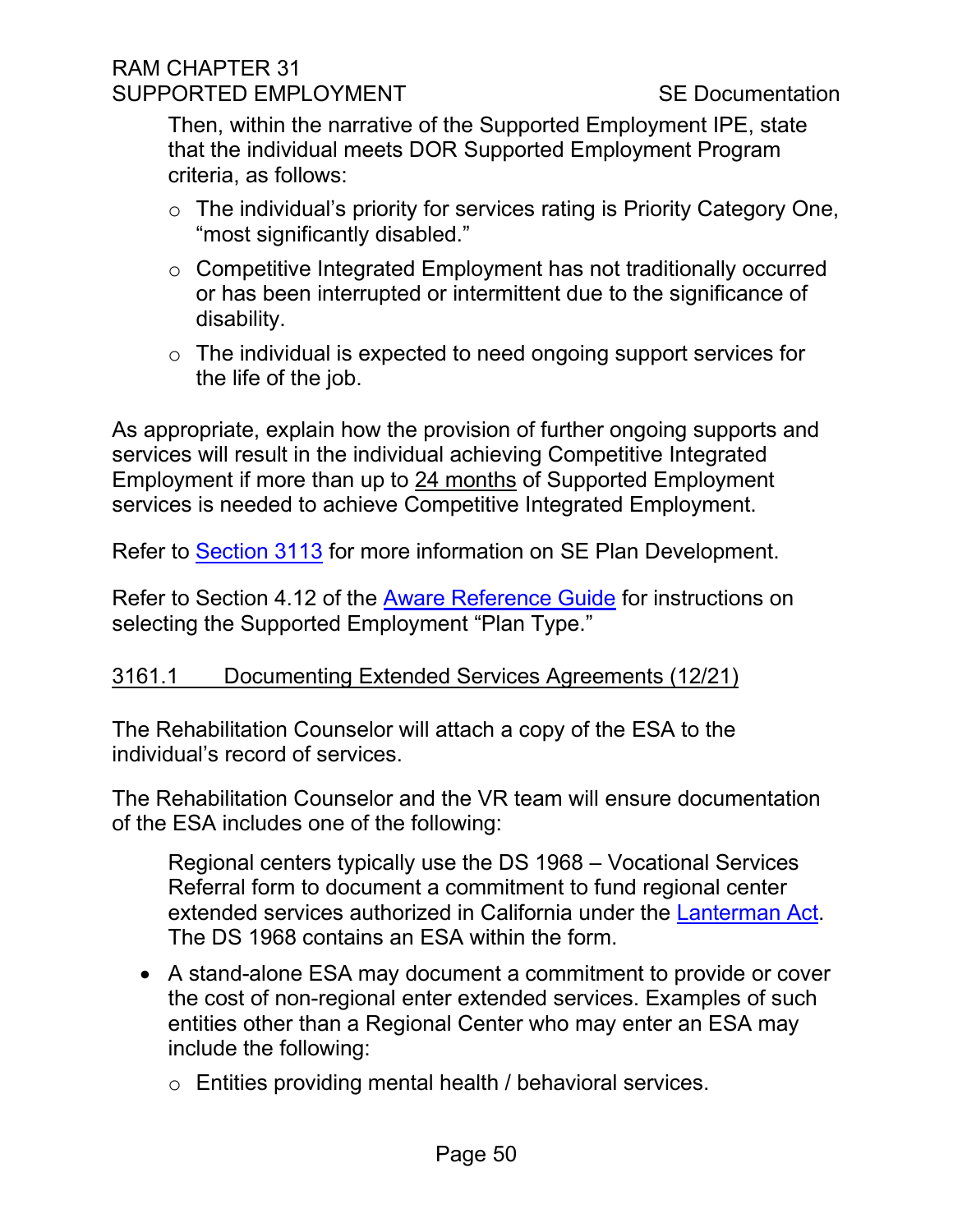Then, within the narrative of the Supported Employment IPE, state that the individual meets DOR Supported Employment Program criteria, as follows:

- The individual's priority for services rating is Priority Category One, "most significantly disabled."
- Competitive Integrated Employment has not traditionally occurred or has been interrupted or intermittent due to the significance of disability.
- The individual is expected to need ongoing support services for the life of the job.

As appropriate, explain how the provision of further ongoing supports and services will result in the individual achieving Competitive Integrated Employment if more than up to <u>24 months</u> of Supported Employment services is needed to achieve Competitive Integrated Employment.

Refer to [Section 3113](#) for more information on SE Plan Development.

Refer to Section 4.12 of the [Aware Reference Guide](#) for instructions on selecting the Supported Employment "Plan Type."

### 3161.1 Documenting Extended Services Agreements (12/21)

The Rehabilitation Counselor will attach a copy of the ESA to the individual's record of services.

The Rehabilitation Counselor and the VR team will ensure documentation of the ESA includes one of the following:

Regional centers typically use the DS 1968 – Vocational Services Referral form to document a commitment to fund regional center extended services authorized in California under the [Lanterman Act](#). The DS 1968 contains an ESA within the form.

- A stand-alone ESA may document a commitment to provide or cover the cost of non-regional enter extended services. Examples of such entities other than a Regional Center who may enter an ESA may include the following:
  - Entities providing mental health / behavioral services.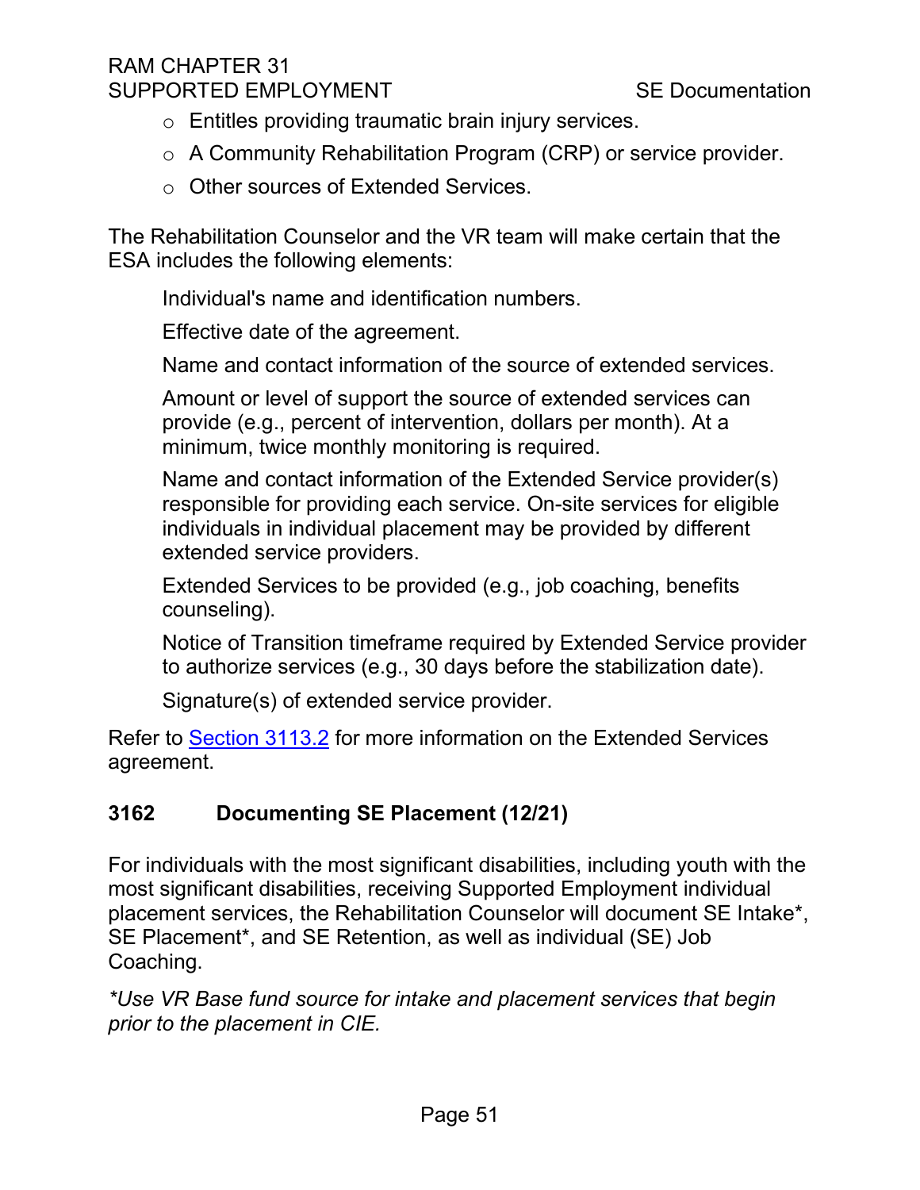- Entitles providing traumatic brain injury services.
- A Community Rehabilitation Program (CRP) or service provider.
- Other sources of Extended Services.

The Rehabilitation Counselor and the VR team will make certain that the ESA includes the following elements:

Individual's name and identification numbers.

Effective date of the agreement.

Name and contact information of the source of extended services.

Amount or level of support the source of extended services can provide (e.g., percent of intervention, dollars per month). At a minimum, twice monthly monitoring is required.

Name and contact information of the Extended Service provider(s) responsible for providing each service. On-site services for eligible individuals in individual placement may be provided by different extended service providers.

Extended Services to be provided (e.g., job coaching, benefits counseling).

Notice of Transition timeframe required by Extended Service provider to authorize services (e.g., 30 days before the stabilization date).

Signature(s) of extended service provider.

Refer to Section 3113.2 for more information on the Extended Services agreement.

## 3162 Documenting SE Placement (12/21)

For individuals with the most significant disabilities, including youth with the most significant disabilities, receiving Supported Employment individual placement services, the Rehabilitation Counselor will document SE Intake*, SE Placement*, and SE Retention, as well as individual (SE) Job Coaching.

*\*Use VR Base fund source for intake and placement services that begin prior to the placement in CIE.*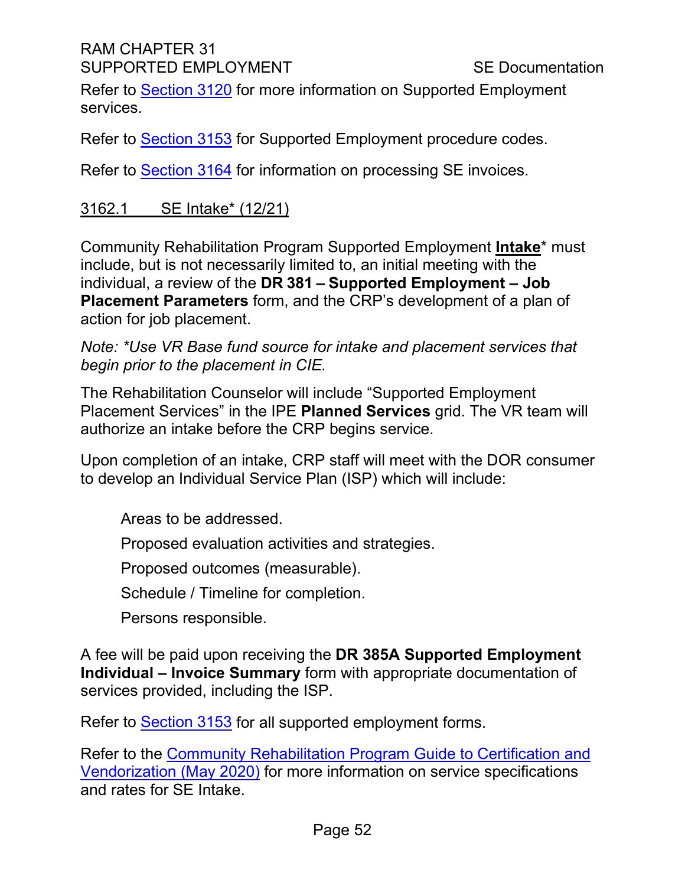Refer to Section 3120 for more information on Supported Employment services.

Refer to Section 3153 for Supported Employment procedure codes.

Refer to Section 3164 for information on processing SE invoices.

## 3162.1 SE Intake* (12/21)

Community Rehabilitation Program Supported Employment **Intake*** must include, but is not necessarily limited to, an initial meeting with the individual, a review of the **DR 381 – Supported Employment – Job Placement Parameters** form, and the CRP's development of a plan of action for job placement.

*Note: *Use VR Base fund source for intake and placement services that begin prior to the placement in CIE.*

The Rehabilitation Counselor will include "Supported Employment Placement Services" in the IPE **Planned Services** grid. The VR team will authorize an intake before the CRP begins service.

Upon completion of an intake, CRP staff will meet with the DOR consumer to develop an Individual Service Plan (ISP) which will include:

- Areas to be addressed.
- Proposed evaluation activities and strategies.
- Proposed outcomes (measurable).
- Schedule / Timeline for completion.
- Persons responsible.

A fee will be paid upon receiving the **DR 385A Supported Employment Individual – Invoice Summary** form with appropriate documentation of services provided, including the ISP.

Refer to Section 3153 for all supported employment forms.

Refer to the Community Rehabilitation Program Guide to Certification and Vendorization (May 2020) for more information on service specifications and rates for SE Intake.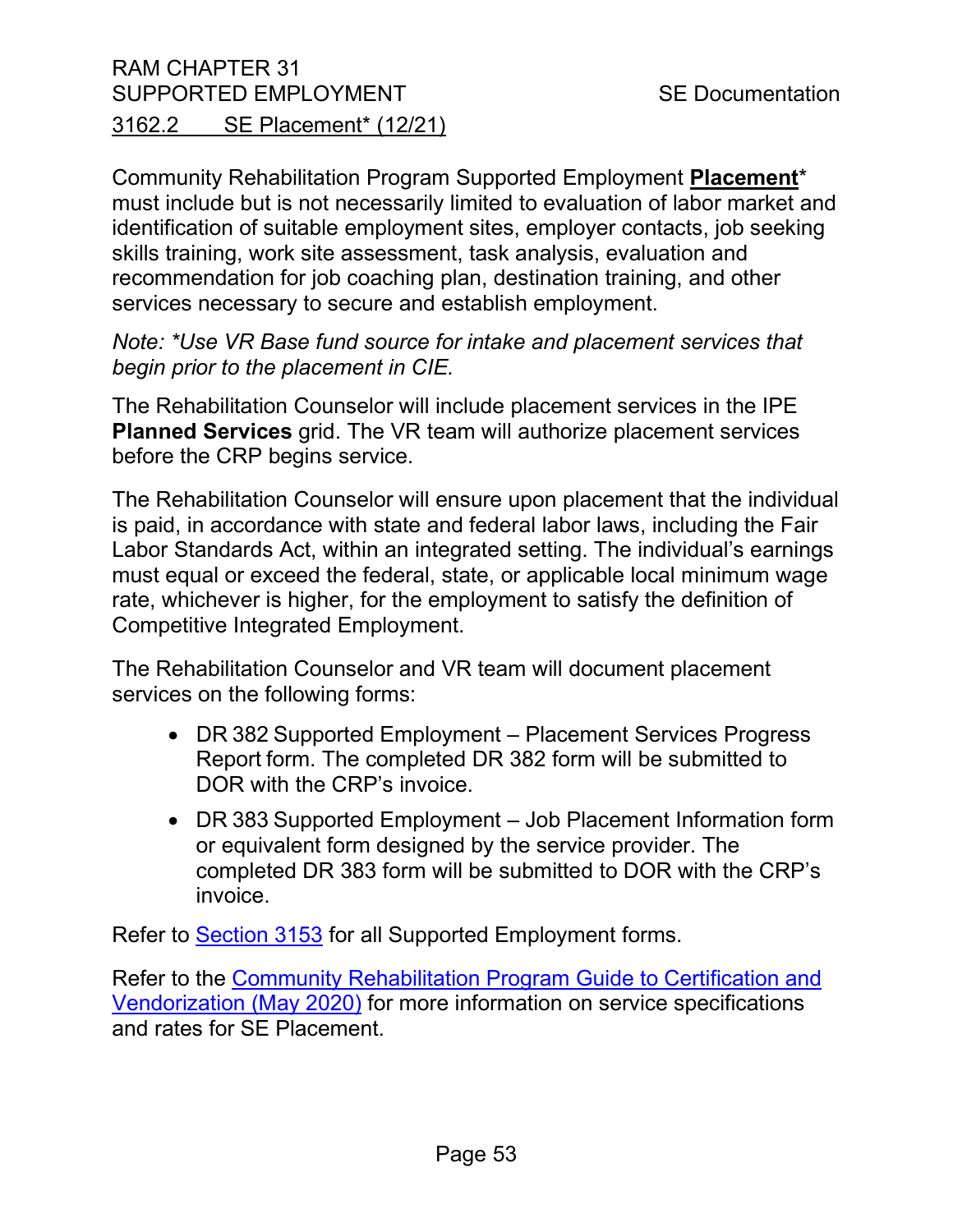## 3162.2 SE Placement* (12/21)

Community Rehabilitation Program Supported Employment **Placement*** must include but is not necessarily limited to evaluation of labor market and identification of suitable employment sites, employer contacts, job seeking skills training, work site assessment, task analysis, evaluation and recommendation for job coaching plan, destination training, and other services necessary to secure and establish employment.

*Note: *Use VR Base fund source for intake and placement services that begin prior to the placement in CIE.*

The Rehabilitation Counselor will include placement services in the IPE **Planned Services** grid. The VR team will authorize placement services before the CRP begins service.

The Rehabilitation Counselor will ensure upon placement that the individual is paid, in accordance with state and federal labor laws, including the Fair Labor Standards Act, within an integrated setting. The individual's earnings must equal or exceed the federal, state, or applicable local minimum wage rate, whichever is higher, for the employment to satisfy the definition of Competitive Integrated Employment.

The Rehabilitation Counselor and VR team will document placement services on the following forms:

- DR 382 Supported Employment – Placement Services Progress Report form. The completed DR 382 form will be submitted to DOR with the CRP's invoice.
- DR 383 Supported Employment – Job Placement Information form or equivalent form designed by the service provider. The completed DR 383 form will be submitted to DOR with the CRP's invoice.

Refer to Section 3153 for all Supported Employment forms.

Refer to the Community Rehabilitation Program Guide to Certification and Vendorization (May 2020) for more information on service specifications and rates for SE Placement.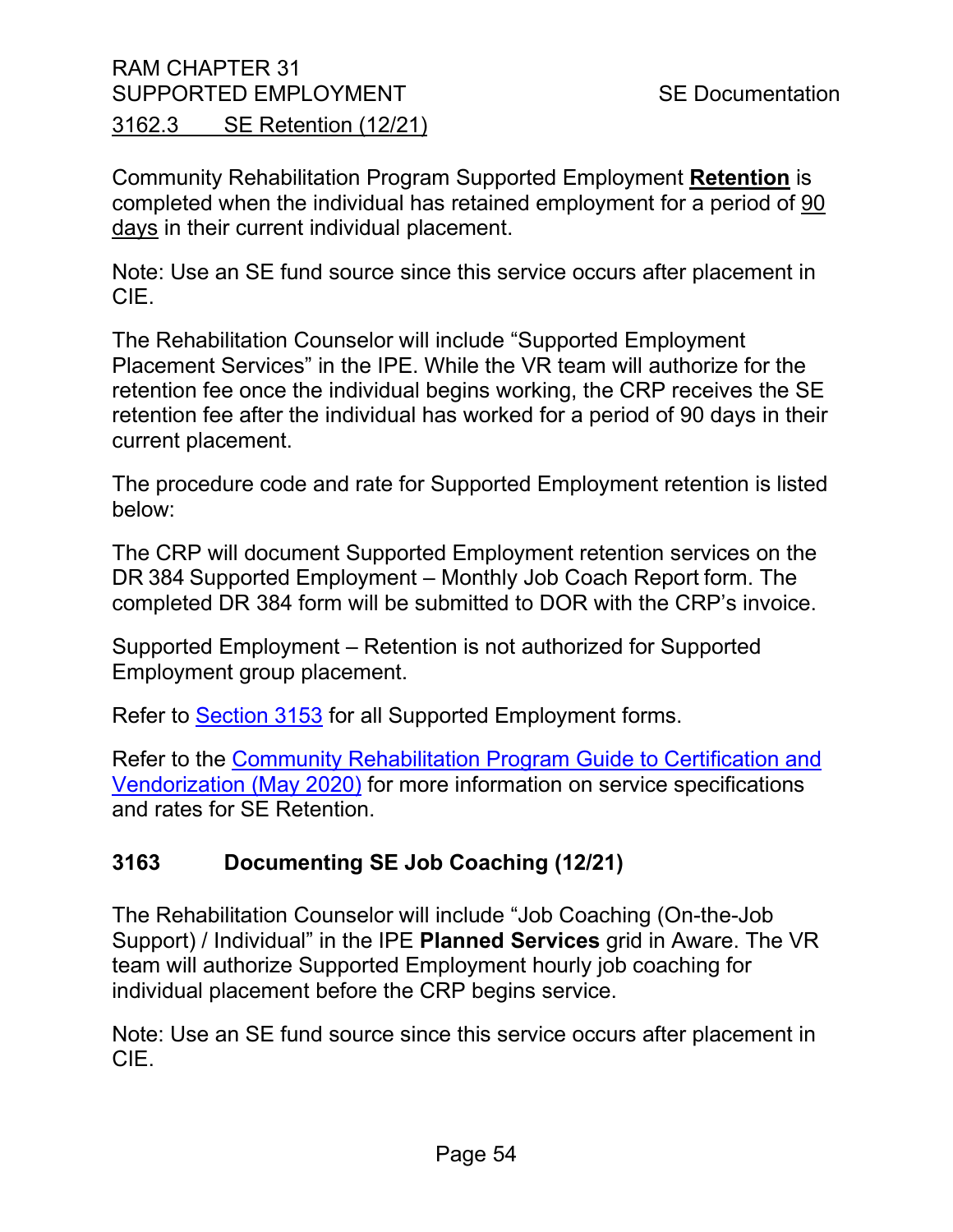### 3162.3 SE Retention (12/21)

Community Rehabilitation Program Supported Employment **Retention** is completed when the individual has retained employment for a period of 90 days in their current individual placement.

Note: Use an SE fund source since this service occurs after placement in CIE.

The Rehabilitation Counselor will include "Supported Employment Placement Services" in the IPE. While the VR team will authorize for the retention fee once the individual begins working, the CRP receives the SE retention fee after the individual has worked for a period of 90 days in their current placement.

The procedure code and rate for Supported Employment retention is listed below:

The CRP will document Supported Employment retention services on the DR 384 Supported Employment – Monthly Job Coach Report form. The completed DR 384 form will be submitted to DOR with the CRP's invoice.

Supported Employment – Retention is not authorized for Supported Employment group placement.

Refer to Section 3153 for all Supported Employment forms.

Refer to the Community Rehabilitation Program Guide to Certification and Vendorization (May 2020) for more information on service specifications and rates for SE Retention.

## 3163 Documenting SE Job Coaching (12/21)

The Rehabilitation Counselor will include "Job Coaching (On-the-Job Support) / Individual" in the IPE **Planned Services** grid in Aware. The VR team will authorize Supported Employment hourly job coaching for individual placement before the CRP begins service.

Note: Use an SE fund source since this service occurs after placement in CIE.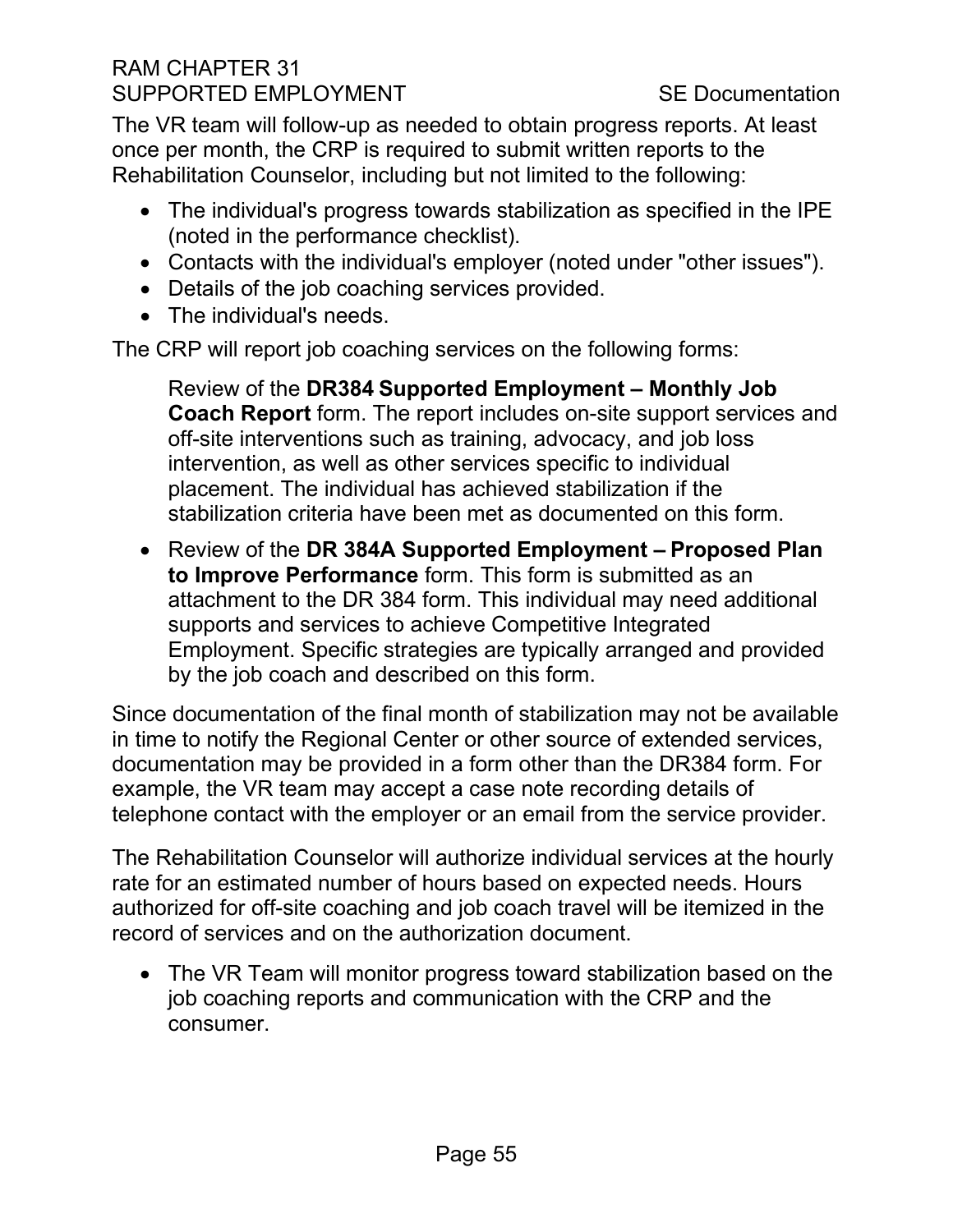The VR team will follow-up as needed to obtain progress reports. At least once per month, the CRP is required to submit written reports to the Rehabilitation Counselor, including but not limited to the following:

- The individual's progress towards stabilization as specified in the IPE (noted in the performance checklist).
- Contacts with the individual's employer (noted under "other issues").
- Details of the job coaching services provided.
- The individual's needs.

The CRP will report job coaching services on the following forms:

Review of the **DR384 Supported Employment – Monthly Job Coach Report** form. The report includes on-site support services and off-site interventions such as training, advocacy, and job loss intervention, as well as other services specific to individual placement. The individual has achieved stabilization if the stabilization criteria have been met as documented on this form.

- Review of the **DR 384A Supported Employment – Proposed Plan to Improve Performance** form. This form is submitted as an attachment to the DR 384 form. This individual may need additional supports and services to achieve Competitive Integrated Employment. Specific strategies are typically arranged and provided by the job coach and described on this form.

Since documentation of the final month of stabilization may not be available in time to notify the Regional Center or other source of extended services, documentation may be provided in a form other than the DR384 form. For example, the VR team may accept a case note recording details of telephone contact with the employer or an email from the service provider.

The Rehabilitation Counselor will authorize individual services at the hourly rate for an estimated number of hours based on expected needs. Hours authorized for off-site coaching and job coach travel will be itemized in the record of services and on the authorization document.

- The VR Team will monitor progress toward stabilization based on the job coaching reports and communication with the CRP and the consumer.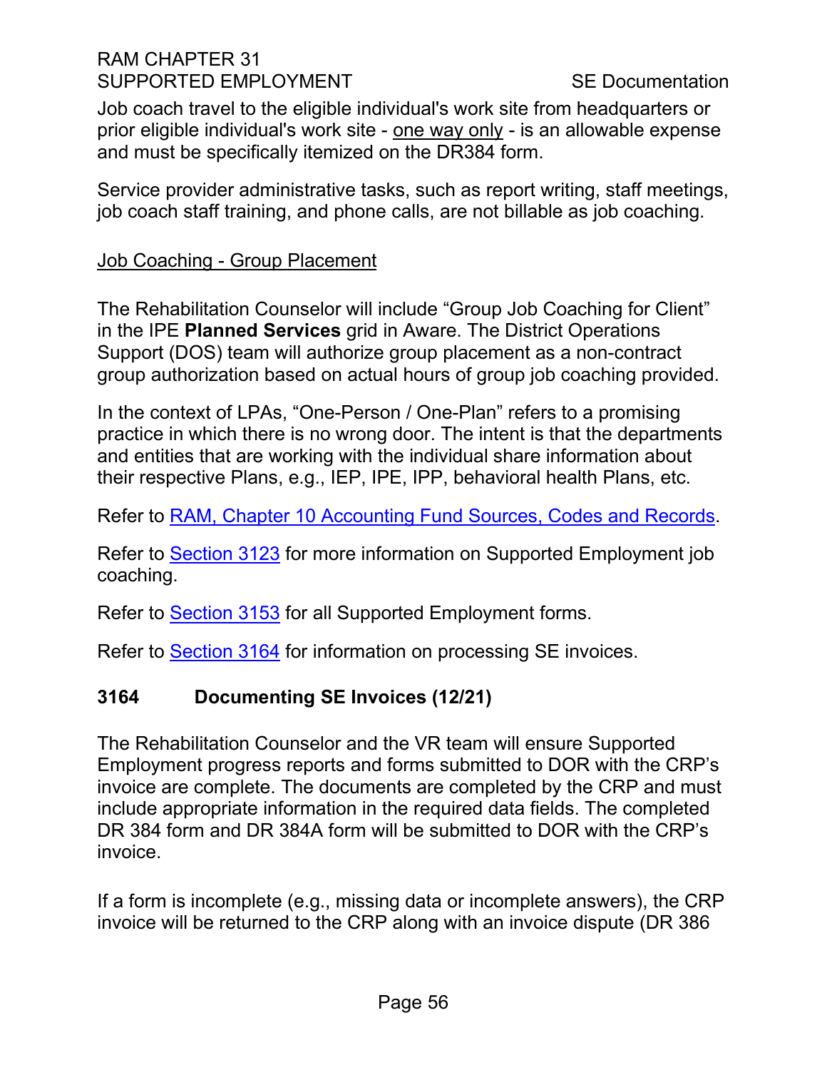Job coach travel to the eligible individual's work site from headquarters or prior eligible individual's work site - <u>one way only</u> - is an allowable expense and must be specifically itemized on the DR384 form.

Service provider administrative tasks, such as report writing, staff meetings, job coach staff training, and phone calls, are not billable as job coaching.

<u>Job Coaching - Group Placement</u>

The Rehabilitation Counselor will include “Group Job Coaching for Client” in the IPE **Planned Services** grid in Aware. The District Operations Support (DOS) team will authorize group placement as a non-contract group authorization based on actual hours of group job coaching provided.

In the context of LPAs, “One-Person / One-Plan” refers to a promising practice in which there is no wrong door. The intent is that the departments and entities that are working with the individual share information about their respective Plans, e.g., IEP, IPE, IPP, behavioral health Plans, etc.

Refer to [RAM, Chapter 10 Accounting Fund Sources, Codes and Records](#).

Refer to [Section 3123](#) for more information on Supported Employment job coaching.

Refer to [Section 3153](#) for all Supported Employment forms.

Refer to [Section 3164](#) for information on processing SE invoices.

## 3164 Documenting SE Invoices (12/21)

The Rehabilitation Counselor and the VR team will ensure Supported Employment progress reports and forms submitted to DOR with the CRP’s invoice are complete. The documents are completed by the CRP and must include appropriate information in the required data fields. The completed DR 384 form and DR 384A form will be submitted to DOR with the CRP’s invoice.

If a form is incomplete (e.g., missing data or incomplete answers), the CRP invoice will be returned to the CRP along with an invoice dispute (DR 386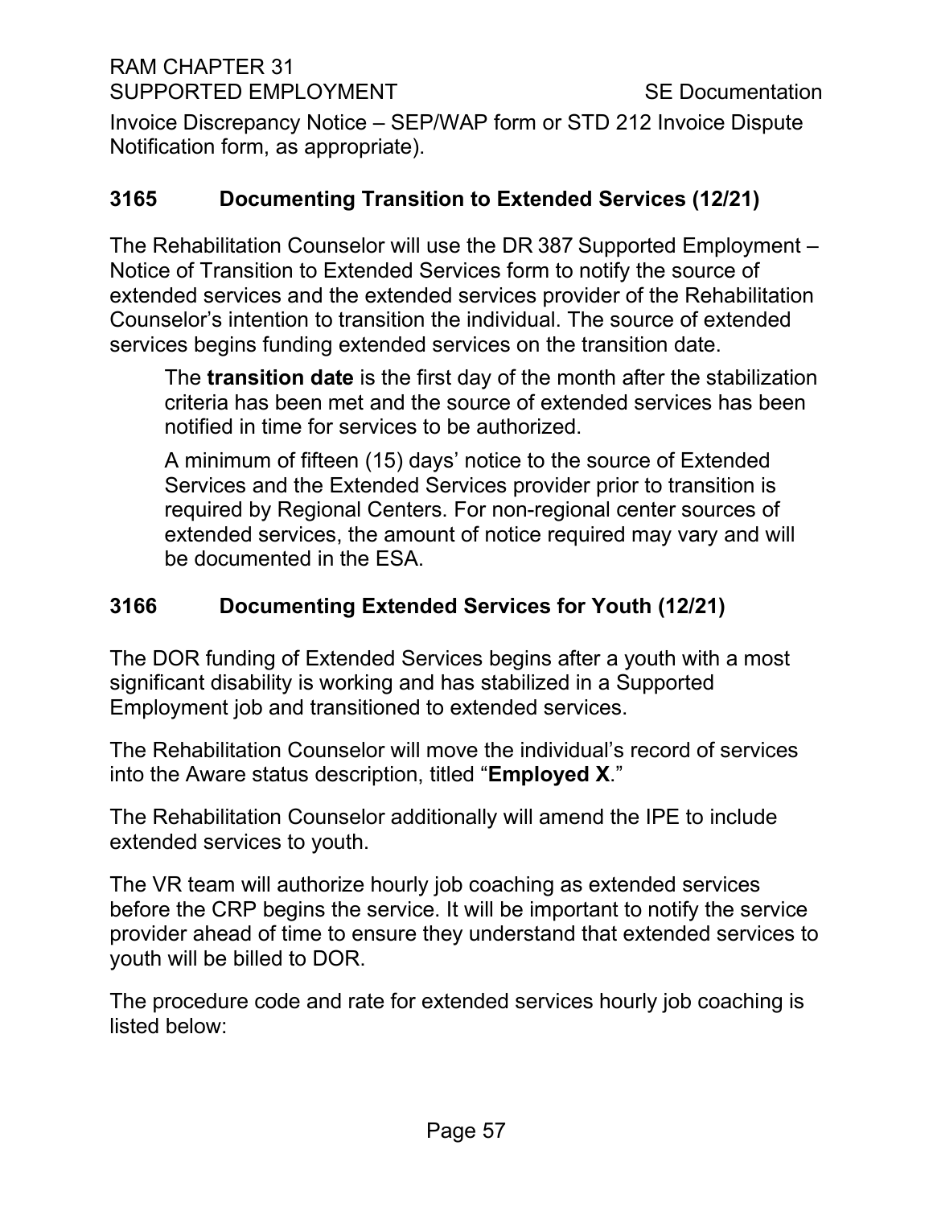Invoice Discrepancy Notice – SEP/WAP form or STD 212 Invoice Dispute Notification form, as appropriate).

## 3165 Documenting Transition to Extended Services (12/21)

The Rehabilitation Counselor will use the DR 387 Supported Employment – Notice of Transition to Extended Services form to notify the source of extended services and the extended services provider of the Rehabilitation Counselor's intention to transition the individual. The source of extended services begins funding extended services on the transition date.

> The **transition date** is the first day of the month after the stabilization criteria has been met and the source of extended services has been notified in time for services to be authorized.
>
> A minimum of fifteen (15) days' notice to the source of Extended Services and the Extended Services provider prior to transition is required by Regional Centers. For non-regional center sources of extended services, the amount of notice required may vary and will be documented in the ESA.

## 3166 Documenting Extended Services for Youth (12/21)

The DOR funding of Extended Services begins after a youth with a most significant disability is working and has stabilized in a Supported Employment job and transitioned to extended services.

The Rehabilitation Counselor will move the individual's record of services into the Aware status description, titled "**Employed X**."

The Rehabilitation Counselor additionally will amend the IPE to include extended services to youth.

The VR team will authorize hourly job coaching as extended services before the CRP begins the service. It will be important to notify the service provider ahead of time to ensure they understand that extended services to youth will be billed to DOR.

The procedure code and rate for extended services hourly job coaching is listed below: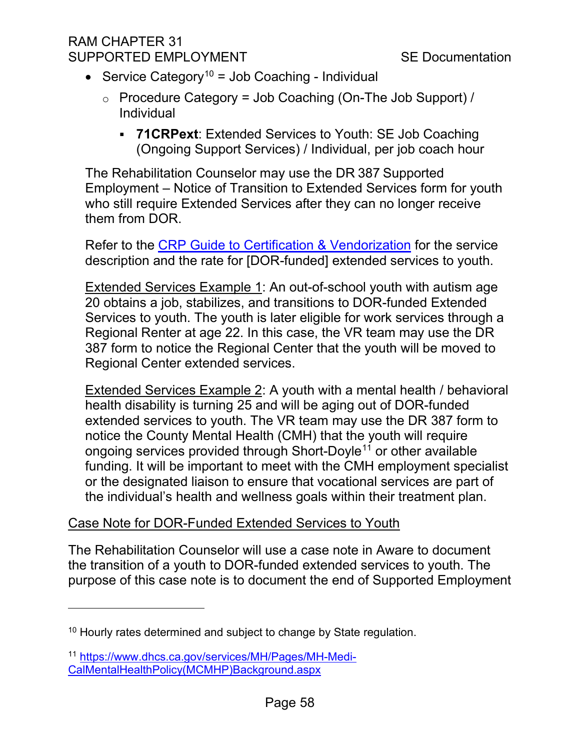- Service Category[10] = Job Coaching - Individual
  - Procedure Category = Job Coaching (On-The Job Support) / Individual
    - **71CRPext**: Extended Services to Youth: SE Job Coaching (Ongoing Support Services) / Individual, per job coach hour

The Rehabilitation Counselor may use the DR 387 Supported Employment – Notice of Transition to Extended Services form for youth who still require Extended Services after they can no longer receive them from DOR.

Refer to the CRP Guide to Certification & Vendorization for the service description and the rate for [DOR-funded] extended services to youth.

Extended Services Example 1: An out-of-school youth with autism age 20 obtains a job, stabilizes, and transitions to DOR-funded Extended Services to youth. The youth is later eligible for work services through a Regional Renter at age 22. In this case, the VR team may use the DR 387 form to notice the Regional Center that the youth will be moved to Regional Center extended services.

Extended Services Example 2: A youth with a mental health / behavioral health disability is turning 25 and will be aging out of DOR-funded extended services to youth. The VR team may use the DR 387 form to notice the County Mental Health (CMH) that the youth will require ongoing services provided through Short-Doyle[11] or other available funding. It will be important to meet with the CMH employment specialist or the designated liaison to ensure that vocational services are part of the individual's health and wellness goals within their treatment plan.

Case Note for DOR-Funded Extended Services to Youth

The Rehabilitation Counselor will use a case note in Aware to document the transition of a youth to DOR-funded extended services to youth. The purpose of this case note is to document the end of Supported Employment

---

[10] Hourly rates determined and subject to change by State regulation.

[11] https://www.dhcs.ca.gov/services/MH/Pages/MH-Medi-CalMentalHealthPolicy(MCMHP)Background.aspx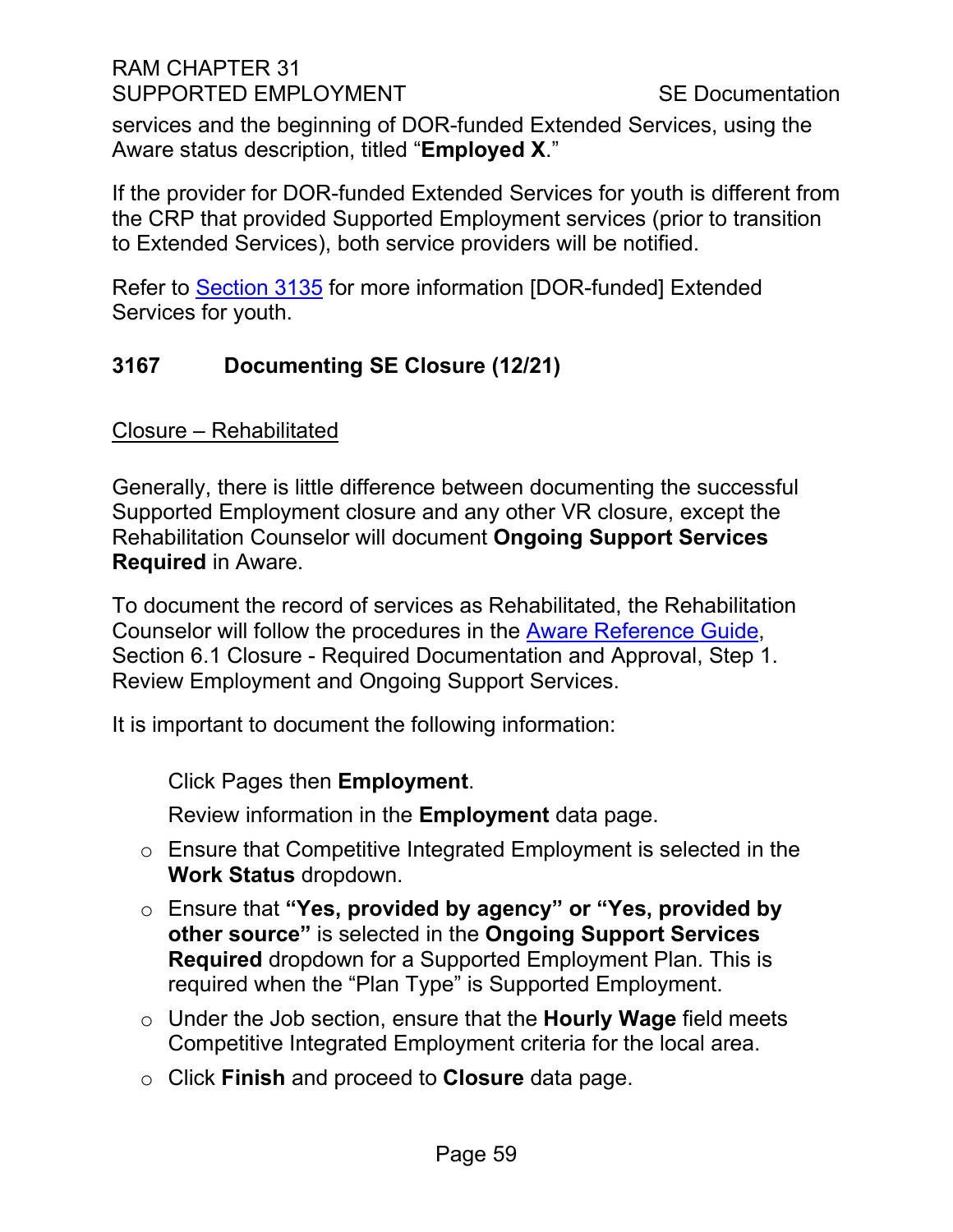services and the beginning of DOR-funded Extended Services, using the Aware status description, titled "**Employed X**."

If the provider for DOR-funded Extended Services for youth is different from the CRP that provided Supported Employment services (prior to transition to Extended Services), both service providers will be notified.

Refer to Section 3135 for more information [DOR-funded] Extended Services for youth.

## 3167 Documenting SE Closure (12/21)

Closure – Rehabilitated

Generally, there is little difference between documenting the successful Supported Employment closure and any other VR closure, except the Rehabilitation Counselor will document **Ongoing Support Services Required** in Aware.

To document the record of services as Rehabilitated, the Rehabilitation Counselor will follow the procedures in the Aware Reference Guide, Section 6.1 Closure - Required Documentation and Approval, Step 1. Review Employment and Ongoing Support Services.

It is important to document the following information:

Click Pages then **Employment**.

Review information in the **Employment** data page.

- Ensure that Competitive Integrated Employment is selected in the **Work Status** dropdown.
- Ensure that **"Yes, provided by agency" or "Yes, provided by other source"** is selected in the **Ongoing Support Services Required** dropdown for a Supported Employment Plan. This is required when the "Plan Type" is Supported Employment.
- Under the Job section, ensure that the **Hourly Wage** field meets Competitive Integrated Employment criteria for the local area.
- Click **Finish** and proceed to **Closure** data page.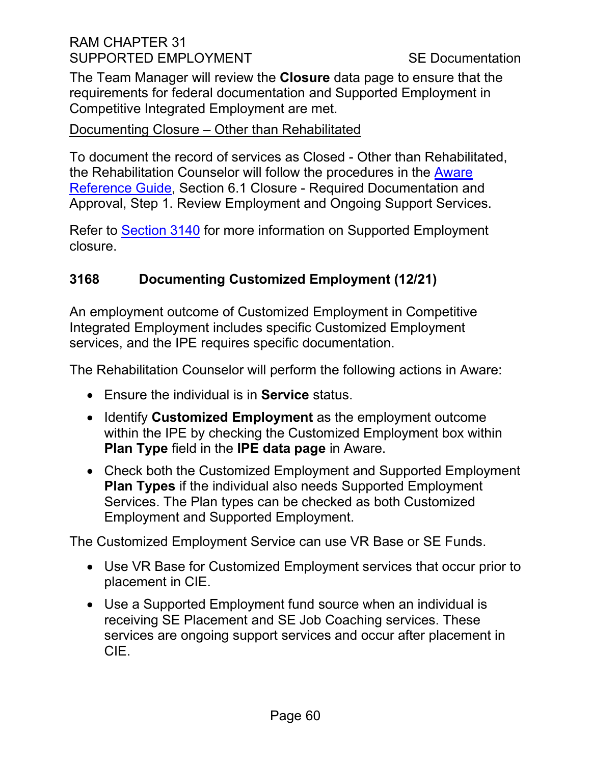The Team Manager will review the **Closure** data page to ensure that the requirements for federal documentation and Supported Employment in Competitive Integrated Employment are met.

Documenting Closure – Other than Rehabilitated

To document the record of services as Closed - Other than Rehabilitated, the Rehabilitation Counselor will follow the procedures in the [Aware Reference Guide](), Section 6.1 Closure - Required Documentation and Approval, Step 1. Review Employment and Ongoing Support Services.

Refer to [Section 3140]() for more information on Supported Employment closure.

### 3168 Documenting Customized Employment (12/21)

An employment outcome of Customized Employment in Competitive Integrated Employment includes specific Customized Employment services, and the IPE requires specific documentation.

The Rehabilitation Counselor will perform the following actions in Aware:

- Ensure the individual is in **Service** status.
- Identify **Customized Employment** as the employment outcome within the IPE by checking the Customized Employment box within **Plan Type** field in the **IPE data page** in Aware.
- Check both the Customized Employment and Supported Employment **Plan Types** if the individual also needs Supported Employment Services. The Plan types can be checked as both Customized Employment and Supported Employment.

The Customized Employment Service can use VR Base or SE Funds.

- Use VR Base for Customized Employment services that occur prior to placement in CIE.
- Use a Supported Employment fund source when an individual is receiving SE Placement and SE Job Coaching services. These services are ongoing support services and occur after placement in CIE.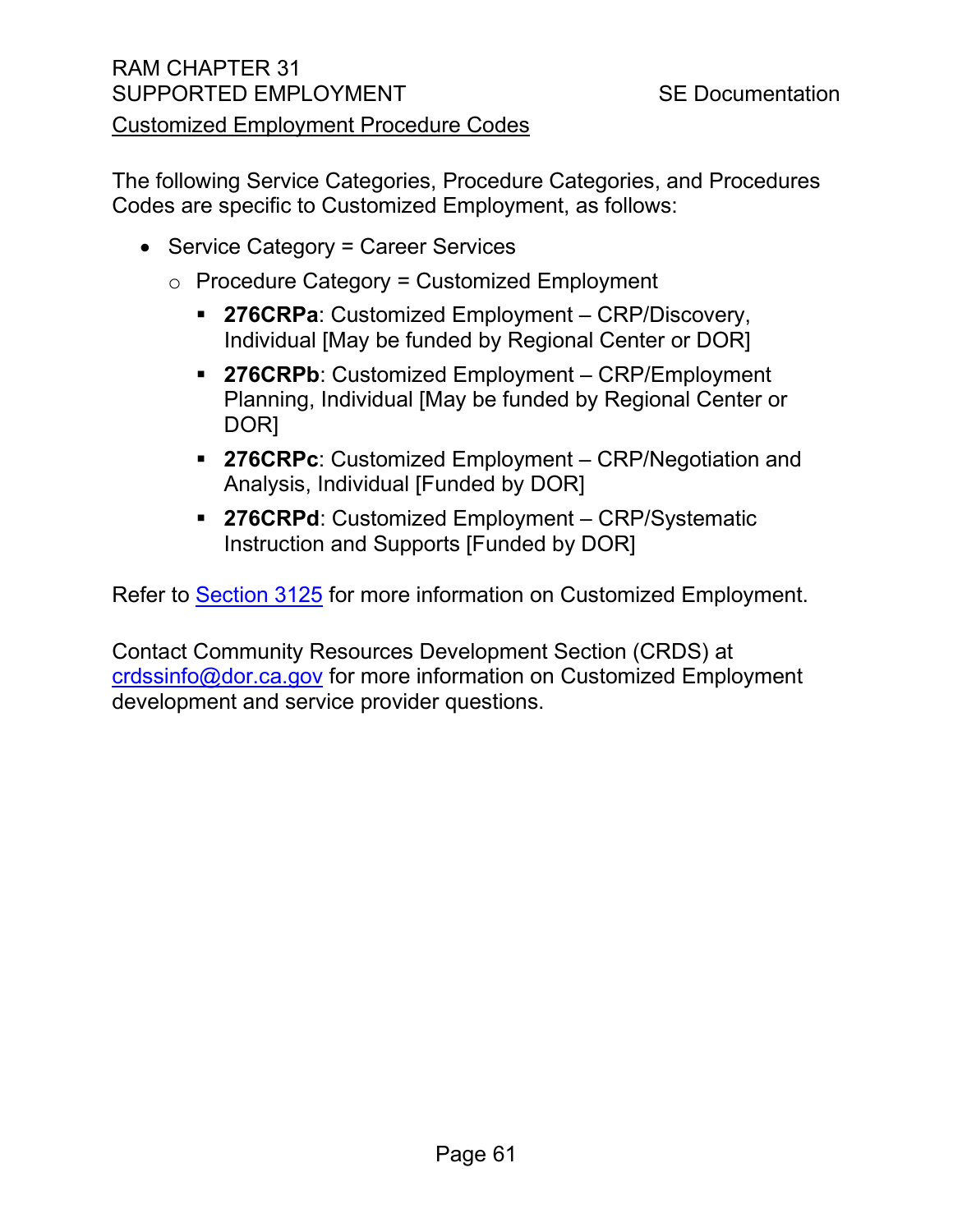## Customized Employment Procedure Codes

The following Service Categories, Procedure Categories, and Procedures Codes are specific to Customized Employment, as follows:

- Service Category = Career Services
  - Procedure Category = Customized Employment
    - **276CRPa**: Customized Employment – CRP/Discovery, Individual [May be funded by Regional Center or DOR]
    - **276CRPb**: Customized Employment – CRP/Employment Planning, Individual [May be funded by Regional Center or DOR]
    - **276CRPc**: Customized Employment – CRP/Negotiation and Analysis, Individual [Funded by DOR]
    - **276CRPd**: Customized Employment – CRP/Systematic Instruction and Supports [Funded by DOR]

Refer to Section 3125 for more information on Customized Employment.

Contact Community Resources Development Section (CRDS) at crdssinfo@dor.ca.gov for more information on Customized Employment development and service provider questions.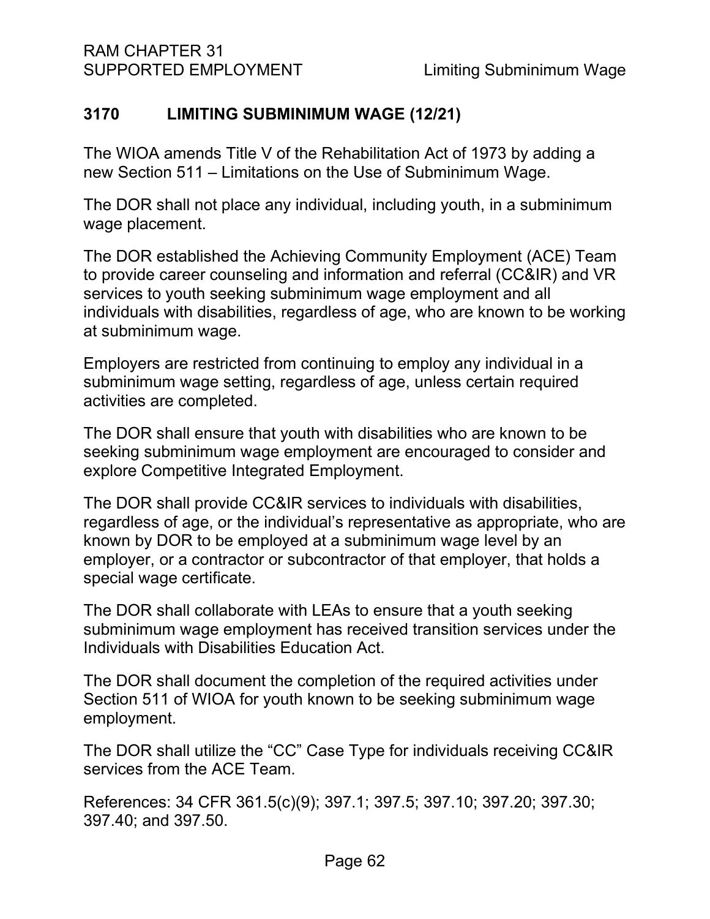## 3170 LIMITING SUBMINIMUM WAGE (12/21)

The WIOA amends Title V of the Rehabilitation Act of 1973 by adding a new Section 511 – Limitations on the Use of Subminimum Wage.

The DOR shall not place any individual, including youth, in a subminimum wage placement.

The DOR established the Achieving Community Employment (ACE) Team to provide career counseling and information and referral (CC&IR) and VR services to youth seeking subminimum wage employment and all individuals with disabilities, regardless of age, who are known to be working at subminimum wage.

Employers are restricted from continuing to employ any individual in a subminimum wage setting, regardless of age, unless certain required activities are completed.

The DOR shall ensure that youth with disabilities who are known to be seeking subminimum wage employment are encouraged to consider and explore Competitive Integrated Employment.

The DOR shall provide CC&IR services to individuals with disabilities, regardless of age, or the individual's representative as appropriate, who are known by DOR to be employed at a subminimum wage level by an employer, or a contractor or subcontractor of that employer, that holds a special wage certificate.

The DOR shall collaborate with LEAs to ensure that a youth seeking subminimum wage employment has received transition services under the Individuals with Disabilities Education Act.

The DOR shall document the completion of the required activities under Section 511 of WIOA for youth known to be seeking subminimum wage employment.

The DOR shall utilize the "CC" Case Type for individuals receiving CC&IR services from the ACE Team.

References: 34 CFR 361.5(c)(9); 397.1; 397.5; 397.10; 397.20; 397.30; 397.40; and 397.50.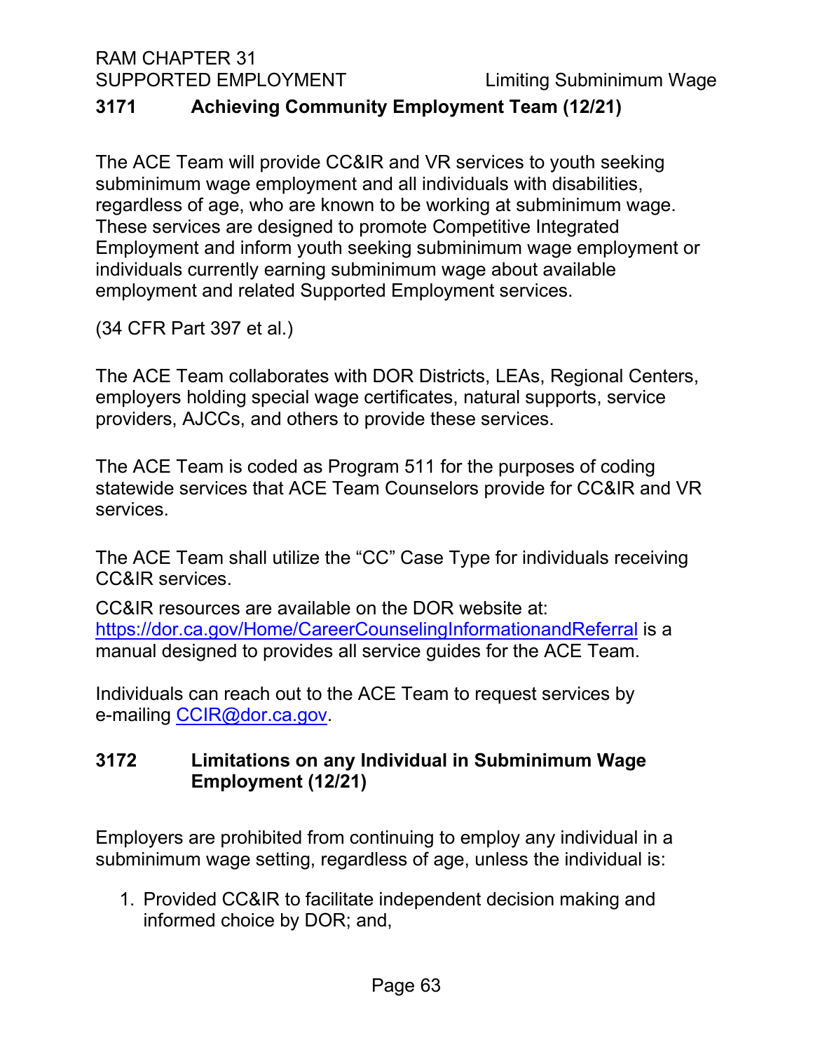### 3171 Achieving Community Employment Team (12/21)

The ACE Team will provide CC&IR and VR services to youth seeking subminimum wage employment and all individuals with disabilities, regardless of age, who are known to be working at subminimum wage. These services are designed to promote Competitive Integrated Employment and inform youth seeking subminimum wage employment or individuals currently earning subminimum wage about available employment and related Supported Employment services.

(34 CFR Part 397 et al.)

The ACE Team collaborates with DOR Districts, LEAs, Regional Centers, employers holding special wage certificates, natural supports, service providers, AJCCs, and others to provide these services.

The ACE Team is coded as Program 511 for the purposes of coding statewide services that ACE Team Counselors provide for CC&IR and VR services.

The ACE Team shall utilize the “CC” Case Type for individuals receiving CC&IR services.

CC&IR resources are available on the DOR website at: [https://dor.ca.gov/Home/CareerCounselingInformationandReferral](https://dor.ca.gov/Home/CareerCounselingInformationandReferral) is a manual designed to provides all service guides for the ACE Team.

Individuals can reach out to the ACE Team to request services by e-mailing [CCIR@dor.ca.gov](mailto:CCIR@dor.ca.gov).

### 3172 Limitations on any Individual in Subminimum Wage Employment (12/21)

Employers are prohibited from continuing to employ any individual in a subminimum wage setting, regardless of age, unless the individual is:

1. Provided CC&IR to facilitate independent decision making and informed choice by DOR; and,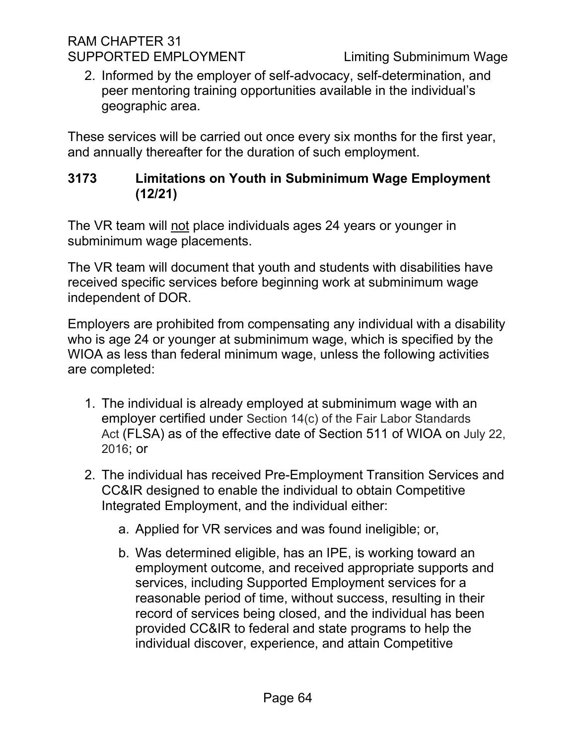2. Informed by the employer of self-advocacy, self-determination, and peer mentoring training opportunities available in the individual's geographic area.

These services will be carried out once every six months for the first year, and annually thereafter for the duration of such employment.

## 3173 Limitations on Youth in Subminimum Wage Employment (12/21)

The VR team will <u>not</u> place individuals ages 24 years or younger in subminimum wage placements.

The VR team will document that youth and students with disabilities have received specific services before beginning work at subminimum wage independent of DOR.

Employers are prohibited from compensating any individual with a disability who is age 24 or younger at subminimum wage, which is specified by the WIOA as less than federal minimum wage, unless the following activities are completed:

1. The individual is already employed at subminimum wage with an employer certified under Section 14(c) of the Fair Labor Standards Act (FLSA) as of the effective date of Section 511 of WIOA on July 22, 2016; or

2. The individual has received Pre-Employment Transition Services and CC&IR designed to enable the individual to obtain Competitive Integrated Employment, and the individual either:

   a. Applied for VR services and was found ineligible; or,

   b. Was determined eligible, has an IPE, is working toward an employment outcome, and received appropriate supports and services, including Supported Employment services for a reasonable period of time, without success, resulting in their record of services being closed, and the individual has been provided CC&IR to federal and state programs to help the individual discover, experience, and attain Competitive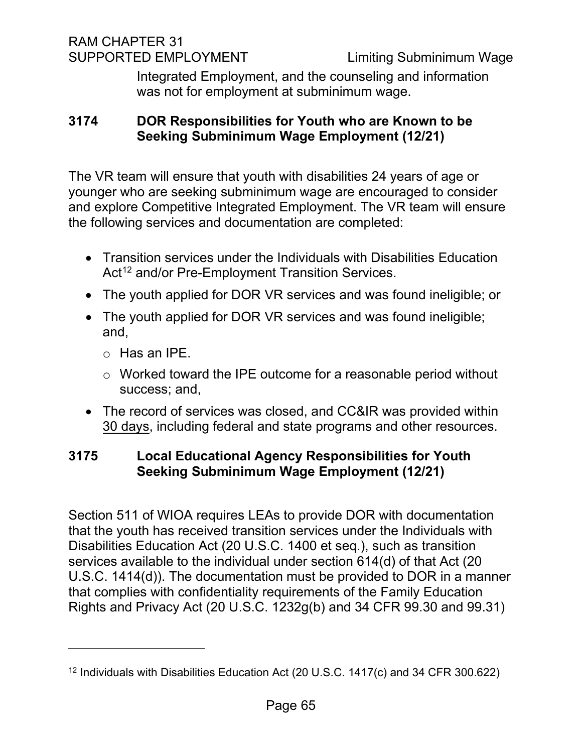Integrated Employment, and the counseling and information was not for employment at subminimum wage.

## 3174 DOR Responsibilities for Youth who are Known to be Seeking Subminimum Wage Employment (12/21)

The VR team will ensure that youth with disabilities 24 years of age or younger who are seeking subminimum wage are encouraged to consider and explore Competitive Integrated Employment. The VR team will ensure the following services and documentation are completed:

- Transition services under the Individuals with Disabilities Education Act[12] and/or Pre-Employment Transition Services.
- The youth applied for DOR VR services and was found ineligible; or
- The youth applied for DOR VR services and was found ineligible; and,
  - Has an IPE.
  - Worked toward the IPE outcome for a reasonable period without success; and,
- The record of services was closed, and CC&IR was provided within 30 days, including federal and state programs and other resources.

## 3175 Local Educational Agency Responsibilities for Youth Seeking Subminimum Wage Employment (12/21)

Section 511 of WIOA requires LEAs to provide DOR with documentation that the youth has received transition services under the Individuals with Disabilities Education Act (20 U.S.C. 1400 et seq.), such as transition services available to the individual under section 614(d) of that Act (20 U.S.C. 1414(d)). The documentation must be provided to DOR in a manner that complies with confidentiality requirements of the Family Education Rights and Privacy Act (20 U.S.C. 1232g(b) and 34 CFR 99.30 and 99.31)

---

[12] Individuals with Disabilities Education Act (20 U.S.C. 1417(c) and 34 CFR 300.622)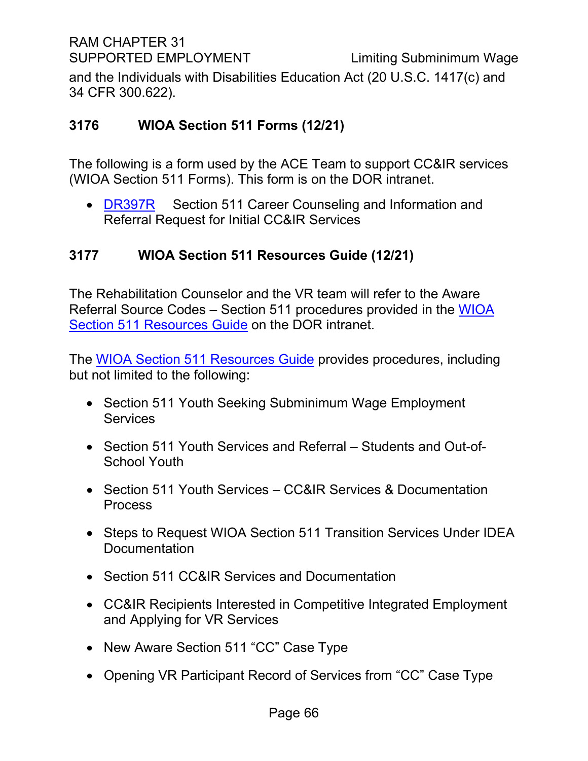and the Individuals with Disabilities Education Act (20 U.S.C. 1417(c) and 34 CFR 300.622).

## 3176 WIOA Section 511 Forms (12/21)

The following is a form used by the ACE Team to support CC&IR services (WIOA Section 511 Forms). This form is on the DOR intranet.

- DR397R Section 511 Career Counseling and Information and Referral Request for Initial CC&IR Services

## 3177 WIOA Section 511 Resources Guide (12/21)

The Rehabilitation Counselor and the VR team will refer to the Aware Referral Source Codes – Section 511 procedures provided in the WIOA Section 511 Resources Guide on the DOR intranet.

The WIOA Section 511 Resources Guide provides procedures, including but not limited to the following:

- Section 511 Youth Seeking Subminimum Wage Employment Services
- Section 511 Youth Services and Referral – Students and Out-of-School Youth
- Section 511 Youth Services – CC&IR Services & Documentation Process
- Steps to Request WIOA Section 511 Transition Services Under IDEA Documentation
- Section 511 CC&IR Services and Documentation
- CC&IR Recipients Interested in Competitive Integrated Employment and Applying for VR Services
- New Aware Section 511 "CC" Case Type
- Opening VR Participant Record of Services from "CC" Case Type